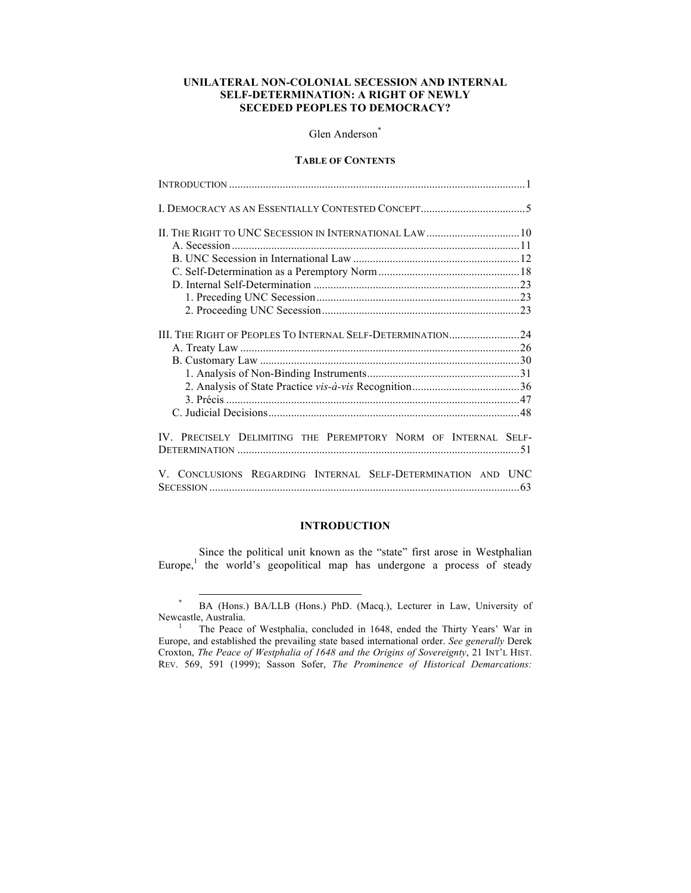# UNILATERAL NON-COLONIAL SECESSION AND INTERNAL SELF-DETERMINATION: A RIGHT OF NEWLY SECEDED PEOPLES TO DEMOCRACY?

Glen Anderson[*]

**TABLE OF CONTENTS**

INTRODUCTION ..... 1

I. DEMOCRACY AS AN ESSENTIALLY CONTESTED CONCEPT ..... 5

II. THE RIGHT TO UNC SECESSION IN INTERNATIONAL LAW ..... 10
- A. Secession ..... 11
- B. UNC Secession in International Law ..... 12
- C. Self-Determination as a Peremptory Norm ..... 18
- D. Internal Self-Determination ..... 23
  - 1. Preceding UNC Secession ..... 23
  - 2. Proceeding UNC Secession ..... 23

III. THE RIGHT OF PEOPLES TO INTERNAL SELF-DETERMINATION ..... 24
- A. Treaty Law ..... 26
- B. Customary Law ..... 30
  - 1. Analysis of Non-Binding Instruments ..... 31
  - 2. Analysis of State Practice *vis-à-vis* Recognition ..... 36
  - 3. Précis ..... 47
- C. Judicial Decisions ..... 48

IV. PRECISELY DELIMITING THE PEREMPTORY NORM OF INTERNAL SELF-DETERMINATION ..... 51

V. CONCLUSIONS REGARDING INTERNAL SELF-DETERMINATION AND UNC SECESSION ..... 63

## INTRODUCTION

Since the political unit known as the "state" first arose in Westphalian Europe,[1] the world's geopolitical map has undergone a process of steady

---

[*] BA (Hons.) BA/LLB (Hons.) PhD. (Macq.), Lecturer in Law, University of Newcastle, Australia.

[1] The Peace of Westphalia, concluded in 1648, ended the Thirty Years' War in Europe, and established the prevailing state based international order. *See generally* Derek Croxton, *The Peace of Westphalia of 1648 and the Origins of Sovereignty*, 21 INT'L HIST. REV. 569, 591 (1999); Sasson Sofer, *The Prominence of Historical Demarcations:*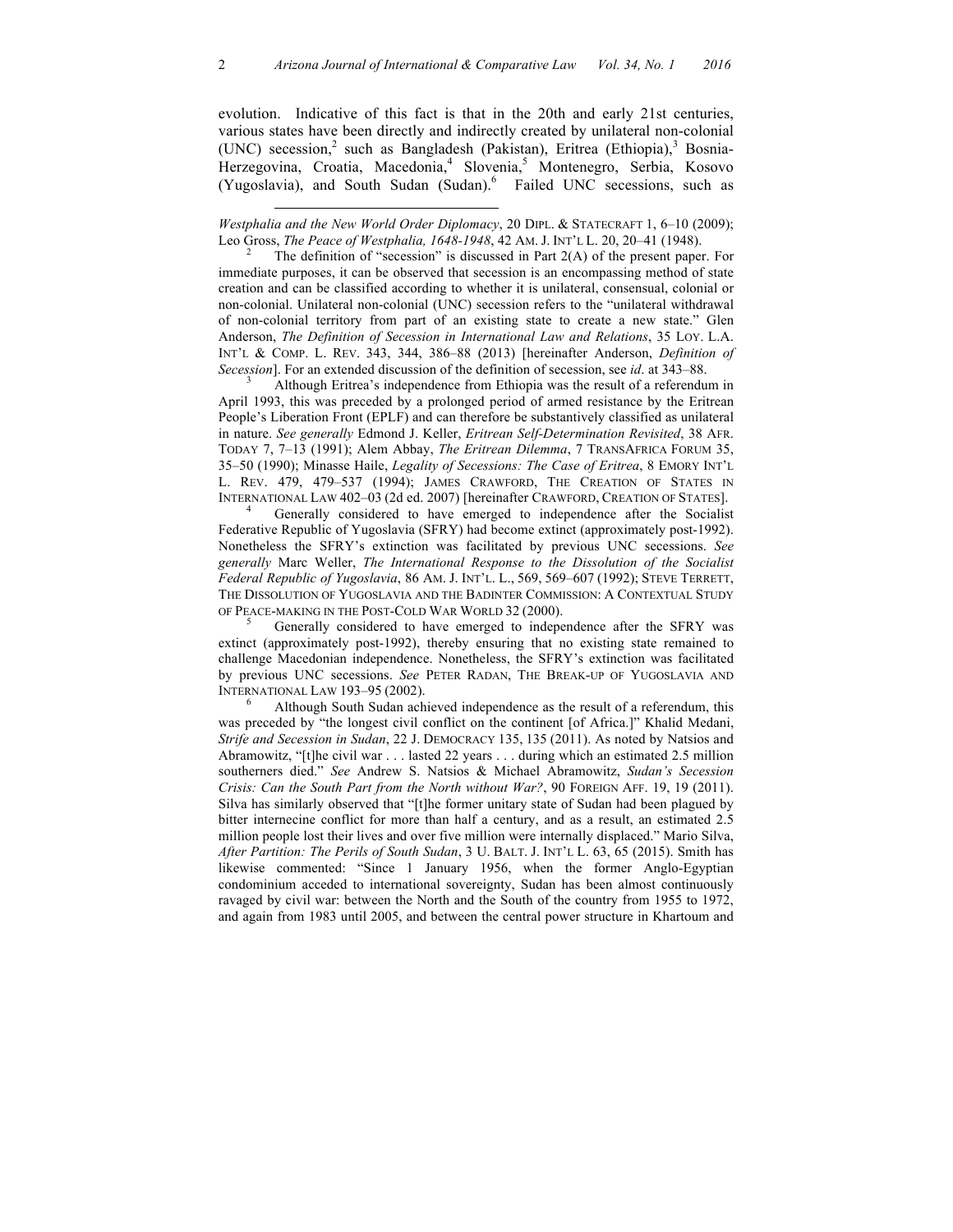evolution. Indicative of this fact is that in the 20th and early 21st centuries, various states have been directly and indirectly created by unilateral non-colonial (UNC) secession,[2] such as Bangladesh (Pakistan), Eritrea (Ethiopia),[3] Bosnia-Herzegovina, Croatia, Macedonia,[4] Slovenia,[5] Montenegro, Serbia, Kosovo (Yugoslavia), and South Sudan (Sudan).[6] Failed UNC secessions, such as

---

*Westphalia and the New World Order Diplomacy*, 20 DIPL. & STATECRAFT 1, 6–10 (2009); Leo Gross, *The Peace of Westphalia, 1648-1948*, 42 AM. J. INT'L L. 20, 20–41 (1948).

[2] The definition of "secession" is discussed in Part 2(A) of the present paper. For immediate purposes, it can be observed that secession is an encompassing method of state creation and can be classified according to whether it is unilateral, consensual, colonial or non-colonial. Unilateral non-colonial (UNC) secession refers to the "unilateral withdrawal of non-colonial territory from part of an existing state to create a new state." Glen Anderson, *The Definition of Secession in International Law and Relations*, 35 LOY. L.A. INT'L & COMP. L. REV. 343, 344, 386–88 (2013) [hereinafter Anderson, *Definition of Secession*]. For an extended discussion of the definition of secession, see *id*. at 343–88.

[3] Although Eritrea's independence from Ethiopia was the result of a referendum in April 1993, this was preceded by a prolonged period of armed resistance by the Eritrean People's Liberation Front (EPLF) and can therefore be substantively classified as unilateral in nature. *See generally* Edmond J. Keller, *Eritrean Self-Determination Revisited*, 38 AFR. TODAY 7, 7–13 (1991); Alem Abbay, *The Eritrean Dilemma*, 7 TRANSAFRICA FORUM 35, 35–50 (1990); Minasse Haile, *Legality of Secessions: The Case of Eritrea*, 8 EMORY INT'L L. REV. 479, 479–537 (1994); JAMES CRAWFORD, THE CREATION OF STATES IN INTERNATIONAL LAW 402–03 (2d ed. 2007) [hereinafter CRAWFORD, CREATION OF STATES].

[4] Generally considered to have emerged to independence after the Socialist Federative Republic of Yugoslavia (SFRY) had become extinct (approximately post-1992). Nonetheless the SFRY's extinction was facilitated by previous UNC secessions. *See generally* Marc Weller, *The International Response to the Dissolution of the Socialist Federal Republic of Yugoslavia*, 86 AM. J. INT'L. L., 569, 569–607 (1992); STEVE TERRETT, THE DISSOLUTION OF YUGOSLAVIA AND THE BADINTER COMMISSION: A CONTEXTUAL STUDY OF PEACE-MAKING IN THE POST-COLD WAR WORLD 32 (2000).

[5] Generally considered to have emerged to independence after the SFRY was extinct (approximately post-1992), thereby ensuring that no existing state remained to challenge Macedonian independence. Nonetheless, the SFRY's extinction was facilitated by previous UNC secessions. *See* PETER RADAN, THE BREAK-UP OF YUGOSLAVIA AND INTERNATIONAL LAW 193–95 (2002).

[6] Although South Sudan achieved independence as the result of a referendum, this was preceded by "the longest civil conflict on the continent [of Africa.]" Khalid Medani, *Strife and Secession in Sudan*, 22 J. DEMOCRACY 135, 135 (2011). As noted by Natsios and Abramowitz, "[t]he civil war . . . lasted 22 years . . . during which an estimated 2.5 million southerners died." *See* Andrew S. Natsios & Michael Abramowitz, *Sudan's Secession Crisis: Can the South Part from the North without War?*, 90 FOREIGN AFF. 19, 19 (2011). Silva has similarly observed that "[t]he former unitary state of Sudan had been plagued by bitter internecine conflict for more than half a century, and as a result, an estimated 2.5 million people lost their lives and over five million were internally displaced." Mario Silva, *After Partition: The Perils of South Sudan*, 3 U. BALT. J. INT'L L. 63, 65 (2015). Smith has likewise commented: "Since 1 January 1956, when the former Anglo-Egyptian condominium acceded to international sovereignty, Sudan has been almost continuously ravaged by civil war: between the North and the South of the country from 1955 to 1972, and again from 1983 until 2005, and between the central power structure in Khartoum and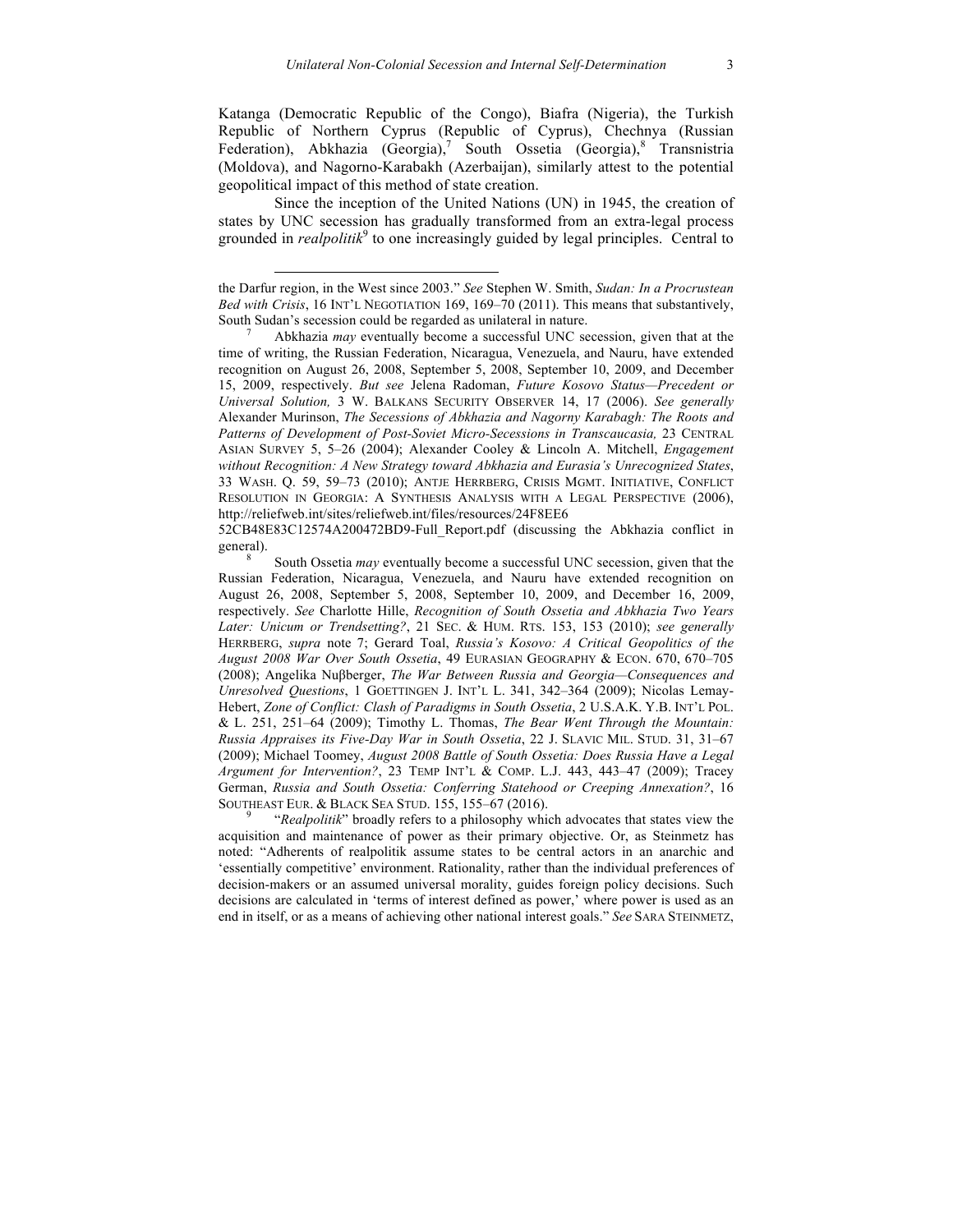Katanga (Democratic Republic of the Congo), Biafra (Nigeria), the Turkish Republic of Northern Cyprus (Republic of Cyprus), Chechnya (Russian Federation), Abkhazia (Georgia),[7] South Ossetia (Georgia),[8] Transnistria (Moldova), and Nagorno-Karabakh (Azerbaijan), similarly attest to the potential geopolitical impact of this method of state creation.

Since the inception of the United Nations (UN) in 1945, the creation of states by UNC secession has gradually transformed from an extra-legal process grounded in *realpolitik*[9] to one increasingly guided by legal principles. Central to

---

the Darfur region, in the West since 2003." *See* Stephen W. Smith, *Sudan: In a Procrustean Bed with Crisis*, 16 INT'L NEGOTIATION 169, 169–70 (2011). This means that substantively, South Sudan's secession could be regarded as unilateral in nature.

[7] Abkhazia *may* eventually become a successful UNC secession, given that at the time of writing, the Russian Federation, Nicaragua, Venezuela, and Nauru, have extended recognition on August 26, 2008, September 5, 2008, September 10, 2009, and December 15, 2009, respectively. *But see* Jelena Radoman, *Future Kosovo Status—Precedent or Universal Solution,* 3 W. BALKANS SECURITY OBSERVER 14, 17 (2006). *See generally* Alexander Murinson, *The Secessions of Abkhazia and Nagorny Karabagh: The Roots and Patterns of Development of Post-Soviet Micro-Secessions in Transcaucasia,* 23 CENTRAL ASIAN SURVEY 5, 5–26 (2004); Alexander Cooley & Lincoln A. Mitchell, *Engagement without Recognition: A New Strategy toward Abkhazia and Eurasia's Unrecognized States*, 33 WASH. Q. 59, 59–73 (2010); ANTJE HERRBERG, CRISIS MGMT. INITIATIVE, CONFLICT RESOLUTION IN GEORGIA: A SYNTHESIS ANALYSIS WITH A LEGAL PERSPECTIVE (2006), http://reliefweb.int/sites/reliefweb.int/files/resources/24F8EE6 52CB48E83C12574A200472BD9-Full_Report.pdf (discussing the Abkhazia conflict in general).

[8] South Ossetia *may* eventually become a successful UNC secession, given that the Russian Federation, Nicaragua, Venezuela, and Nauru have extended recognition on August 26, 2008, September 5, 2008, September 10, 2009, and December 16, 2009, respectively. *See* Charlotte Hille, *Recognition of South Ossetia and Abkhazia Two Years Later: Unicum or Trendsetting?*, 21 SEC. & HUM. RTS. 153, 153 (2010); *see generally* HERRBERG, *supra* note 7; Gerard Toal, *Russia's Kosovo: A Critical Geopolitics of the August 2008 War Over South Ossetia*, 49 EURASIAN GEOGRAPHY & ECON. 670, 670–705 (2008); Angelika Nuβberger, *The War Between Russia and Georgia—Consequences and Unresolved Questions*, 1 GOETTINGEN J. INT'L L. 341, 342–364 (2009); Nicolas Lemay-Hebert, *Zone of Conflict: Clash of Paradigms in South Ossetia*, 2 U.S.A.K. Y.B. INT'L POL. & L. 251, 251–64 (2009); Timothy L. Thomas, *The Bear Went Through the Mountain: Russia Appraises its Five-Day War in South Ossetia*, 22 J. SLAVIC MIL. STUD. 31, 31–67 (2009); Michael Toomey, *August 2008 Battle of South Ossetia: Does Russia Have a Legal Argument for Intervention?*, 23 TEMP INT'L & COMP. L.J. 443, 443–47 (2009); Tracey German, *Russia and South Ossetia: Conferring Statehood or Creeping Annexation?*, 16 SOUTHEAST EUR. & BLACK SEA STUD. 155, 155–67 (2016).

[9] "*Realpolitik*" broadly refers to a philosophy which advocates that states view the acquisition and maintenance of power as their primary objective. Or, as Steinmetz has noted: "Adherents of realpolitik assume states to be central actors in an anarchic and 'essentially competitive' environment. Rationality, rather than the individual preferences of decision-makers or an assumed universal morality, guides foreign policy decisions. Such decisions are calculated in 'terms of interest defined as power,' where power is used as an end in itself, or as a means of achieving other national interest goals." *See* SARA STEINMETZ,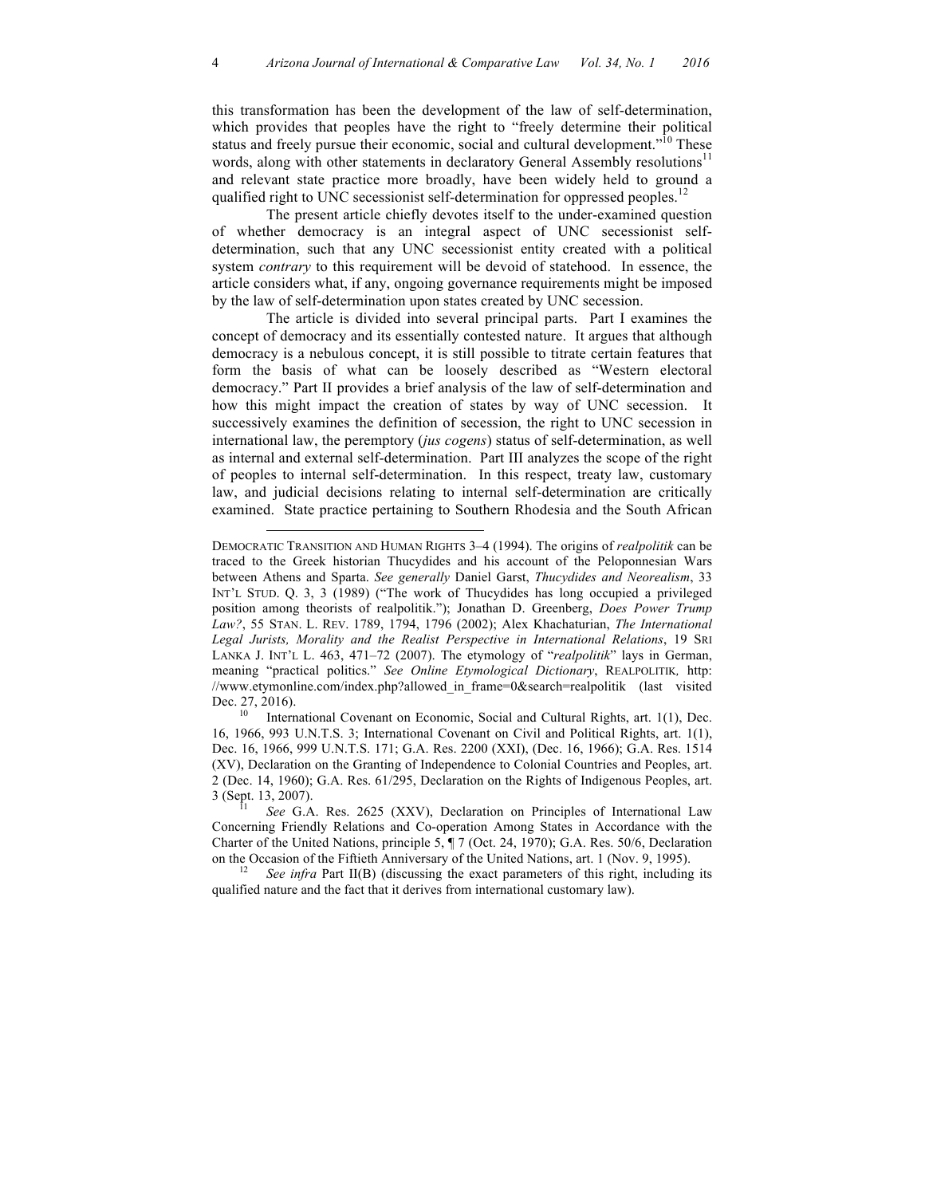this transformation has been the development of the law of self-determination, which provides that peoples have the right to "freely determine their political status and freely pursue their economic, social and cultural development."[10] These words, along with other statements in declaratory General Assembly resolutions[11] and relevant state practice more broadly, have been widely held to ground a qualified right to UNC secessionist self-determination for oppressed peoples.[12]

The present article chiefly devotes itself to the under-examined question of whether democracy is an integral aspect of UNC secessionist self-determination, such that any UNC secessionist entity created with a political system *contrary* to this requirement will be devoid of statehood. In essence, the article considers what, if any, ongoing governance requirements might be imposed by the law of self-determination upon states created by UNC secession.

The article is divided into several principal parts. Part I examines the concept of democracy and its essentially contested nature. It argues that although democracy is a nebulous concept, it is still possible to titrate certain features that form the basis of what can be loosely described as "Western electoral democracy." Part II provides a brief analysis of the law of self-determination and how this might impact the creation of states by way of UNC secession. It successively examines the definition of secession, the right to UNC secession in international law, the peremptory (*jus cogens*) status of self-determination, as well as internal and external self-determination. Part III analyzes the scope of the right of peoples to internal self-determination. In this respect, treaty law, customary law, and judicial decisions relating to internal self-determination are critically examined. State practice pertaining to Southern Rhodesia and the South African

---

DEMOCRATIC TRANSITION AND HUMAN RIGHTS 3–4 (1994). The origins of *realpolitik* can be traced to the Greek historian Thucydides and his account of the Peloponnesian Wars between Athens and Sparta. *See generally* Daniel Garst, *Thucydides and Neorealism*, 33 INT'L STUD. Q. 3, 3 (1989) ("The work of Thucydides has long occupied a privileged position among theorists of realpolitik."); Jonathan D. Greenberg, *Does Power Trump Law?*, 55 STAN. L. REV. 1789, 1794, 1796 (2002); Alex Khachaturian, *The International Legal Jurists, Morality and the Realist Perspective in International Relations*, 19 SRI LANKA J. INT'L L. 463, 471–72 (2007). The etymology of "*realpolitik*" lays in German, meaning "practical politics." *See Online Etymological Dictionary*, REALPOLITIK, http://www.etymonline.com/index.php?allowed_in_frame=0&search=realpolitik (last visited Dec. 27, 2016).

[10] International Covenant on Economic, Social and Cultural Rights, art. 1(1), Dec. 16, 1966, 993 U.N.T.S. 3; International Covenant on Civil and Political Rights, art. 1(1), Dec. 16, 1966, 999 U.N.T.S. 171; G.A. Res. 2200 (XXI), (Dec. 16, 1966); G.A. Res. 1514 (XV), Declaration on the Granting of Independence to Colonial Countries and Peoples, art. 2 (Dec. 14, 1960); G.A. Res. 61/295, Declaration on the Rights of Indigenous Peoples, art. 3 (Sept. 13, 2007).

[11] *See* G.A. Res. 2625 (XXV), Declaration on Principles of International Law Concerning Friendly Relations and Co-operation Among States in Accordance with the Charter of the United Nations, principle 5, ¶ 7 (Oct. 24, 1970); G.A. Res. 50/6, Declaration on the Occasion of the Fiftieth Anniversary of the United Nations, art. 1 (Nov. 9, 1995).

[12] *See infra* Part II(B) (discussing the exact parameters of this right, including its qualified nature and the fact that it derives from international customary law).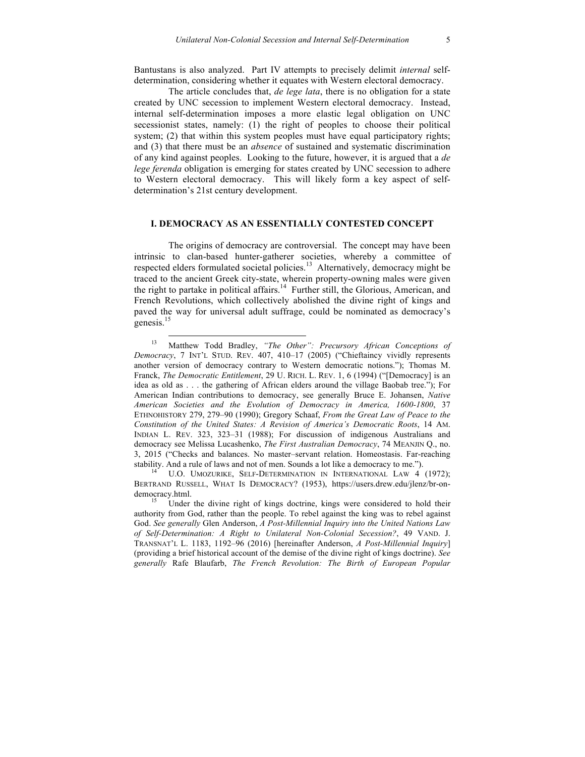Bantustans is also analyzed. Part IV attempts to precisely delimit *internal* self-determination, considering whether it equates with Western electoral democracy.

The article concludes that, *de lege lata*, there is no obligation for a state created by UNC secession to implement Western electoral democracy. Instead, internal self-determination imposes a more elastic legal obligation on UNC secessionist states, namely: (1) the right of peoples to choose their political system; (2) that within this system peoples must have equal participatory rights; and (3) that there must be an *absence* of sustained and systematic discrimination of any kind against peoples. Looking to the future, however, it is argued that a *de lege ferenda* obligation is emerging for states created by UNC secession to adhere to Western electoral democracy. This will likely form a key aspect of self-determination's 21st century development.

## I. DEMOCRACY AS AN ESSENTIALLY CONTESTED CONCEPT

The origins of democracy are controversial. The concept may have been intrinsic to clan-based hunter-gatherer societies, whereby a committee of respected elders formulated societal policies.[13] Alternatively, democracy might be traced to the ancient Greek city-state, wherein property-owning males were given the right to partake in political affairs.[14] Further still, the Glorious, American, and French Revolutions, which collectively abolished the divine right of kings and paved the way for universal adult suffrage, could be nominated as democracy's genesis.[15]

---

[13] Matthew Todd Bradley, *"The Other": Precursory African Conceptions of Democracy*, 7 INT'L STUD. REV. 407, 410–17 (2005) ("Chieftaincy vividly represents another version of democracy contrary to Western democratic notions."); Thomas M. Franck, *The Democratic Entitlement*, 29 U. RICH. L. REV. 1, 6 (1994) ("[Democracy] is an idea as old as . . . the gathering of African elders around the village Baobab tree."); For American Indian contributions to democracy, see generally Bruce E. Johansen, *Native American Societies and the Evolution of Democracy in America, 1600-1800*, 37 ETHNOHISTORY 279, 279–90 (1990); Gregory Schaaf, *From the Great Law of Peace to the Constitution of the United States: A Revision of America's Democratic Roots*, 14 AM. INDIAN L. REV. 323, 323–31 (1988); For discussion of indigenous Australians and democracy see Melissa Lucashenko, *The First Australian Democracy*, 74 MEANJIN Q., no. 3, 2015 ("Checks and balances. No master–servant relation. Homeostasis. Far-reaching stability. And a rule of laws and not of men. Sounds a lot like a democracy to me.").

[14] U.O. UMOZURIKE, SELF-DETERMINATION IN INTERNATIONAL LAW 4 (1972); BERTRAND RUSSELL, WHAT IS DEMOCRACY? (1953), https://users.drew.edu/jlenz/br-on-democracy.html.

[15] Under the divine right of kings doctrine, kings were considered to hold their authority from God, rather than the people. To rebel against the king was to rebel against God. *See generally* Glen Anderson, *A Post-Millennial Inquiry into the United Nations Law of Self-Determination: A Right to Unilateral Non-Colonial Secession?*, 49 VAND. J. TRANSNAT'L L. 1183, 1192–96 (2016) [hereinafter Anderson, *A Post-Millennial Inquiry*] (providing a brief historical account of the demise of the divine right of kings doctrine). *See generally* Rafe Blaufarb, *The French Revolution: The Birth of European Popular*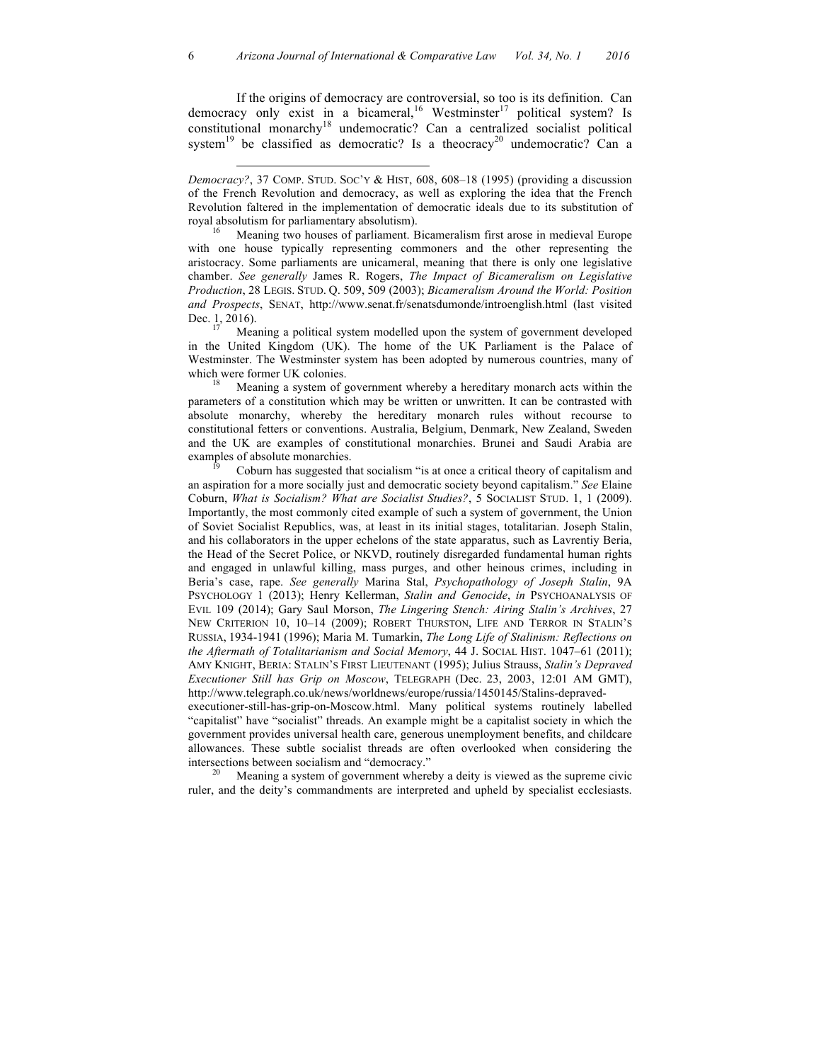If the origins of democracy are controversial, so too is its definition. Can democracy only exist in a bicameral,[16] Westminster[17] political system? Is constitutional monarchy[18] undemocratic? Can a centralized socialist political system[19] be classified as democratic? Is a theocracy[20] undemocratic? Can a

---

*Democracy?*, 37 COMP. STUD. SOC'Y & HIST, 608, 608–18 (1995) (providing a discussion of the French Revolution and democracy, as well as exploring the idea that the French Revolution faltered in the implementation of democratic ideals due to its substitution of royal absolutism for parliamentary absolutism).

[16] Meaning two houses of parliament. Bicameralism first arose in medieval Europe with one house typically representing commoners and the other representing the aristocracy. Some parliaments are unicameral, meaning that there is only one legislative chamber. *See generally* James R. Rogers, *The Impact of Bicameralism on Legislative Production*, 28 LEGIS. STUD. Q. 509, 509 (2003); *Bicameralism Around the World: Position and Prospects*, SENAT, http://www.senat.fr/senatsdumonde/introenglish.html (last visited Dec. 1, 2016).

[17] Meaning a political system modelled upon the system of government developed in the United Kingdom (UK). The home of the UK Parliament is the Palace of Westminster. The Westminster system has been adopted by numerous countries, many of which were former UK colonies.

[18] Meaning a system of government whereby a hereditary monarch acts within the parameters of a constitution which may be written or unwritten. It can be contrasted with absolute monarchy, whereby the hereditary monarch rules without recourse to constitutional fetters or conventions. Australia, Belgium, Denmark, New Zealand, Sweden and the UK are examples of constitutional monarchies. Brunei and Saudi Arabia are examples of absolute monarchies.

[19] Coburn has suggested that socialism "is at once a critical theory of capitalism and an aspiration for a more socially just and democratic society beyond capitalism." *See* Elaine Coburn, *What is Socialism? What are Socialist Studies?*, 5 SOCIALIST STUD. 1, 1 (2009). Importantly, the most commonly cited example of such a system of government, the Union of Soviet Socialist Republics, was, at least in its initial stages, totalitarian. Joseph Stalin, and his collaborators in the upper echelons of the state apparatus, such as Lavrentiy Beria, the Head of the Secret Police, or NKVD, routinely disregarded fundamental human rights and engaged in unlawful killing, mass purges, and other heinous crimes, including in Beria's case, rape. *See generally* Marina Stal, *Psychopathology of Joseph Stalin*, 9A PSYCHOLOGY 1 (2013); Henry Kellerman, *Stalin and Genocide*, *in* PSYCHOANALYSIS OF EVIL 109 (2014); Gary Saul Morson, *The Lingering Stench: Airing Stalin's Archives*, 27 NEW CRITERION 10, 10–14 (2009); ROBERT THURSTON, LIFE AND TERROR IN STALIN'S RUSSIA, 1934-1941 (1996); Maria M. Tumarkin, *The Long Life of Stalinism: Reflections on the Aftermath of Totalitarianism and Social Memory*, 44 J. SOCIAL HIST. 1047–61 (2011); AMY KNIGHT, BERIA: STALIN'S FIRST LIEUTENANT (1995); Julius Strauss, *Stalin's Depraved Executioner Still has Grip on Moscow*, TELEGRAPH (Dec. 23, 2003, 12:01 AM GMT), http://www.telegraph.co.uk/news/worldnews/europe/russia/1450145/Stalins-depraved-executioner-still-has-grip-on-Moscow.html. Many political systems routinely labelled "capitalist" have "socialist" threads. An example might be a capitalist society in which the government provides universal health care, generous unemployment benefits, and childcare allowances. These subtle socialist threads are often overlooked when considering the intersections between socialism and "democracy."

[20] Meaning a system of government whereby a deity is viewed as the supreme civic ruler, and the deity's commandments are interpreted and upheld by specialist ecclesiasts.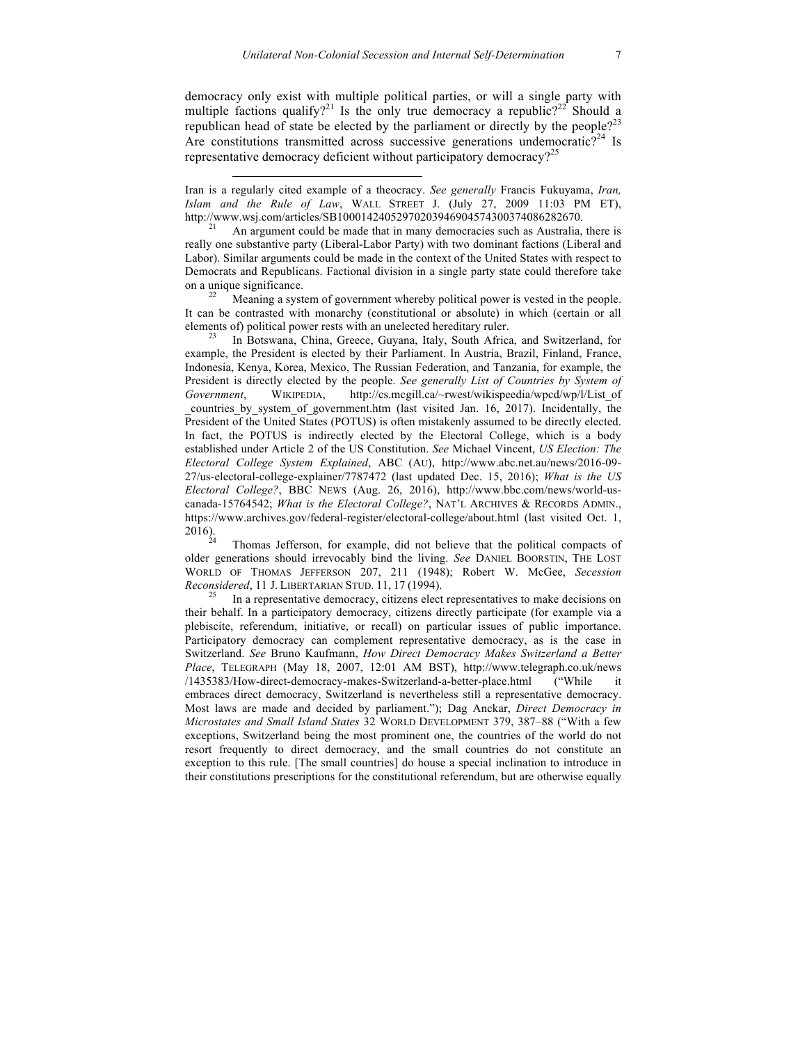democracy only exist with multiple political parties, or will a single party with multiple factions qualify?[21] Is the only true democracy a republic?[22] Should a republican head of state be elected by the parliament or directly by the people?[23] Are constitutions transmitted across successive generations undemocratic?[24] Is representative democracy deficient without participatory democracy?[25]

---

Iran is a regularly cited example of a theocracy. *See generally* Francis Fukuyama, *Iran, Islam and the Rule of Law*, WALL STREET J. (July 27, 2009 11:03 PM ET), http://www.wsj.com/articles/SB10001424052970203946904574300374086282670.

[21] An argument could be made that in many democracies such as Australia, there is really one substantive party (Liberal-Labor Party) with two dominant factions (Liberal and Labor). Similar arguments could be made in the context of the United States with respect to Democrats and Republicans. Factional division in a single party state could therefore take on a unique significance.

[22] Meaning a system of government whereby political power is vested in the people. It can be contrasted with monarchy (constitutional or absolute) in which (certain or all elements of) political power rests with an unelected hereditary ruler.

[23] In Botswana, China, Greece, Guyana, Italy, South Africa, and Switzerland, for example, the President is elected by their Parliament. In Austria, Brazil, Finland, France, Indonesia, Kenya, Korea, Mexico, The Russian Federation, and Tanzania, for example, the President is directly elected by the people. *See generally List of Countries by System of Government*, WIKIPEDIA, http://cs.mcgill.ca/~rwest/wikispeedia/wpcd/wp/l/List_of_countries_by_system_of_government.htm (last visited Jan. 16, 2017). Incidentally, the President of the United States (POTUS) is often mistakenly assumed to be directly elected. In fact, the POTUS is indirectly elected by the Electoral College, which is a body established under Article 2 of the US Constitution. *See* Michael Vincent, *US Election: The Electoral College System Explained*, ABC (AU), http://www.abc.net.au/news/2016-09-27/us-electoral-college-explainer/7787472 (last updated Dec. 15, 2016); *What is the US Electoral College?*, BBC NEWS (Aug. 26, 2016), http://www.bbc.com/news/world-us-canada-15764542; *What is the Electoral College?*, NAT'L ARCHIVES & RECORDS ADMIN., https://www.archives.gov/federal-register/electoral-college/about.html (last visited Oct. 1, 2016).

[24] Thomas Jefferson, for example, did not believe that the political compacts of older generations should irrevocably bind the living. *See* DANIEL BOORSTIN, THE LOST WORLD OF THOMAS JEFFERSON 207, 211 (1948); Robert W. McGee, *Secession Reconsidered*, 11 J. LIBERTARIAN STUD. 11, 17 (1994).

[25] In a representative democracy, citizens elect representatives to make decisions on their behalf. In a participatory democracy, citizens directly participate (for example via a plebiscite, referendum, initiative, or recall) on particular issues of public importance. Participatory democracy can complement representative democracy, as is the case in Switzerland. *See* Bruno Kaufmann, *How Direct Democracy Makes Switzerland a Better Place*, TELEGRAPH (May 18, 2007, 12:01 AM BST), http://www.telegraph.co.uk/news/1435383/How-direct-democracy-makes-Switzerland-a-better-place.html ("While it embraces direct democracy, Switzerland is nevertheless still a representative democracy. Most laws are made and decided by parliament."); Dag Anckar, *Direct Democracy in Microstates and Small Island States* 32 WORLD DEVELOPMENT 379, 387–88 ("With a few exceptions, Switzerland being the most prominent one, the countries of the world do not resort frequently to direct democracy, and the small countries do not constitute an exception to this rule. [The small countries] do house a special inclination to introduce in their constitutions prescriptions for the constitutional referendum, but are otherwise equally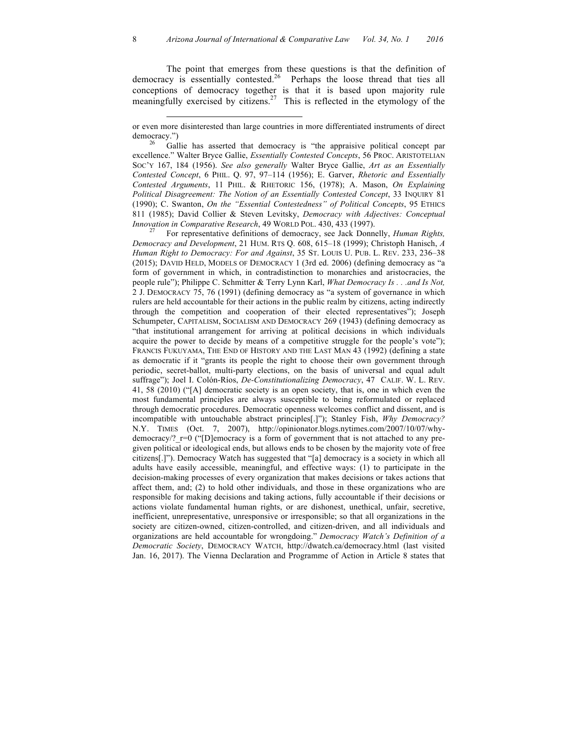The point that emerges from these questions is that the definition of democracy is essentially contested.[26] Perhaps the loose thread that ties all conceptions of democracy together is that it is based upon majority rule meaningfully exercised by citizens.[27] This is reflected in the etymology of the

---

or even more disinterested than large countries in more differentiated instruments of direct democracy.")

[26] Gallie has asserted that democracy is "the appraisive political concept par excellence." Walter Bryce Gallie, *Essentially Contested Concepts*, 56 PROC. ARISTOTELIAN SOC'Y 167, 184 (1956). *See also generally* Walter Bryce Gallie, *Art as an Essentially Contested Concept*, 6 PHIL. Q. 97, 97–114 (1956); E. Garver, *Rhetoric and Essentially Contested Arguments*, 11 PHIL. & RHETORIC 156, (1978); A. Mason, *On Explaining Political Disagreement: The Notion of an Essentially Contested Concept*, 33 INQUIRY 81 (1990); C. Swanton, *On the "Essential Contestedness" of Political Concepts*, 95 ETHICS 811 (1985); David Collier & Steven Levitsky, *Democracy with Adjectives: Conceptual Innovation in Comparative Research*, 49 WORLD POL. 430, 433 (1997).

[27] For representative definitions of democracy, see Jack Donnelly, *Human Rights, Democracy and Development*, 21 HUM. RTS Q. 608, 615–18 (1999); Christoph Hanisch, *A Human Right to Democracy: For and Against*, 35 ST. LOUIS U. PUB. L. REV. 233, 236–38 (2015); DAVID HELD, MODELS OF DEMOCRACY 1 (3rd ed. 2006) (defining democracy as "a form of government in which, in contradistinction to monarchies and aristocracies, the people rule"); Philippe C. Schmitter & Terry Lynn Karl, *What Democracy Is . . .and Is Not,* 2 J. DEMOCRACY 75, 76 (1991) (defining democracy as "a system of governance in which rulers are held accountable for their actions in the public realm by citizens, acting indirectly through the competition and cooperation of their elected representatives"); Joseph Schumpeter, CAPITALISM, SOCIALISM AND DEMOCRACY 269 (1943) (defining democracy as "that institutional arrangement for arriving at political decisions in which individuals acquire the power to decide by means of a competitive struggle for the people's vote"); FRANCIS FUKUYAMA, THE END OF HISTORY AND THE LAST MAN 43 (1992) (defining a state as democratic if it "grants its people the right to choose their own government through periodic, secret-ballot, multi-party elections, on the basis of universal and equal adult suffrage"); Joel I. Colón-Ríos, *De-Constitutionalizing Democracy*, 47 CALIF. W. L. REV. 41, 58 (2010) ("[A] democratic society is an open society, that is, one in which even the most fundamental principles are always susceptible to being reformulated or replaced through democratic procedures. Democratic openness welcomes conflict and dissent, and is incompatible with untouchable abstract principles[.]"); Stanley Fish, *Why Democracy?* N.Y. TIMES (Oct. 7, 2007), http://opinionator.blogs.nytimes.com/2007/10/07/why-democracy/?_r=0 ("[D]emocracy is a form of government that is not attached to any pre-given political or ideological ends, but allows ends to be chosen by the majority vote of free citizens[.]"). Democracy Watch has suggested that "[a] democracy is a society in which all adults have easily accessible, meaningful, and effective ways: (1) to participate in the decision-making processes of every organization that makes decisions or takes actions that affect them, and; (2) to hold other individuals, and those in these organizations who are responsible for making decisions and taking actions, fully accountable if their decisions or actions violate fundamental human rights, or are dishonest, unethical, unfair, secretive, inefficient, unrepresentative, unresponsive or irresponsible; so that all organizations in the society are citizen-owned, citizen-controlled, and citizen-driven, and all individuals and organizations are held accountable for wrongdoing." *Democracy Watch's Definition of a Democratic Society*, DEMOCRACY WATCH, http://dwatch.ca/democracy.html (last visited Jan. 16, 2017). The Vienna Declaration and Programme of Action in Article 8 states that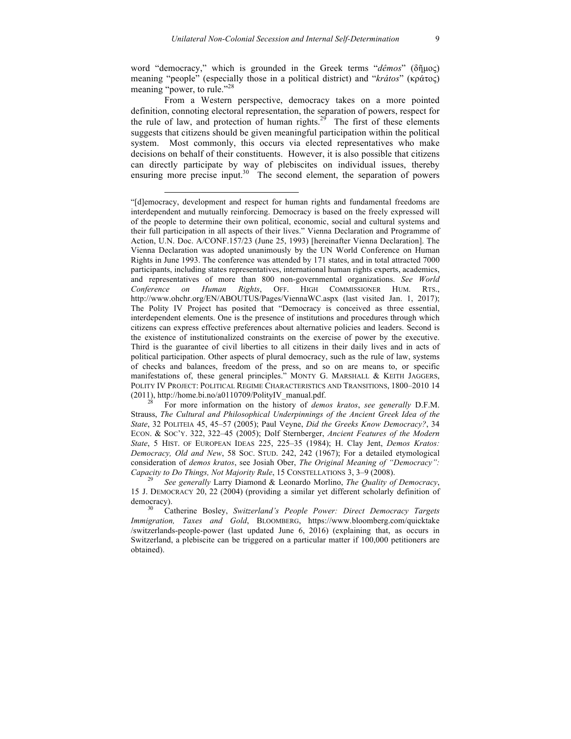word "democracy," which is grounded in the Greek terms "*dêmos*" (δῆμος) meaning "people" (especially those in a political district) and "*krátos*" (κράτος) meaning "power, to rule."[28]

From a Western perspective, democracy takes on a more pointed definition, connoting electoral representation, the separation of powers, respect for the rule of law, and protection of human rights.[29] The first of these elements suggests that citizens should be given meaningful participation within the political system. Most commonly, this occurs via elected representatives who make decisions on behalf of their constituents. However, it is also possible that citizens can directly participate by way of plebiscites on individual issues, thereby ensuring more precise input.[30] The second element, the separation of powers

---

"[d]emocracy, development and respect for human rights and fundamental freedoms are interdependent and mutually reinforcing. Democracy is based on the freely expressed will of the people to determine their own political, economic, social and cultural systems and their full participation in all aspects of their lives." Vienna Declaration and Programme of Action, U.N. Doc. A/CONF.157/23 (June 25, 1993) [hereinafter Vienna Declaration]. The Vienna Declaration was adopted unanimously by the UN World Conference on Human Rights in June 1993. The conference was attended by 171 states, and in total attracted 7000 participants, including states representatives, international human rights experts, academics, and representatives of more than 800 non-governmental organizations. *See World Conference on Human Rights*, OFF. HIGH COMMISSIONER HUM. RTS., http://www.ohchr.org/EN/ABOUTUS/Pages/ViennaWC.aspx (last visited Jan. 1, 2017); The Polity IV Project has posited that "Democracy is conceived as three essential, interdependent elements. One is the presence of institutions and procedures through which citizens can express effective preferences about alternative policies and leaders. Second is the existence of institutionalized constraints on the exercise of power by the executive. Third is the guarantee of civil liberties to all citizens in their daily lives and in acts of political participation. Other aspects of plural democracy, such as the rule of law, systems of checks and balances, freedom of the press, and so on are means to, or specific manifestations of, these general principles." MONTY G. MARSHALL & KEITH JAGGERS, POLITY IV PROJECT: POLITICAL REGIME CHARACTERISTICS AND TRANSITIONS, 1800–2010 14 (2011), http://home.bi.no/a0110709/PolityIV_manual.pdf.

[28] For more information on the history of *demos kratos*, *see generally* D.F.M. Strauss, *The Cultural and Philosophical Underpinnings of the Ancient Greek Idea of the State*, 32 POLITEIA 45, 45–57 (2005); Paul Veyne, *Did the Greeks Know Democracy?*, 34 ECON. & SOC'Y. 322, 322–45 (2005); Dolf Sternberger, *Ancient Features of the Modern State*, 5 HIST. OF EUROPEAN IDEAS 225, 225–35 (1984); H. Clay Jent, *Demos Kratos: Democracy, Old and New*, 58 SOC. STUD. 242, 242 (1967); For a detailed etymological consideration of *demos kratos*, see Josiah Ober, *The Original Meaning of "Democracy": Capacity to Do Things, Not Majority Rule*, 15 CONSTELLATIONS 3, 3–9 (2008).

[29] *See generally* Larry Diamond & Leonardo Morlino, *The Quality of Democracy*, 15 J. DEMOCRACY 20, 22 (2004) (providing a similar yet different scholarly definition of democracy).

[30] Catherine Bosley, *Switzerland's People Power: Direct Democracy Targets Immigration, Taxes and Gold*, BLOOMBERG, https://www.bloomberg.com/quicktake /switzerlands-people-power (last updated June 6, 2016) (explaining that, as occurs in Switzerland, a plebiscite can be triggered on a particular matter if 100,000 petitioners are obtained).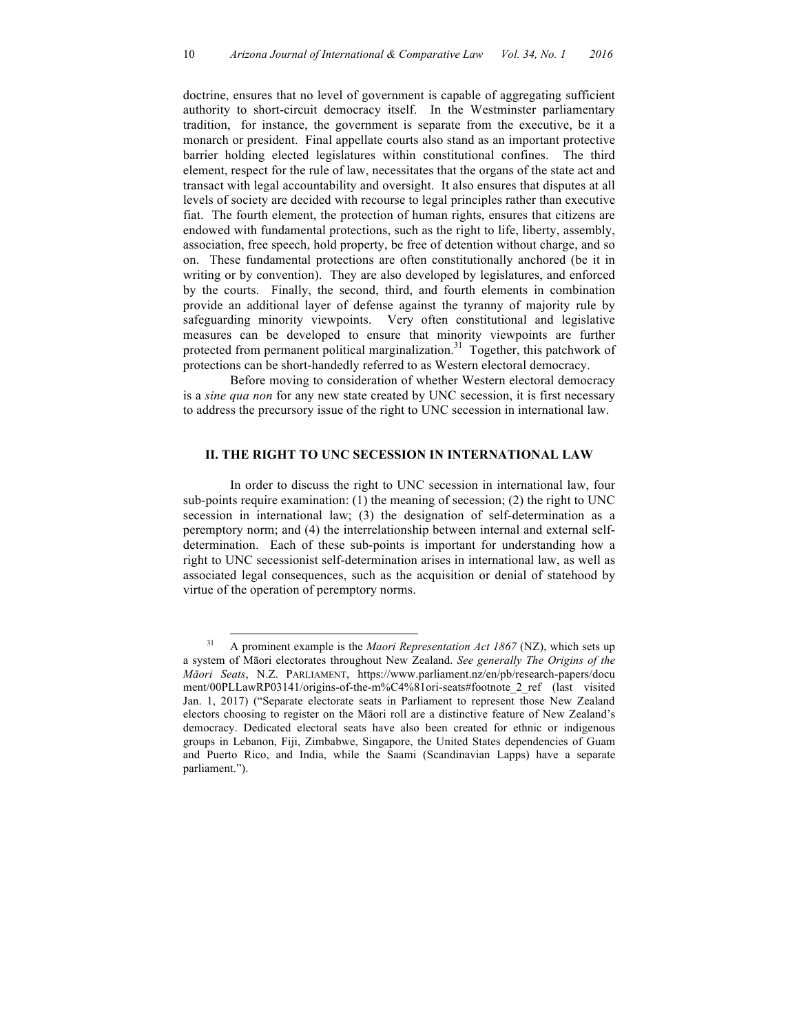doctrine, ensures that no level of government is capable of aggregating sufficient authority to short-circuit democracy itself. In the Westminster parliamentary tradition, for instance, the government is separate from the executive, be it a monarch or president. Final appellate courts also stand as an important protective barrier holding elected legislatures within constitutional confines. The third element, respect for the rule of law, necessitates that the organs of the state act and transact with legal accountability and oversight. It also ensures that disputes at all levels of society are decided with recourse to legal principles rather than executive fiat. The fourth element, the protection of human rights, ensures that citizens are endowed with fundamental protections, such as the right to life, liberty, assembly, association, free speech, hold property, be free of detention without charge, and so on. These fundamental protections are often constitutionally anchored (be it in writing or by convention). They are also developed by legislatures, and enforced by the courts. Finally, the second, third, and fourth elements in combination provide an additional layer of defense against the tyranny of majority rule by safeguarding minority viewpoints. Very often constitutional and legislative measures can be developed to ensure that minority viewpoints are further protected from permanent political marginalization.[31] Together, this patchwork of protections can be short-handedly referred to as Western electoral democracy.

Before moving to consideration of whether Western electoral democracy is a *sine qua non* for any new state created by UNC secession, it is first necessary to address the precursory issue of the right to UNC secession in international law.

## II. THE RIGHT TO UNC SECESSION IN INTERNATIONAL LAW

In order to discuss the right to UNC secession in international law, four sub-points require examination: (1) the meaning of secession; (2) the right to UNC secession in international law; (3) the designation of self-determination as a peremptory norm; and (4) the interrelationship between internal and external self-determination. Each of these sub-points is important for understanding how a right to UNC secessionist self-determination arises in international law, as well as associated legal consequences, such as the acquisition or denial of statehood by virtue of the operation of peremptory norms.

---

[31] A prominent example is the *Maori Representation Act 1867* (NZ), which sets up a system of Māori electorates throughout New Zealand. *See generally The Origins of the Māori Seats*, N.Z. PARLIAMENT, https://www.parliament.nz/en/pb/research-papers/document/00PLLawRP03141/origins-of-the-m%C4%81ori-seats#footnote_2_ref (last visited Jan. 1, 2017) ("Separate electorate seats in Parliament to represent those New Zealand electors choosing to register on the Māori roll are a distinctive feature of New Zealand's democracy. Dedicated electoral seats have also been created for ethnic or indigenous groups in Lebanon, Fiji, Zimbabwe, Singapore, the United States dependencies of Guam and Puerto Rico, and India, while the Saami (Scandinavian Lapps) have a separate parliament.").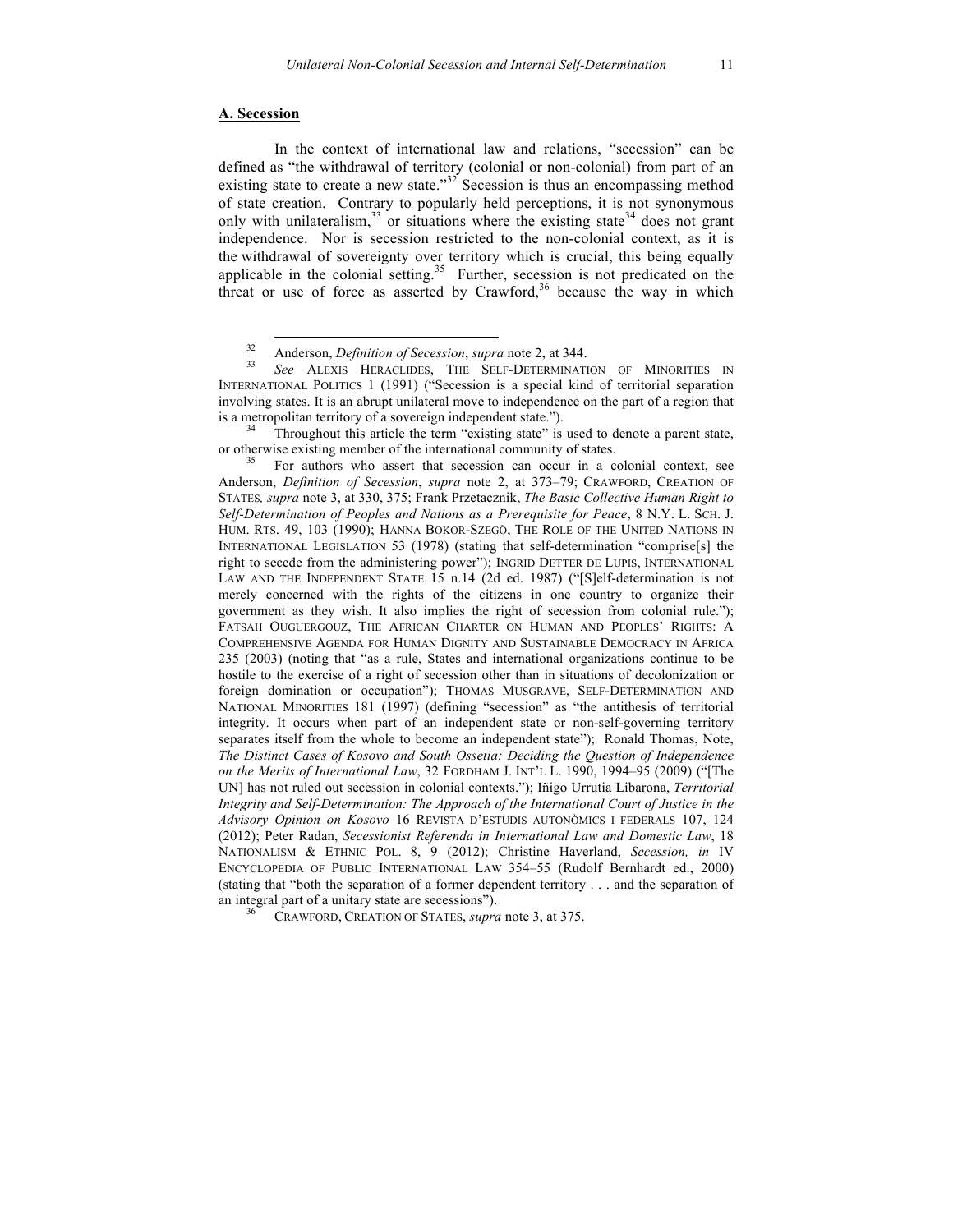## A. Secession

In the context of international law and relations, "secession" can be defined as "the withdrawal of territory (colonial or non-colonial) from part of an existing state to create a new state."[32] Secession is thus an encompassing method of state creation. Contrary to popularly held perceptions, it is not synonymous only with unilateralism,[33] or situations where the existing state[34] does not grant independence. Nor is secession restricted to the non-colonial context, as it is the withdrawal of sovereignty over territory which is crucial, this being equally applicable in the colonial setting.[35] Further, secession is not predicated on the threat or use of force as asserted by Crawford,[36] because the way in which

---

[32] Anderson, *Definition of Secession*, *supra* note 2, at 344.

[33] *See* ALEXIS HERACLIDES, THE SELF-DETERMINATION OF MINORITIES IN INTERNATIONAL POLITICS 1 (1991) ("Secession is a special kind of territorial separation involving states. It is an abrupt unilateral move to independence on the part of a region that is a metropolitan territory of a sovereign independent state.").

[34] Throughout this article the term "existing state" is used to denote a parent state, or otherwise existing member of the international community of states.

[35] For authors who assert that secession can occur in a colonial context, see Anderson, *Definition of Secession*, *supra* note 2, at 373–79; CRAWFORD, CREATION OF STATES*, supra* note 3, at 330, 375; Frank Przetacznik, *The Basic Collective Human Right to Self-Determination of Peoples and Nations as a Prerequisite for Peace*, 8 N.Y. L. SCH. J. HUM. RTS. 49, 103 (1990); HANNA BOKOR-SZEGŐ, THE ROLE OF THE UNITED NATIONS IN INTERNATIONAL LEGISLATION 53 (1978) (stating that self-determination "comprise[s] the right to secede from the administering power"); INGRID DETTER DE LUPIS, INTERNATIONAL LAW AND THE INDEPENDENT STATE 15 n.14 (2d ed. 1987) ("[S]elf-determination is not merely concerned with the rights of the citizens in one country to organize their government as they wish. It also implies the right of secession from colonial rule."); FATSAH OUGUERGOUZ, THE AFRICAN CHARTER ON HUMAN AND PEOPLES' RIGHTS: A COMPREHENSIVE AGENDA FOR HUMAN DIGNITY AND SUSTAINABLE DEMOCRACY IN AFRICA 235 (2003) (noting that "as a rule, States and international organizations continue to be hostile to the exercise of a right of secession other than in situations of decolonization or foreign domination or occupation"); THOMAS MUSGRAVE, SELF-DETERMINATION AND NATIONAL MINORITIES 181 (1997) (defining "secession" as "the antithesis of territorial integrity. It occurs when part of an independent state or non-self-governing territory separates itself from the whole to become an independent state"); Ronald Thomas, Note, *The Distinct Cases of Kosovo and South Ossetia: Deciding the Question of Independence on the Merits of International Law*, 32 FORDHAM J. INT'L L. 1990, 1994–95 (2009) ("[The UN] has not ruled out secession in colonial contexts."); Iñigo Urrutia Libarona, *Territorial Integrity and Self-Determination: The Approach of the International Court of Justice in the Advisory Opinion on Kosovo* 16 REVISTA D'ESTUDIS AUTONÒMICS I FEDERALS 107, 124 (2012); Peter Radan, *Secessionist Referenda in International Law and Domestic Law*, 18 NATIONALISM & ETHNIC POL. 8, 9 (2012); Christine Haverland, *Secession, in* IV ENCYCLOPEDIA OF PUBLIC INTERNATIONAL LAW 354–55 (Rudolf Bernhardt ed., 2000) (stating that "both the separation of a former dependent territory . . . and the separation of an integral part of a unitary state are secessions").

[36] CRAWFORD, CREATION OF STATES, *supra* note 3, at 375.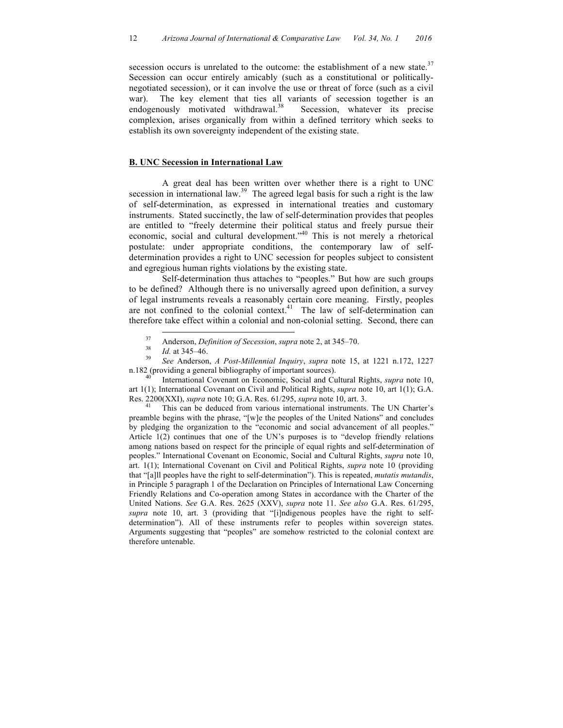secession occurs is unrelated to the outcome: the establishment of a new state.[37] Secession can occur entirely amicably (such as a constitutional or politically-negotiated secession), or it can involve the use or threat of force (such as a civil war). The key element that ties all variants of secession together is an endogenously motivated withdrawal.[38] Secession, whatever its precise complexion, arises organically from within a defined territory which seeks to establish its own sovereignty independent of the existing state.

## B. UNC Secession in International Law

A great deal has been written over whether there is a right to UNC secession in international law.[39] The agreed legal basis for such a right is the law of self-determination, as expressed in international treaties and customary instruments. Stated succinctly, the law of self-determination provides that peoples are entitled to "freely determine their political status and freely pursue their economic, social and cultural development."[40] This is not merely a rhetorical postulate: under appropriate conditions, the contemporary law of self-determination provides a right to UNC secession for peoples subject to consistent and egregious human rights violations by the existing state.

Self-determination thus attaches to "peoples." But how are such groups to be defined? Although there is no universally agreed upon definition, a survey of legal instruments reveals a reasonably certain core meaning. Firstly, peoples are not confined to the colonial context.[41] The law of self-determination can therefore take effect within a colonial and non-colonial setting. Second, there can

---

[37] Anderson, *Definition of Secession*, *supra* note 2, at 345–70.

[38] *Id.* at 345–46.

[39] *See* Anderson, *A Post-Millennial Inquiry*, *supra* note 15, at 1221 n.172, 1227 n.182 (providing a general bibliography of important sources).

[40] International Covenant on Economic, Social and Cultural Rights, *supra* note 10, art 1(1); International Covenant on Civil and Political Rights, *supra* note 10, art 1(1); G.A. Res. 2200(XXI), *supra* note 10; G.A. Res. 61/295, *supra* note 10, art. 3.

[41] This can be deduced from various international instruments. The UN Charter's preamble begins with the phrase, "[w]e the peoples of the United Nations" and concludes by pledging the organization to the "economic and social advancement of all peoples." Article 1(2) continues that one of the UN's purposes is to "develop friendly relations among nations based on respect for the principle of equal rights and self-determination of peoples." International Covenant on Economic, Social and Cultural Rights, *supra* note 10, art. 1(1); International Covenant on Civil and Political Rights, *supra* note 10 (providing that "[a]ll peoples have the right to self-determination"). This is repeated, *mutatis mutandis*, in Principle 5 paragraph 1 of the Declaration on Principles of International Law Concerning Friendly Relations and Co-operation among States in accordance with the Charter of the United Nations. *See* G.A. Res. 2625 (XXV), *supra* note 11. *See also* G.A. Res. 61/295, *supra* note 10, art. 3 (providing that "[i]ndigenous peoples have the right to self-determination"). All of these instruments refer to peoples within sovereign states. Arguments suggesting that "peoples" are somehow restricted to the colonial context are therefore untenable.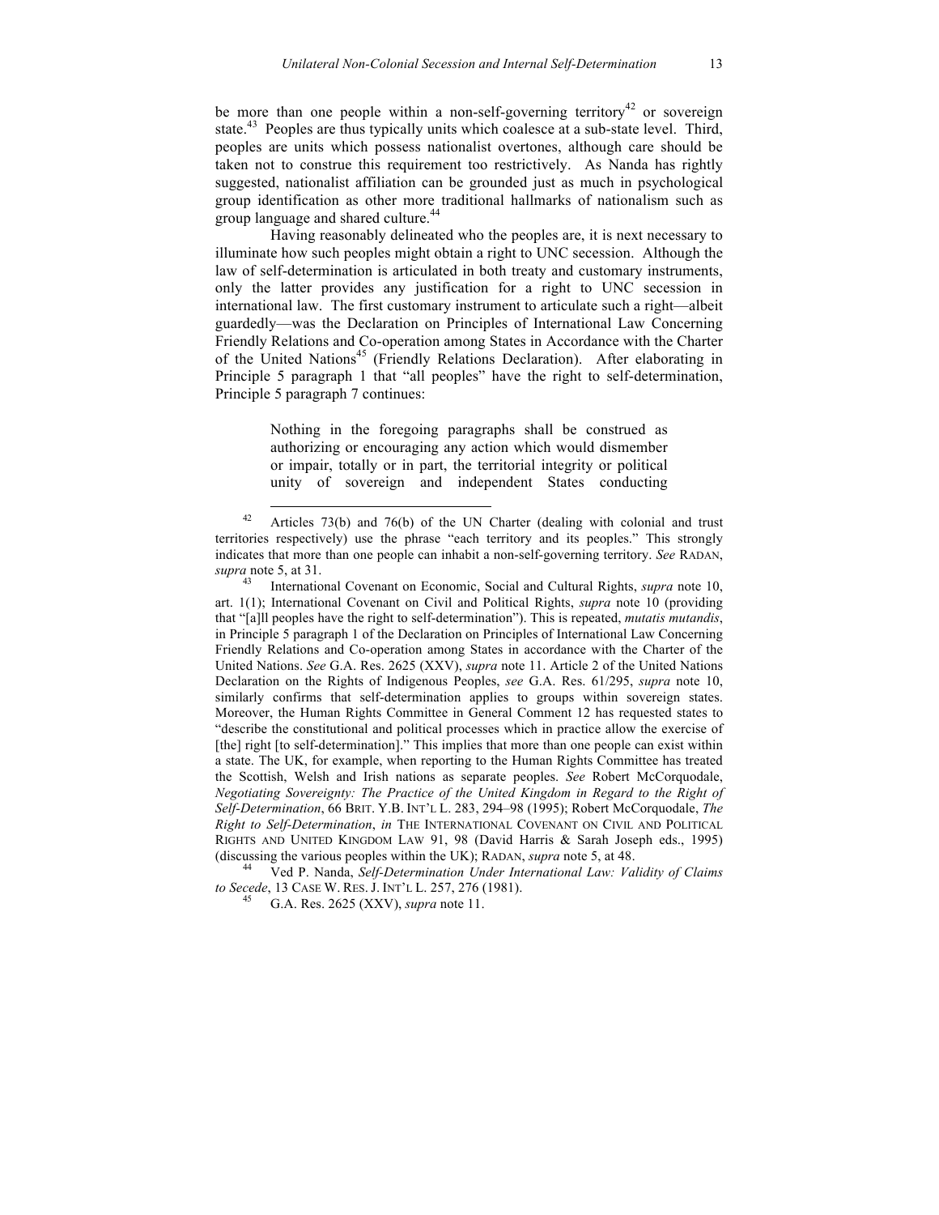be more than one people within a non-self-governing territory[42] or sovereign state.[43] Peoples are thus typically units which coalesce at a sub-state level. Third, peoples are units which possess nationalist overtones, although care should be taken not to construe this requirement too restrictively. As Nanda has rightly suggested, nationalist affiliation can be grounded just as much in psychological group identification as other more traditional hallmarks of nationalism such as group language and shared culture.[44]

Having reasonably delineated who the peoples are, it is next necessary to illuminate how such peoples might obtain a right to UNC secession. Although the law of self-determination is articulated in both treaty and customary instruments, only the latter provides any justification for a right to UNC secession in international law. The first customary instrument to articulate such a right—albeit guardedly—was the Declaration on Principles of International Law Concerning Friendly Relations and Co-operation among States in Accordance with the Charter of the United Nations[45] (Friendly Relations Declaration). After elaborating in Principle 5 paragraph 1 that "all peoples" have the right to self-determination, Principle 5 paragraph 7 continues:

> Nothing in the foregoing paragraphs shall be construed as authorizing or encouraging any action which would dismember or impair, totally or in part, the territorial integrity or political unity of sovereign and independent States conducting

---

[42] Articles 73(b) and 76(b) of the UN Charter (dealing with colonial and trust territories respectively) use the phrase "each territory and its peoples." This strongly indicates that more than one people can inhabit a non-self-governing territory. *See* RADAN, *supra* note 5, at 31.

[43] International Covenant on Economic, Social and Cultural Rights, *supra* note 10, art. 1(1); International Covenant on Civil and Political Rights, *supra* note 10 (providing that "[a]ll peoples have the right to self-determination"). This is repeated, *mutatis mutandis*, in Principle 5 paragraph 1 of the Declaration on Principles of International Law Concerning Friendly Relations and Co-operation among States in accordance with the Charter of the United Nations. *See* G.A. Res. 2625 (XXV), *supra* note 11. Article 2 of the United Nations Declaration on the Rights of Indigenous Peoples, *see* G.A. Res. 61/295, *supra* note 10, similarly confirms that self-determination applies to groups within sovereign states. Moreover, the Human Rights Committee in General Comment 12 has requested states to "describe the constitutional and political processes which in practice allow the exercise of [the] right [to self-determination]." This implies that more than one people can exist within a state. The UK, for example, when reporting to the Human Rights Committee has treated the Scottish, Welsh and Irish nations as separate peoples. *See* Robert McCorquodale, *Negotiating Sovereignty: The Practice of the United Kingdom in Regard to the Right of Self-Determination*, 66 BRIT. Y.B. INT'L L. 283, 294–98 (1995); Robert McCorquodale, *The Right to Self-Determination*, *in* THE INTERNATIONAL COVENANT ON CIVIL AND POLITICAL RIGHTS AND UNITED KINGDOM LAW 91, 98 (David Harris & Sarah Joseph eds., 1995) (discussing the various peoples within the UK); RADAN, *supra* note 5, at 48.

[44] Ved P. Nanda, *Self-Determination Under International Law: Validity of Claims to Secede*, 13 CASE W. RES. J. INT'L L. 257, 276 (1981).

[45] G.A. Res. 2625 (XXV), *supra* note 11.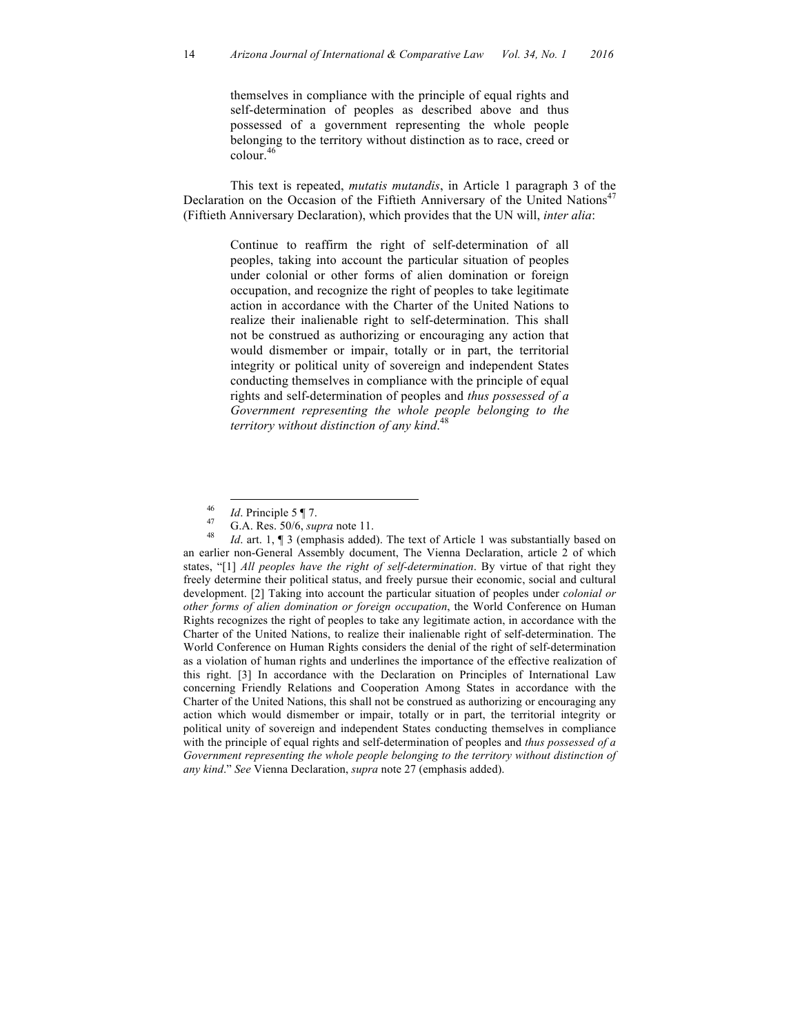> themselves in compliance with the principle of equal rights and self-determination of peoples as described above and thus possessed of a government representing the whole people belonging to the territory without distinction as to race, creed or colour.[46]

This text is repeated, *mutatis mutandis*, in Article 1 paragraph 3 of the Declaration on the Occasion of the Fiftieth Anniversary of the United Nations[47] (Fiftieth Anniversary Declaration), which provides that the UN will, *inter alia*:

> Continue to reaffirm the right of self-determination of all peoples, taking into account the particular situation of peoples under colonial or other forms of alien domination or foreign occupation, and recognize the right of peoples to take legitimate action in accordance with the Charter of the United Nations to realize their inalienable right to self-determination. This shall not be construed as authorizing or encouraging any action that would dismember or impair, totally or in part, the territorial integrity or political unity of sovereign and independent States conducting themselves in compliance with the principle of equal rights and self-determination of peoples and *thus possessed of a Government representing the whole people belonging to the territory without distinction of any kind*.[48]

---

[46] *Id*. Principle 5 ¶ 7.

[47] G.A. Res. 50/6, *supra* note 11.

[48] *Id*. art. 1, ¶ 3 (emphasis added). The text of Article 1 was substantially based on an earlier non-General Assembly document, The Vienna Declaration, article 2 of which states, "[1] *All peoples have the right of self-determination*. By virtue of that right they freely determine their political status, and freely pursue their economic, social and cultural development. [2] Taking into account the particular situation of peoples under *colonial or other forms of alien domination or foreign occupation*, the World Conference on Human Rights recognizes the right of peoples to take any legitimate action, in accordance with the Charter of the United Nations, to realize their inalienable right of self-determination. The World Conference on Human Rights considers the denial of the right of self-determination as a violation of human rights and underlines the importance of the effective realization of this right. [3] In accordance with the Declaration on Principles of International Law concerning Friendly Relations and Cooperation Among States in accordance with the Charter of the United Nations, this shall not be construed as authorizing or encouraging any action which would dismember or impair, totally or in part, the territorial integrity or political unity of sovereign and independent States conducting themselves in compliance with the principle of equal rights and self-determination of peoples and *thus possessed of a Government representing the whole people belonging to the territory without distinction of any kind*." *See* Vienna Declaration, *supra* note 27 (emphasis added).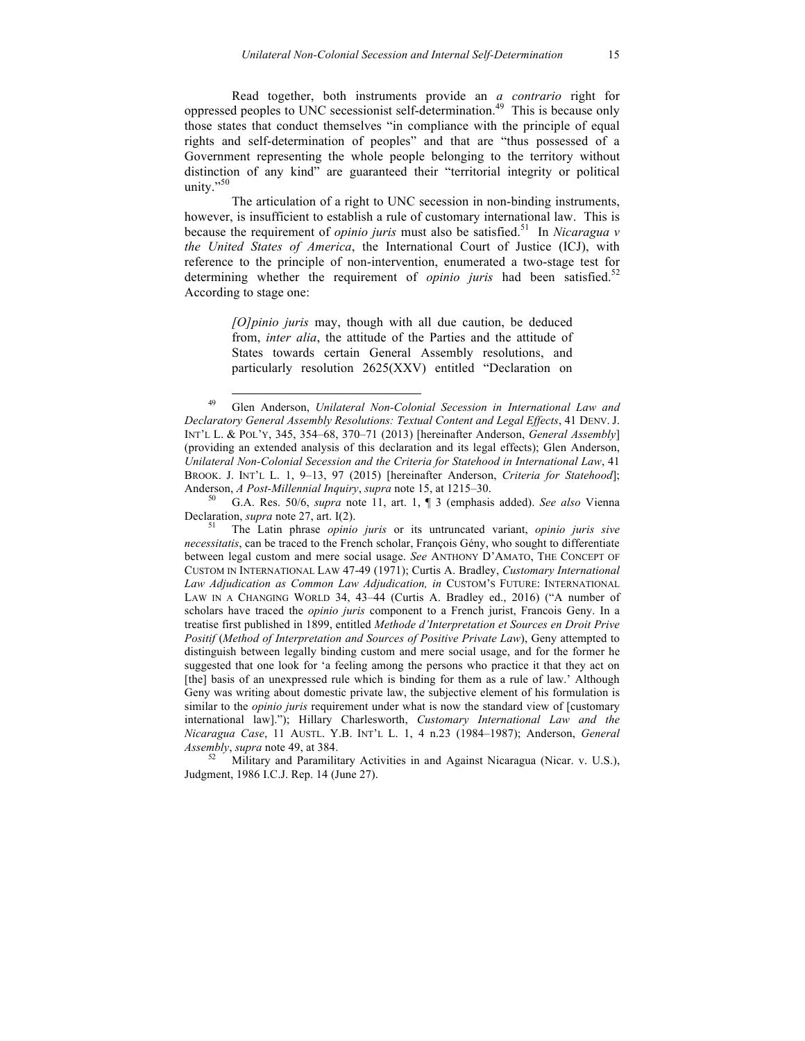Read together, both instruments provide an *a contrario* right for oppressed peoples to UNC secessionist self-determination.[49] This is because only those states that conduct themselves "in compliance with the principle of equal rights and self-determination of peoples" and that are "thus possessed of a Government representing the whole people belonging to the territory without distinction of any kind" are guaranteed their "territorial integrity or political unity."[50]

The articulation of a right to UNC secession in non-binding instruments, however, is insufficient to establish a rule of customary international law. This is because the requirement of *opinio juris* must also be satisfied.[51] In *Nicaragua v the United States of America*, the International Court of Justice (ICJ), with reference to the principle of non-intervention, enumerated a two-stage test for determining whether the requirement of *opinio juris* had been satisfied.[52] According to stage one:

> *[O]pinio juris* may, though with all due caution, be deduced from, *inter alia*, the attitude of the Parties and the attitude of States towards certain General Assembly resolutions, and particularly resolution 2625(XXV) entitled "Declaration on

---

[49] Glen Anderson, *Unilateral Non-Colonial Secession in International Law and Declaratory General Assembly Resolutions: Textual Content and Legal Effects*, 41 DENV. J. INT'L L. & POL'Y, 345, 354–68, 370–71 (2013) [hereinafter Anderson, *General Assembly*] (providing an extended analysis of this declaration and its legal effects); Glen Anderson, *Unilateral Non-Colonial Secession and the Criteria for Statehood in International Law*, 41 BROOK. J. INT'L L. 1, 9–13, 97 (2015) [hereinafter Anderson, *Criteria for Statehood*]; Anderson, *A Post-Millennial Inquiry*, *supra* note 15, at 1215–30.

[50] G.A. Res. 50/6, *supra* note 11, art. 1, ¶ 3 (emphasis added). *See also* Vienna Declaration, *supra* note 27, art. I(2).

[51] The Latin phrase *opinio juris* or its untruncated variant, *opinio juris sive necessitatis*, can be traced to the French scholar, François Gény, who sought to differentiate between legal custom and mere social usage. *See* ANTHONY D'AMATO, THE CONCEPT OF CUSTOM IN INTERNATIONAL LAW 47-49 (1971); Curtis A. Bradley, *Customary International Law Adjudication as Common Law Adjudication, in* CUSTOM'S FUTURE: INTERNATIONAL LAW IN A CHANGING WORLD 34, 43–44 (Curtis A. Bradley ed., 2016) ("A number of scholars have traced the *opinio juris* component to a French jurist, Francois Geny. In a treatise first published in 1899, entitled *Methode d'Interpretation et Sources en Droit Prive Positif* (*Method of Interpretation and Sources of Positive Private Law*), Geny attempted to distinguish between legally binding custom and mere social usage, and for the former he suggested that one look for 'a feeling among the persons who practice it that they act on [the] basis of an unexpressed rule which is binding for them as a rule of law.' Although Geny was writing about domestic private law, the subjective element of his formulation is similar to the *opinio juris* requirement under what is now the standard view of [customary international law]."); Hillary Charlesworth, *Customary International Law and the Nicaragua Case*, 11 AUSTL. Y.B. INT'L L. 1, 4 n.23 (1984–1987); Anderson, *General Assembly*, *supra* note 49, at 384.

[52] Military and Paramilitary Activities in and Against Nicaragua (Nicar. v. U.S.), Judgment, 1986 I.C.J. Rep. 14 (June 27).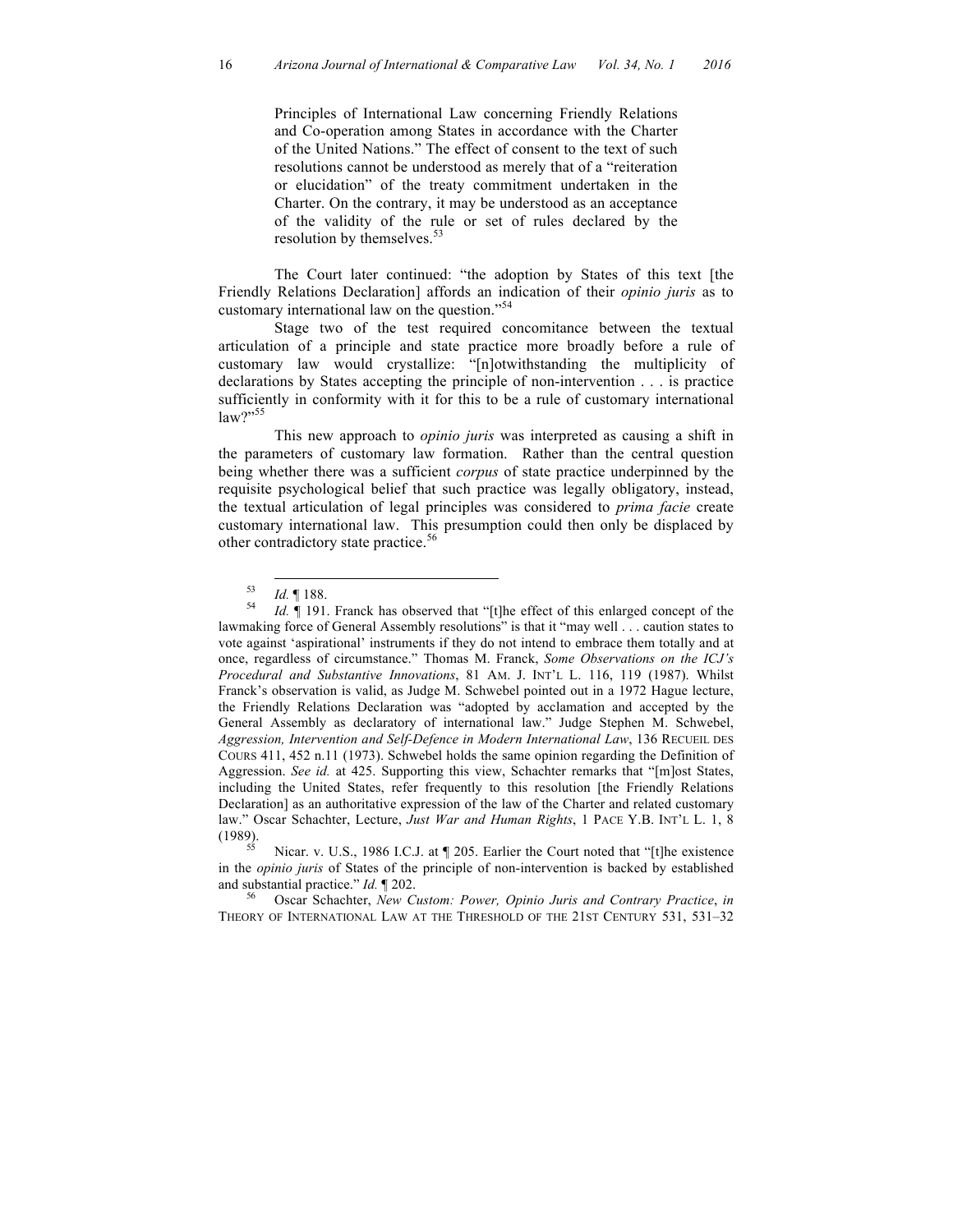> Principles of International Law concerning Friendly Relations and Co-operation among States in accordance with the Charter of the United Nations." The effect of consent to the text of such resolutions cannot be understood as merely that of a "reiteration or elucidation" of the treaty commitment undertaken in the Charter. On the contrary, it may be understood as an acceptance of the validity of the rule or set of rules declared by the resolution by themselves.[53]

The Court later continued: "the adoption by States of this text [the Friendly Relations Declaration] affords an indication of their *opinio juris* as to customary international law on the question."[54]

Stage two of the test required concomitance between the textual articulation of a principle and state practice more broadly before a rule of customary law would crystallize: "[n]otwithstanding the multiplicity of declarations by States accepting the principle of non-intervention . . . is practice sufficiently in conformity with it for this to be a rule of customary international law?"[55]

This new approach to *opinio juris* was interpreted as causing a shift in the parameters of customary law formation. Rather than the central question being whether there was a sufficient *corpus* of state practice underpinned by the requisite psychological belief that such practice was legally obligatory, instead, the textual articulation of legal principles was considered to *prima facie* create customary international law. This presumption could then only be displaced by other contradictory state practice.[56]

---

[53] *Id.* ¶ 188.

[54] *Id.* ¶ 191. Franck has observed that "[t]he effect of this enlarged concept of the lawmaking force of General Assembly resolutions" is that it "may well . . . caution states to vote against 'aspirational' instruments if they do not intend to embrace them totally and at once, regardless of circumstance." Thomas M. Franck, *Some Observations on the ICJ's Procedural and Substantive Innovations*, 81 AM. J. INT'L L. 116, 119 (1987). Whilst Franck's observation is valid, as Judge M. Schwebel pointed out in a 1972 Hague lecture, the Friendly Relations Declaration was "adopted by acclamation and accepted by the General Assembly as declaratory of international law." Judge Stephen M. Schwebel, *Aggression, Intervention and Self-Defence in Modern International Law*, 136 RECUEIL DES COURS 411, 452 n.11 (1973). Schwebel holds the same opinion regarding the Definition of Aggression. *See id.* at 425. Supporting this view, Schachter remarks that "[m]ost States, including the United States, refer frequently to this resolution [the Friendly Relations Declaration] as an authoritative expression of the law of the Charter and related customary law." Oscar Schachter, Lecture, *Just War and Human Rights*, 1 PACE Y.B. INT'L L. 1, 8 (1989).

[55] Nicar. v. U.S., 1986 I.C.J. at ¶ 205. Earlier the Court noted that "[t]he existence in the *opinio juris* of States of the principle of non-intervention is backed by established and substantial practice." *Id.* ¶ 202.

[56] Oscar Schachter, *New Custom: Power, Opinio Juris and Contrary Practice*, *in* THEORY OF INTERNATIONAL LAW AT THE THRESHOLD OF THE 21ST CENTURY 531, 531–32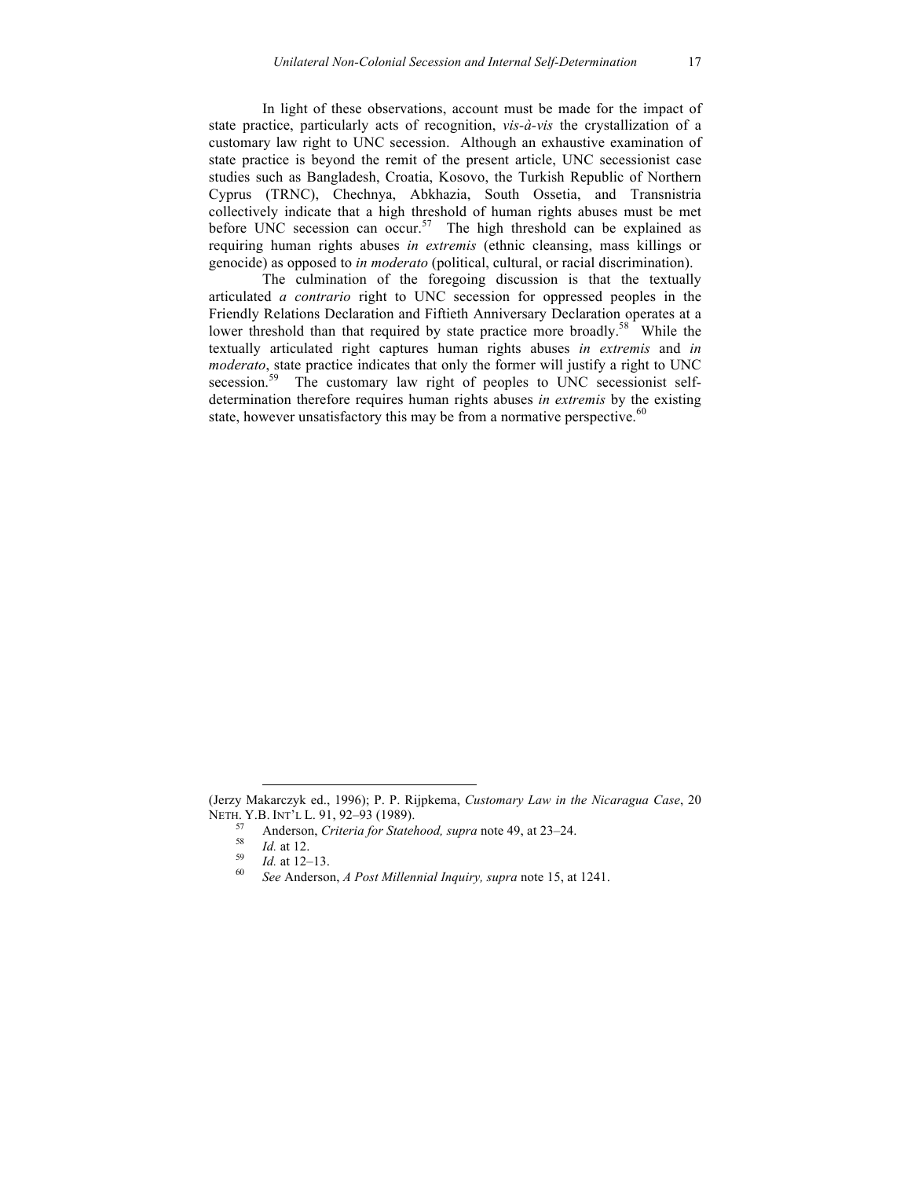In light of these observations, account must be made for the impact of state practice, particularly acts of recognition, *vis-à-vis* the crystallization of a customary law right to UNC secession. Although an exhaustive examination of state practice is beyond the remit of the present article, UNC secessionist case studies such as Bangladesh, Croatia, Kosovo, the Turkish Republic of Northern Cyprus (TRNC), Chechnya, Abkhazia, South Ossetia, and Transnistria collectively indicate that a high threshold of human rights abuses must be met before UNC secession can occur.[57] The high threshold can be explained as requiring human rights abuses *in extremis* (ethnic cleansing, mass killings or genocide) as opposed to *in moderato* (political, cultural, or racial discrimination).

The culmination of the foregoing discussion is that the textually articulated *a contrario* right to UNC secession for oppressed peoples in the Friendly Relations Declaration and Fiftieth Anniversary Declaration operates at a lower threshold than that required by state practice more broadly.[58] While the textually articulated right captures human rights abuses *in extremis* and *in moderato*, state practice indicates that only the former will justify a right to UNC secession.[59] The customary law right of peoples to UNC secessionist self-determination therefore requires human rights abuses *in extremis* by the existing state, however unsatisfactory this may be from a normative perspective.[60]

---

(Jerzy Makarczyk ed., 1996); P. P. Rijpkema, *Customary Law in the Nicaragua Case*, 20 NETH. Y.B. INT'L L. 91, 92–93 (1989).

[57] Anderson, *Criteria for Statehood, supra* note 49, at 23–24.

[58] *Id.* at 12.

[59] *Id.* at 12–13.

[60] *See* Anderson, *A Post Millennial Inquiry, supra* note 15, at 1241.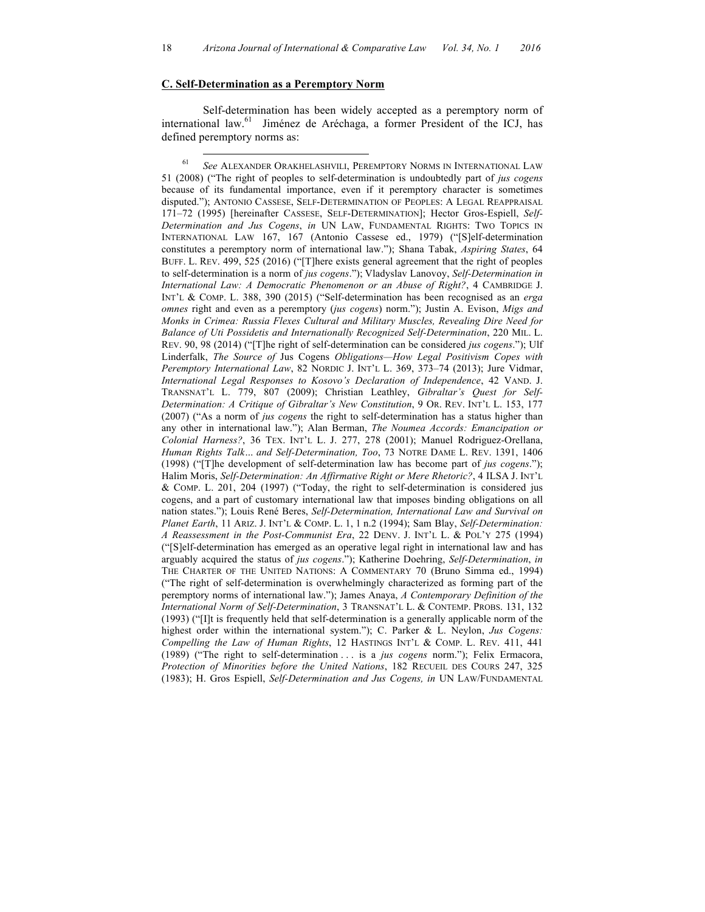### C. Self-Determination as a Peremptory Norm

Self-determination has been widely accepted as a peremptory norm of international law.[61] Jiménez de Aréchaga, a former President of the ICJ, has defined peremptory norms as:

---

[61] *See* ALEXANDER ORAKHELASHVILI, PEREMPTORY NORMS IN INTERNATIONAL LAW 51 (2008) ("The right of peoples to self-determination is undoubtedly part of *jus cogens* because of its fundamental importance, even if its peremptory character is sometimes disputed."); ANTONIO CASSESE, SELF-DETERMINATION OF PEOPLES: A LEGAL REAPPRAISAL 171–72 (1995) [hereinafter CASSESE, SELF-DETERMINATION]; Hector Gros-Espiell, *Self-Determination and Jus Cogens*, *in* UN LAW, FUNDAMENTAL RIGHTS: TWO TOPICS IN INTERNATIONAL LAW 167, 167 (Antonio Cassese ed., 1979) ("[S]elf-determination constitutes a peremptory norm of international law."); Shana Tabak, *Aspiring States*, 64 BUFF. L. REV. 499, 525 (2016) ("[T]here exists general agreement that the right of peoples to self-determination is a norm of *jus cogens*."); Vladyslav Lanovoy, *Self-Determination in International Law: A Democratic Phenomenon or an Abuse of Right?*, 4 CAMBRIDGE J. INT'L & COMP. L. 388, 390 (2015) ("Self-determination has been recognised as an *erga omnes* right and even as a peremptory (*jus cogens*) norm."); Justin A. Evison, *Migs and Monks in Crimea: Russia Flexes Cultural and Military Muscles, Revealing Dire Need for Balance of Uti Possidetis and Internationally Recognized Self-Determination*, 220 MIL. L. REV. 90, 98 (2014) ("[T]he right of self-determination can be considered *jus cogens*."); Ulf Linderfalk, *The Source of* Jus Cogens *Obligations—How Legal Positivism Copes with Peremptory International Law*, 82 NORDIC J. INT'L L. 369, 373–74 (2013); Jure Vidmar, *International Legal Responses to Kosovo's Declaration of Independence*, 42 VAND. J. TRANSNAT'L L. 779, 807 (2009); Christian Leathley, *Gibraltar's Quest for Self-Determination: A Critique of Gibraltar's New Constitution*, 9 OR. REV. INT'L L. 153, 177 (2007) ("As a norm of *jus cogens* the right to self-determination has a status higher than any other in international law."); Alan Berman, *The Noumea Accords: Emancipation or Colonial Harness?*, 36 TEX. INT'L L. J. 277, 278 (2001); Manuel Rodriguez-Orellana, *Human Rights Talk… and Self-Determination, Too*, 73 NOTRE DAME L. REV. 1391, 1406 (1998) ("[T]he development of self-determination law has become part of *jus cogens*."); Halim Moris, *Self-Determination: An Affirmative Right or Mere Rhetoric?*, 4 ILSA J. INT'L & COMP. L. 201, 204 (1997) ("Today, the right to self-determination is considered jus cogens, and a part of customary international law that imposes binding obligations on all nation states."); Louis René Beres, *Self-Determination, International Law and Survival on Planet Earth*, 11 ARIZ. J. INT'L & COMP. L. 1, 1 n.2 (1994); Sam Blay, *Self-Determination: A Reassessment in the Post-Communist Era*, 22 DENV. J. INT'L L. & POL'Y 275 (1994) ("[S]elf-determination has emerged as an operative legal right in international law and has arguably acquired the status of *jus cogens*."); Katherine Doehring, *Self-Determination*, *in* THE CHARTER OF THE UNITED NATIONS: A COMMENTARY 70 (Bruno Simma ed., 1994) ("The right of self-determination is overwhelmingly characterized as forming part of the peremptory norms of international law."); James Anaya, *A Contemporary Definition of the International Norm of Self-Determination*, 3 TRANSNAT'L L. & CONTEMP. PROBS. 131, 132 (1993) ("[I]t is frequently held that self-determination is a generally applicable norm of the highest order within the international system."); C. Parker & L. Neylon, *Jus Cogens: Compelling the Law of Human Rights*, 12 HASTINGS INT'L & COMP. L. REV. 411, 441 (1989) ("The right to self-determination . . . is a *jus cogens* norm."); Felix Ermacora, *Protection of Minorities before the United Nations*, 182 RECUEIL DES COURS 247, 325 (1983); H. Gros Espiell, *Self-Determination and Jus Cogens, in* UN LAW/FUNDAMENTAL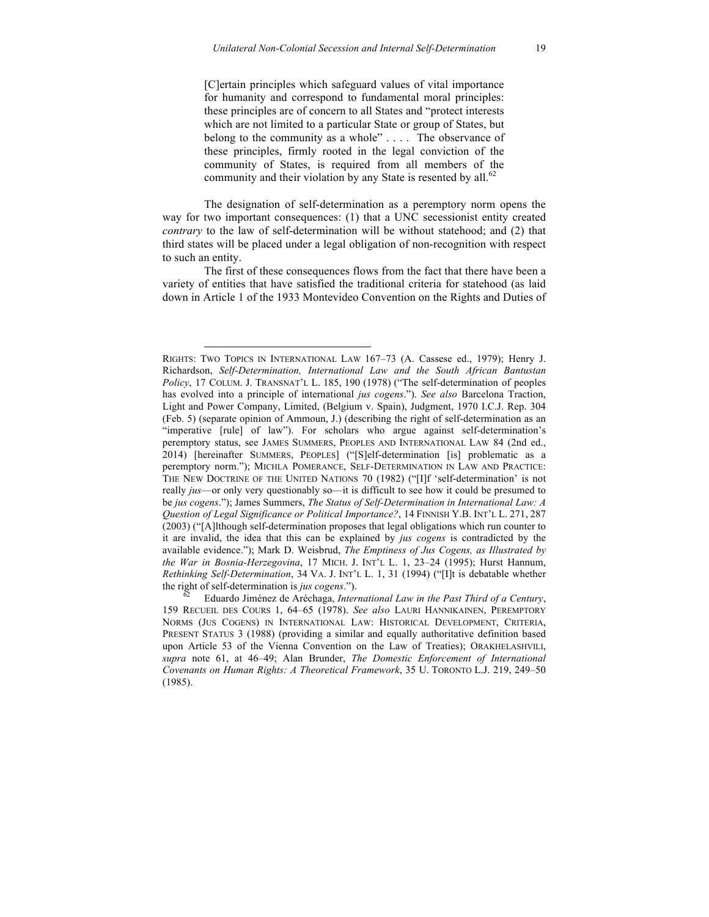> [C]ertain principles which safeguard values of vital importance for humanity and correspond to fundamental moral principles: these principles are of concern to all States and "protect interests which are not limited to a particular State or group of States, but belong to the community as a whole" . . . . The observance of these principles, firmly rooted in the legal conviction of the community of States, is required from all members of the community and their violation by any State is resented by all.[62]

The designation of self-determination as a peremptory norm opens the way for two important consequences: (1) that a UNC secessionist entity created *contrary* to the law of self-determination will be without statehood; and (2) that third states will be placed under a legal obligation of non-recognition with respect to such an entity.

The first of these consequences flows from the fact that there have been a variety of entities that have satisfied the traditional criteria for statehood (as laid down in Article 1 of the 1933 Montevideo Convention on the Rights and Duties of

---

RIGHTS: TWO TOPICS IN INTERNATIONAL LAW 167–73 (A. Cassese ed., 1979); Henry J. Richardson, *Self-Determination, International Law and the South African Bantustan Policy*, 17 COLUM. J. TRANSNAT'L L. 185, 190 (1978) ("The self-determination of peoples has evolved into a principle of international *jus cogens*."). *See also* Barcelona Traction, Light and Power Company, Limited, (Belgium v. Spain), Judgment, 1970 I.C.J. Rep. 304 (Feb. 5) (separate opinion of Ammoun, J.) (describing the right of self-determination as an "imperative [rule] of law"). For scholars who argue against self-determination's peremptory status, see JAMES SUMMERS, PEOPLES AND INTERNATIONAL LAW 84 (2nd ed., 2014) [hereinafter SUMMERS, PEOPLES] ("[S]elf-determination [is] problematic as a peremptory norm."); MICHLA POMERANCE, SELF-DETERMINATION IN LAW AND PRACTICE: THE NEW DOCTRINE OF THE UNITED NATIONS 70 (1982) ("[I]f 'self-determination' is not really *jus*—or only very questionably so—it is difficult to see how it could be presumed to be *jus cogens*."); James Summers, *The Status of Self-Determination in International Law: A Question of Legal Significance or Political Importance?*, 14 FINNISH Y.B. INT'L L. 271, 287 (2003) ("[A]lthough self-determination proposes that legal obligations which run counter to it are invalid, the idea that this can be explained by *jus cogens* is contradicted by the available evidence."); Mark D. Weisbrud, *The Emptiness of Jus Cogens, as Illustrated by the War in Bosnia-Herzegovina*, 17 MICH. J. INT'L L. 1, 23–24 (1995); Hurst Hannum, *Rethinking Self-Determination*, 34 VA. J. INT'L L. 1, 31 (1994) ("[I]t is debatable whether the right of self-determination is *jus cogens*.").

[62] Eduardo Jiménez de Aréchaga, *International Law in the Past Third of a Century*, 159 RECUEIL DES COURS 1, 64–65 (1978). *See also* LAURI HANNIKAINEN, PEREMPTORY NORMS (JUS COGENS) IN INTERNATIONAL LAW: HISTORICAL DEVELOPMENT, CRITERIA, PRESENT STATUS 3 (1988) (providing a similar and equally authoritative definition based upon Article 53 of the Vienna Convention on the Law of Treaties); ORAKHELASHVILI, *supra* note 61, at 46–49; Alan Brunder, *The Domestic Enforcement of International Covenants on Human Rights: A Theoretical Framework*, 35 U. TORONTO L.J. 219, 249–50 (1985).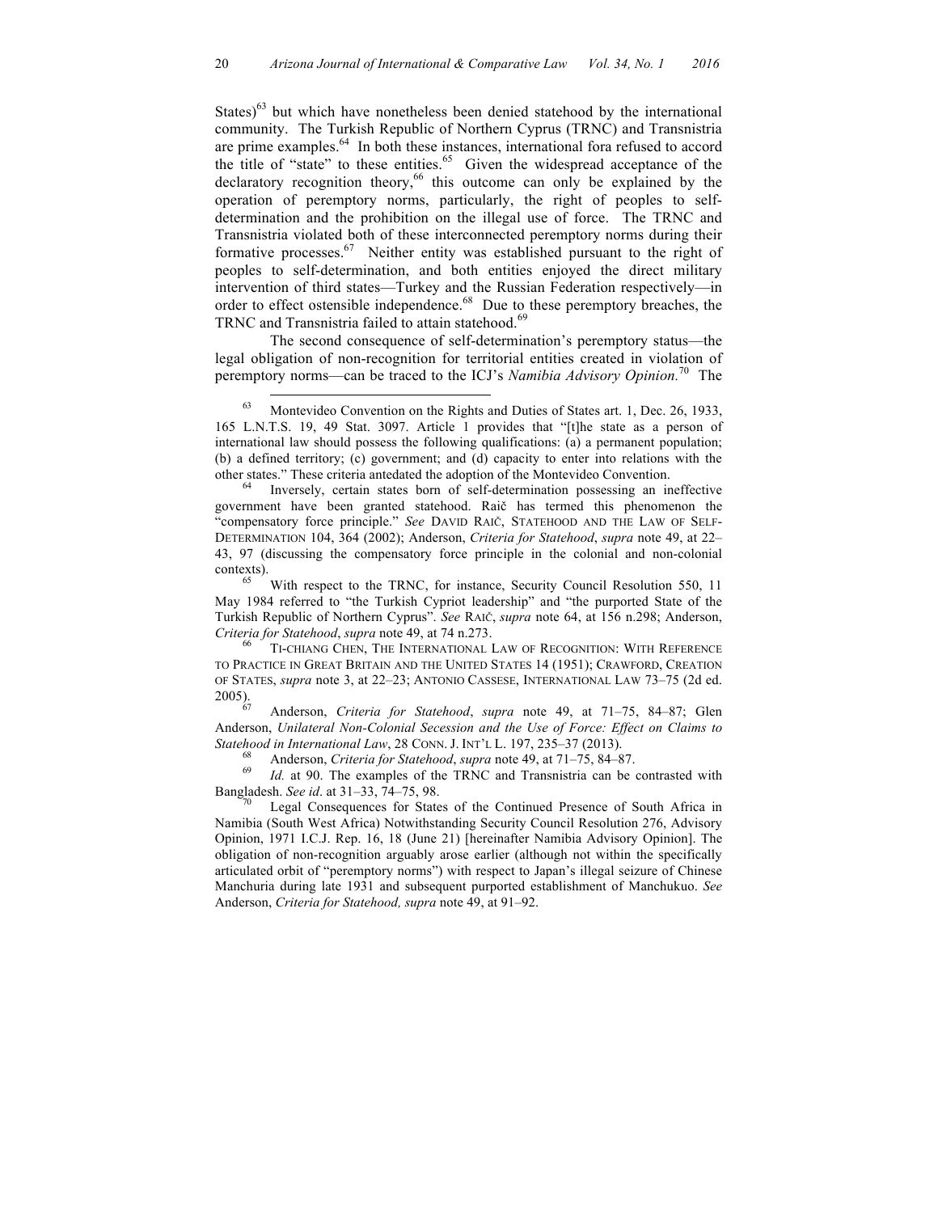States)[63] but which have nonetheless been denied statehood by the international community. The Turkish Republic of Northern Cyprus (TRNC) and Transnistria are prime examples.[64] In both these instances, international fora refused to accord the title of "state" to these entities.[65] Given the widespread acceptance of the declaratory recognition theory,[66] this outcome can only be explained by the operation of peremptory norms, particularly, the right of peoples to self-determination and the prohibition on the illegal use of force. The TRNC and Transnistria violated both of these interconnected peremptory norms during their formative processes.[67] Neither entity was established pursuant to the right of peoples to self-determination, and both entities enjoyed the direct military intervention of third states—Turkey and the Russian Federation respectively—in order to effect ostensible independence.[68] Due to these peremptory breaches, the TRNC and Transnistria failed to attain statehood.[69]

The second consequence of self-determination's peremptory status—the legal obligation of non-recognition for territorial entities created in violation of peremptory norms—can be traced to the ICJ's *Namibia Advisory Opinion.*[70] The

---

[63] Montevideo Convention on the Rights and Duties of States art. 1, Dec. 26, 1933, 165 L.N.T.S. 19, 49 Stat. 3097. Article 1 provides that "[t]he state as a person of international law should possess the following qualifications: (a) a permanent population; (b) a defined territory; (c) government; and (d) capacity to enter into relations with the other states." These criteria antedated the adoption of the Montevideo Convention.

[64] Inversely, certain states born of self-determination possessing an ineffective government have been granted statehood. Raič has termed this phenomenon the "compensatory force principle." *See* DAVID RAIČ, STATEHOOD AND THE LAW OF SELF-DETERMINATION 104, 364 (2002); Anderson, *Criteria for Statehood*, *supra* note 49, at 22–43, 97 (discussing the compensatory force principle in the colonial and non-colonial contexts).

[65] With respect to the TRNC, for instance, Security Council Resolution 550, 11 May 1984 referred to "the Turkish Cypriot leadership" and "the purported State of the Turkish Republic of Northern Cyprus". *See* RAIČ, *supra* note 64, at 156 n.298; Anderson, *Criteria for Statehood*, *supra* note 49, at 74 n.273.

[66] TI-CHIANG CHEN, THE INTERNATIONAL LAW OF RECOGNITION: WITH REFERENCE TO PRACTICE IN GREAT BRITAIN AND THE UNITED STATES 14 (1951); CRAWFORD, CREATION OF STATES, *supra* note 3, at 22–23; ANTONIO CASSESE, INTERNATIONAL LAW 73–75 (2d ed. 2005).

[67] Anderson, *Criteria for Statehood*, *supra* note 49, at 71–75, 84–87; Glen Anderson, *Unilateral Non-Colonial Secession and the Use of Force: Effect on Claims to Statehood in International Law*, 28 CONN. J. INT'L L. 197, 235–37 (2013).

[68] Anderson, *Criteria for Statehood*, *supra* note 49, at 71–75, 84–87.

[69] *Id.* at 90. The examples of the TRNC and Transnistria can be contrasted with Bangladesh. *See id*. at 31–33, 74–75, 98.

[70] Legal Consequences for States of the Continued Presence of South Africa in Namibia (South West Africa) Notwithstanding Security Council Resolution 276, Advisory Opinion, 1971 I.C.J. Rep. 16, 18 (June 21) [hereinafter Namibia Advisory Opinion]. The obligation of non-recognition arguably arose earlier (although not within the specifically articulated orbit of "peremptory norms") with respect to Japan's illegal seizure of Chinese Manchuria during late 1931 and subsequent purported establishment of Manchukuo. *See* Anderson, *Criteria for Statehood, supra* note 49, at 91–92.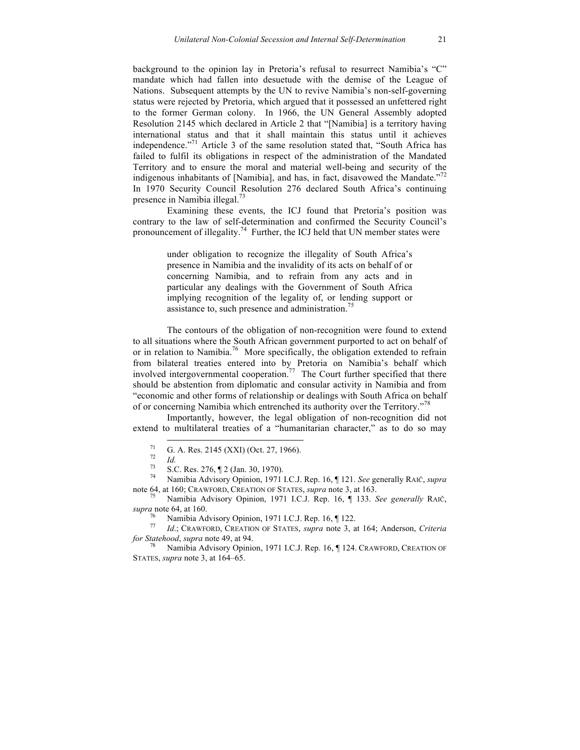background to the opinion lay in Pretoria's refusal to resurrect Namibia's "C" mandate which had fallen into desuetude with the demise of the League of Nations. Subsequent attempts by the UN to revive Namibia's non-self-governing status were rejected by Pretoria, which argued that it possessed an unfettered right to the former German colony. In 1966, the UN General Assembly adopted Resolution 2145 which declared in Article 2 that "[Namibia] is a territory having international status and that it shall maintain this status until it achieves independence."[71] Article 3 of the same resolution stated that, "South Africa has failed to fulfil its obligations in respect of the administration of the Mandated Territory and to ensure the moral and material well-being and security of the indigenous inhabitants of [Namibia], and has, in fact, disavowed the Mandate."[72] In 1970 Security Council Resolution 276 declared South Africa's continuing presence in Namibia illegal.[73]

Examining these events, the ICJ found that Pretoria's position was contrary to the law of self-determination and confirmed the Security Council's pronouncement of illegality.[74] Further, the ICJ held that UN member states were

> under obligation to recognize the illegality of South Africa's presence in Namibia and the invalidity of its acts on behalf of or concerning Namibia, and to refrain from any acts and in particular any dealings with the Government of South Africa implying recognition of the legality of, or lending support or assistance to, such presence and administration.[75]

The contours of the obligation of non-recognition were found to extend to all situations where the South African government purported to act on behalf of or in relation to Namibia.[76] More specifically, the obligation extended to refrain from bilateral treaties entered into by Pretoria on Namibia's behalf which involved intergovernmental cooperation.[77] The Court further specified that there should be abstention from diplomatic and consular activity in Namibia and from "economic and other forms of relationship or dealings with South Africa on behalf of or concerning Namibia which entrenched its authority over the Territory."[78]

Importantly, however, the legal obligation of non-recognition did not extend to multilateral treaties of a "humanitarian character," as to do so may

---

[71] G. A. Res. 2145 (XXI) (Oct. 27, 1966).

[72] *Id.*

[73] S.C. Res. 276, ¶ 2 (Jan. 30, 1970).

[74] Namibia Advisory Opinion, 1971 I.C.J. Rep. 16, ¶ 121. *See* generally RAIČ, *supra* note 64, at 160; CRAWFORD, CREATION OF STATES, *supra* note 3, at 163.

[75] Namibia Advisory Opinion, 1971 I.C.J. Rep. 16, ¶ 133. *See generally* RAIČ, *supra* note 64, at 160.

[76] Namibia Advisory Opinion, 1971 I.C.J. Rep. 16, ¶ 122.

[77] *Id*.; CRAWFORD, CREATION OF STATES, *supra* note 3, at 164; Anderson, *Criteria for Statehood*, *supra* note 49, at 94.

[78] Namibia Advisory Opinion, 1971 I.C.J. Rep. 16, ¶ 124. CRAWFORD, CREATION OF STATES, *supra* note 3, at 164–65.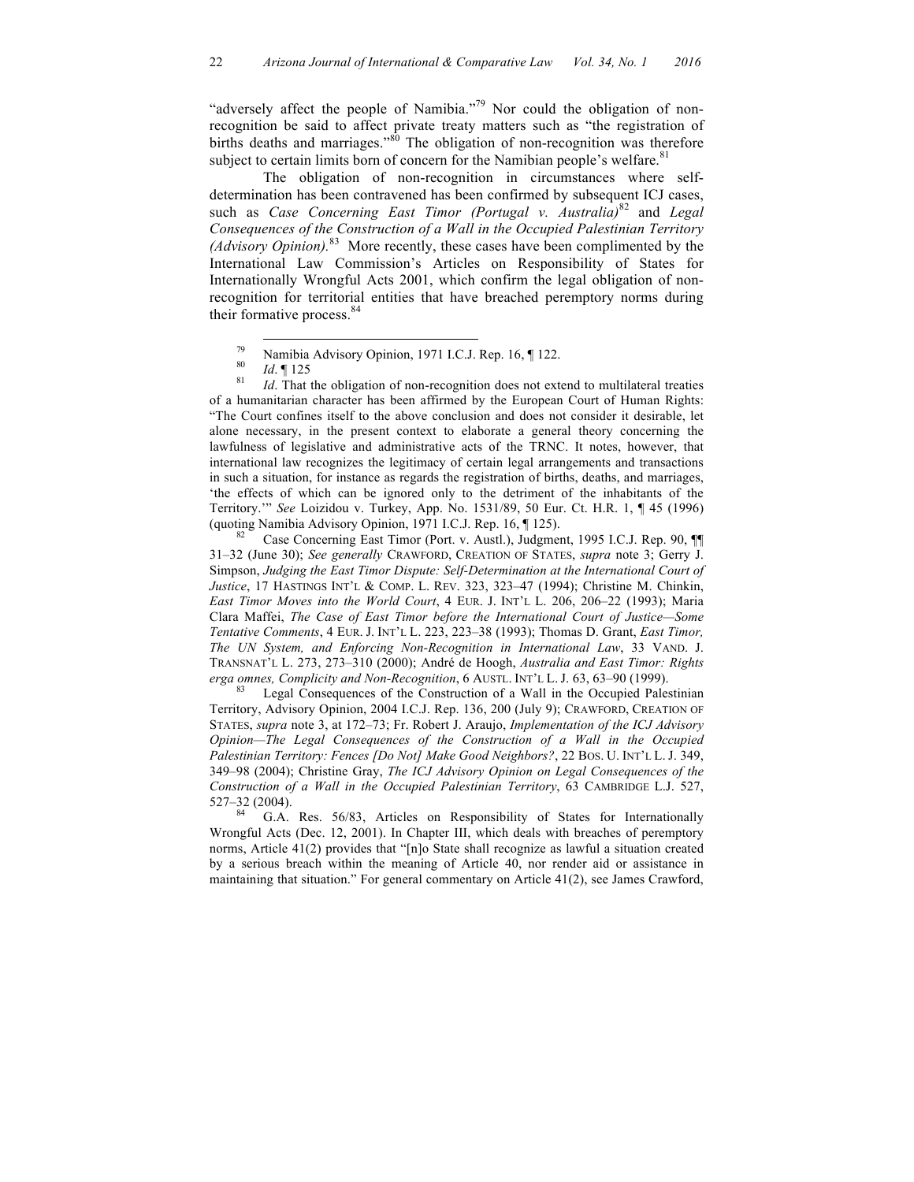"adversely affect the people of Namibia."[79] Nor could the obligation of non-recognition be said to affect private treaty matters such as "the registration of births deaths and marriages."[80] The obligation of non-recognition was therefore subject to certain limits born of concern for the Namibian people's welfare.[81]

The obligation of non-recognition in circumstances where self-determination has been contravened has been confirmed by subsequent ICJ cases, such as *Case Concerning East Timor (Portugal v. Australia)*[82] and *Legal Consequences of the Construction of a Wall in the Occupied Palestinian Territory (Advisory Opinion)*.[83] More recently, these cases have been complimented by the International Law Commission's Articles on Responsibility of States for Internationally Wrongful Acts 2001, which confirm the legal obligation of non-recognition for territorial entities that have breached peremptory norms during their formative process.[84]

---

[79] Namibia Advisory Opinion, 1971 I.C.J. Rep. 16, ¶ 122.

[80] *Id*. ¶ 125

[81] *Id*. That the obligation of non-recognition does not extend to multilateral treaties of a humanitarian character has been affirmed by the European Court of Human Rights: "The Court confines itself to the above conclusion and does not consider it desirable, let alone necessary, in the present context to elaborate a general theory concerning the lawfulness of legislative and administrative acts of the TRNC. It notes, however, that international law recognizes the legitimacy of certain legal arrangements and transactions in such a situation, for instance as regards the registration of births, deaths, and marriages, 'the effects of which can be ignored only to the detriment of the inhabitants of the Territory.'" *See* Loizidou v. Turkey, App. No. 1531/89, 50 Eur. Ct. H.R. 1, ¶ 45 (1996) (quoting Namibia Advisory Opinion, 1971 I.C.J. Rep. 16, ¶ 125).

[82] Case Concerning East Timor (Port. v. Austl.), Judgment, 1995 I.C.J. Rep. 90, ¶¶ 31–32 (June 30); *See generally* CRAWFORD, CREATION OF STATES, *supra* note 3; Gerry J. Simpson, *Judging the East Timor Dispute: Self-Determination at the International Court of Justice*, 17 HASTINGS INT'L & COMP. L. REV. 323, 323–47 (1994); Christine M. Chinkin, *East Timor Moves into the World Court*, 4 EUR. J. INT'L L. 206, 206–22 (1993); Maria Clara Maffei, *The Case of East Timor before the International Court of Justice—Some Tentative Comments*, 4 EUR. J. INT'L L. 223, 223–38 (1993); Thomas D. Grant, *East Timor, The UN System, and Enforcing Non-Recognition in International Law*, 33 VAND. J. TRANSNAT'L L. 273, 273–310 (2000); André de Hoogh, *Australia and East Timor: Rights erga omnes, Complicity and Non-Recognition*, 6 AUSTL. INT'L L. J. 63, 63–90 (1999).

[83] Legal Consequences of the Construction of a Wall in the Occupied Palestinian Territory, Advisory Opinion, 2004 I.C.J. Rep. 136, 200 (July 9); CRAWFORD, CREATION OF STATES, *supra* note 3, at 172–73; Fr. Robert J. Araujo, *Implementation of the ICJ Advisory Opinion—The Legal Consequences of the Construction of a Wall in the Occupied Palestinian Territory: Fences [Do Not] Make Good Neighbors?*, 22 BOS. U. INT'L L. J. 349, 349–98 (2004); Christine Gray, *The ICJ Advisory Opinion on Legal Consequences of the Construction of a Wall in the Occupied Palestinian Territory*, 63 CAMBRIDGE L.J. 527, 527–32 (2004).

[84] G.A. Res. 56/83, Articles on Responsibility of States for Internationally Wrongful Acts (Dec. 12, 2001). In Chapter III, which deals with breaches of peremptory norms, Article 41(2) provides that "[n]o State shall recognize as lawful a situation created by a serious breach within the meaning of Article 40, nor render aid or assistance in maintaining that situation." For general commentary on Article 41(2), see James Crawford,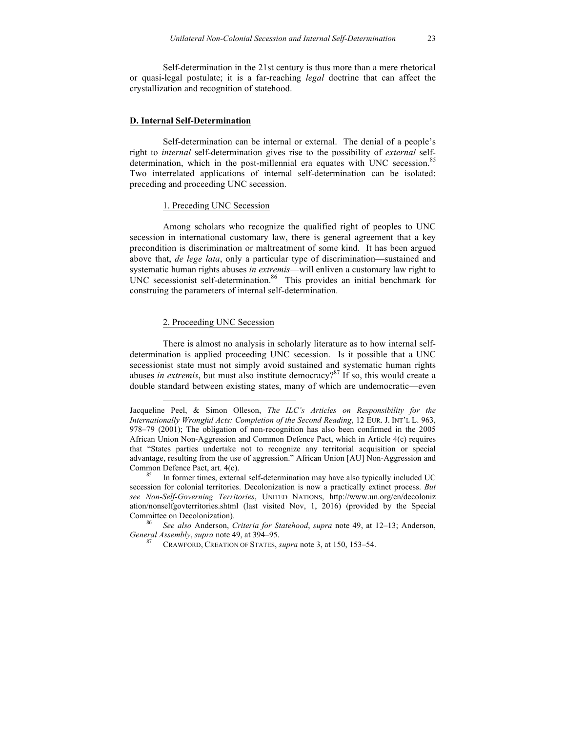Self-determination in the 21st century is thus more than a mere rhetorical or quasi-legal postulate; it is a far-reaching *legal* doctrine that can affect the crystallization and recognition of statehood.

## D. Internal Self-Determination

Self-determination can be internal or external. The denial of a people's right to *internal* self-determination gives rise to the possibility of *external* self-determination, which in the post-millennial era equates with UNC secession.[85] Two interrelated applications of internal self-determination can be isolated: preceding and proceeding UNC secession.

### 1. Preceding UNC Secession

Among scholars who recognize the qualified right of peoples to UNC secession in international customary law, there is general agreement that a key precondition is discrimination or maltreatment of some kind. It has been argued above that, *de lege lata*, only a particular type of discrimination—sustained and systematic human rights abuses *in extremis*—will enliven a customary law right to UNC secessionist self-determination.[86] This provides an initial benchmark for construing the parameters of internal self-determination.

### 2. Proceeding UNC Secession

There is almost no analysis in scholarly literature as to how internal self-determination is applied proceeding UNC secession. Is it possible that a UNC secessionist state must not simply avoid sustained and systematic human rights abuses *in extremis*, but must also institute democracy?[87] If so, this would create a double standard between existing states, many of which are undemocratic—even

---

Jacqueline Peel, & Simon Olleson, *The ILC's Articles on Responsibility for the Internationally Wrongful Acts: Completion of the Second Reading*, 12 EUR. J. INT'L L. 963, 978–79 (2001); The obligation of non-recognition has also been confirmed in the 2005 African Union Non-Aggression and Common Defence Pact, which in Article 4(c) requires that "States parties undertake not to recognize any territorial acquisition or special advantage, resulting from the use of aggression." African Union [AU] Non-Aggression and Common Defence Pact, art. 4(c).

[85] In former times, external self-determination may have also typically included UC secession for colonial territories. Decolonization is now a practically extinct process. *But see Non-Self-Governing Territories*, UNITED NATIONS, http://www.un.org/en/decolonization/nonselfgovterritories.shtml (last visited Nov, 1, 2016) (provided by the Special Committee on Decolonization).

[86] *See also* Anderson, *Criteria for Statehood*, *supra* note 49, at 12–13; Anderson, *General Assembly*, *supra* note 49, at 394–95.

[87] CRAWFORD, CREATION OF STATES, *supra* note 3, at 150, 153–54.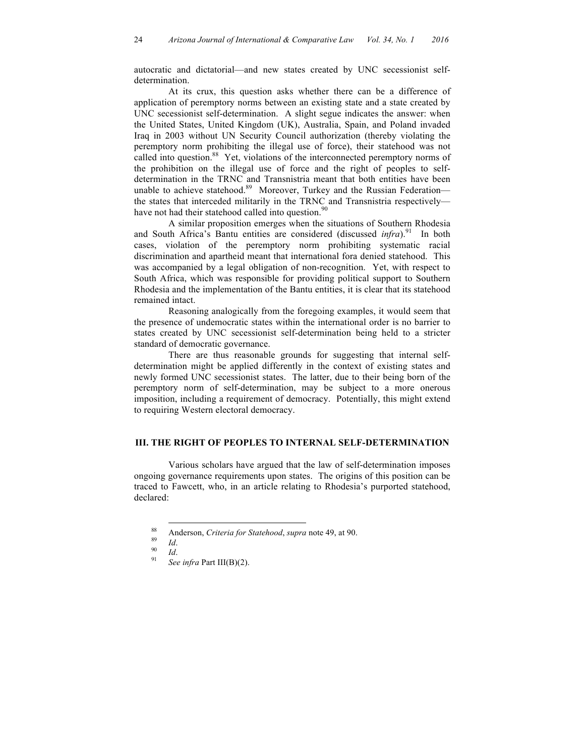autocratic and dictatorial—and new states created by UNC secessionist self-determination.

At its crux, this question asks whether there can be a difference of application of peremptory norms between an existing state and a state created by UNC secessionist self-determination. A slight segue indicates the answer: when the United States, United Kingdom (UK), Australia, Spain, and Poland invaded Iraq in 2003 without UN Security Council authorization (thereby violating the peremptory norm prohibiting the illegal use of force), their statehood was not called into question.[88] Yet, violations of the interconnected peremptory norms of the prohibition on the illegal use of force and the right of peoples to self-determination in the TRNC and Transnistria meant that both entities have been unable to achieve statehood.[89] Moreover, Turkey and the Russian Federation—the states that interceded militarily in the TRNC and Transnistria respectively—have not had their statehood called into question.[90]

A similar proposition emerges when the situations of Southern Rhodesia and South Africa's Bantu entities are considered (discussed *infra*).[91] In both cases, violation of the peremptory norm prohibiting systematic racial discrimination and apartheid meant that international fora denied statehood. This was accompanied by a legal obligation of non-recognition. Yet, with respect to South Africa, which was responsible for providing political support to Southern Rhodesia and the implementation of the Bantu entities, it is clear that its statehood remained intact.

Reasoning analogically from the foregoing examples, it would seem that the presence of undemocratic states within the international order is no barrier to states created by UNC secessionist self-determination being held to a stricter standard of democratic governance.

There are thus reasonable grounds for suggesting that internal self-determination might be applied differently in the context of existing states and newly formed UNC secessionist states. The latter, due to their being born of the peremptory norm of self-determination, may be subject to a more onerous imposition, including a requirement of democracy. Potentially, this might extend to requiring Western electoral democracy.

## III. THE RIGHT OF PEOPLES TO INTERNAL SELF-DETERMINATION

Various scholars have argued that the law of self-determination imposes ongoing governance requirements upon states. The origins of this position can be traced to Fawcett, who, in an article relating to Rhodesia's purported statehood, declared:

---

[88] Anderson, *Criteria for Statehood*, *supra* note 49, at 90.

[89] *Id*.

[90] *Id*.

[91] *See infra* Part III(B)(2).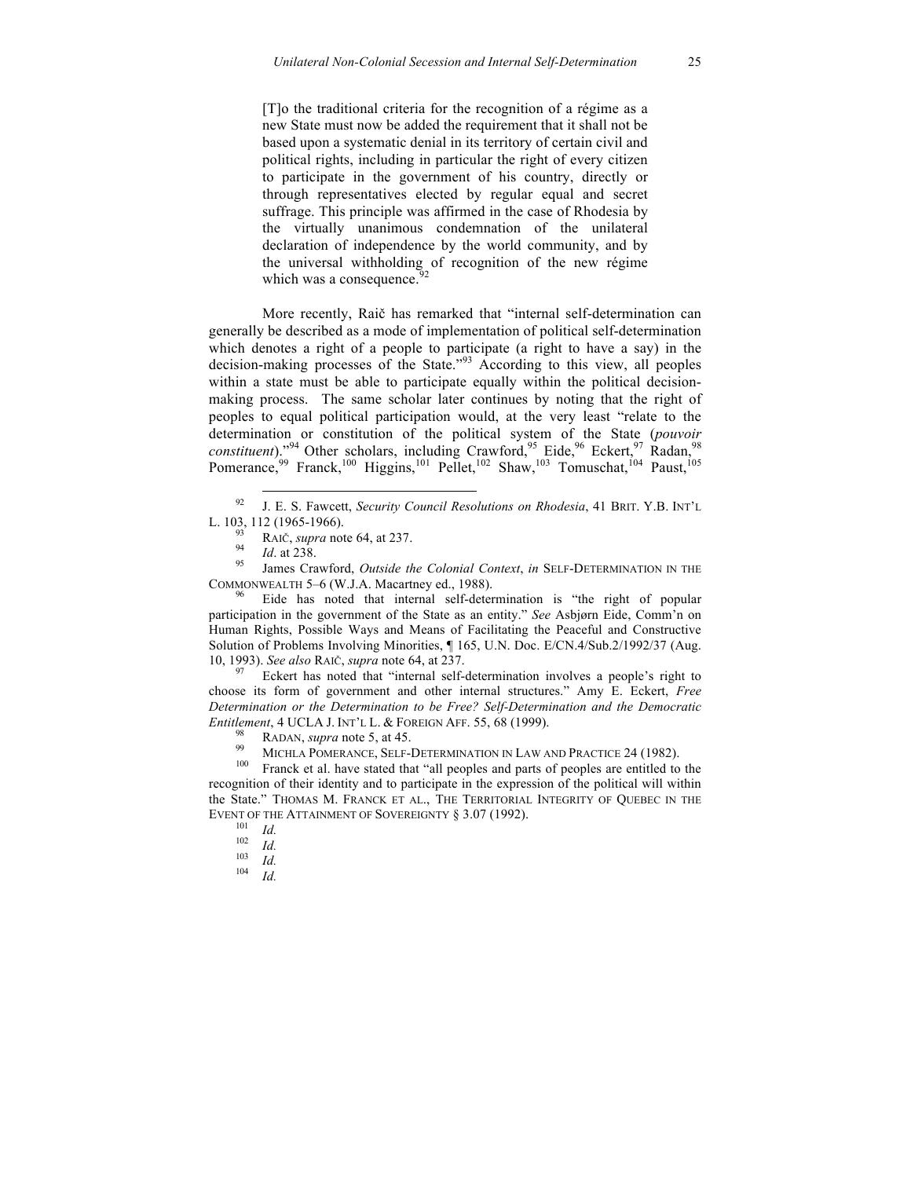> [T]o the traditional criteria for the recognition of a régime as a new State must now be added the requirement that it shall not be based upon a systematic denial in its territory of certain civil and political rights, including in particular the right of every citizen to participate in the government of his country, directly or through representatives elected by regular equal and secret suffrage. This principle was affirmed in the case of Rhodesia by the virtually unanimous condemnation of the unilateral declaration of independence by the world community, and by the universal withholding of recognition of the new régime which was a consequence.[92]

More recently, Raič has remarked that "internal self-determination can generally be described as a mode of implementation of political self-determination which denotes a right of a people to participate (a right to have a say) in the decision-making processes of the State."[93] According to this view, all peoples within a state must be able to participate equally within the political decision-making process. The same scholar later continues by noting that the right of peoples to equal political participation would, at the very least "relate to the determination or constitution of the political system of the State (*pouvoir constituent*)."[94] Other scholars, including Crawford,[95] Eide,[96] Eckert,[97] Radan,[98] Pomerance,[99] Franck,[100] Higgins,[101] Pellet,[102] Shaw,[103] Tomuschat,[104] Paust,[105]

---

[92] J. E. S. Fawcett, *Security Council Resolutions on Rhodesia*, 41 BRIT. Y.B. INT'L L. 103, 112 (1965-1966).

[93] RAIČ, *supra* note 64, at 237.

[94] *Id*. at 238.

[95] James Crawford, *Outside the Colonial Context*, *in* SELF-DETERMINATION IN THE COMMONWEALTH 5–6 (W.J.A. Macartney ed., 1988).

[96] Eide has noted that internal self-determination is "the right of popular participation in the government of the State as an entity." *See* Asbjørn Eide, Comm'n on Human Rights, Possible Ways and Means of Facilitating the Peaceful and Constructive Solution of Problems Involving Minorities, ¶ 165, U.N. Doc. E/CN.4/Sub.2/1992/37 (Aug. 10, 1993). *See also* RAIČ, *supra* note 64, at 237.

[97] Eckert has noted that "internal self-determination involves a people's right to choose its form of government and other internal structures." Amy E. Eckert, *Free Determination or the Determination to be Free? Self-Determination and the Democratic Entitlement*, 4 UCLA J. INT'L L. & FOREIGN AFF. 55, 68 (1999).

[98] RADAN, *supra* note 5, at 45.

[99] MICHLA POMERANCE, SELF-DETERMINATION IN LAW AND PRACTICE 24 (1982).

[100] Franck et al. have stated that "all peoples and parts of peoples are entitled to the recognition of their identity and to participate in the expression of the political will within the State." THOMAS M. FRANCK ET AL., THE TERRITORIAL INTEGRITY OF QUEBEC IN THE EVENT OF THE ATTAINMENT OF SOVEREIGNTY § 3.07 (1992).

[101] *Id.*

[102] *Id.*

[103] *Id.*

[104] *Id.*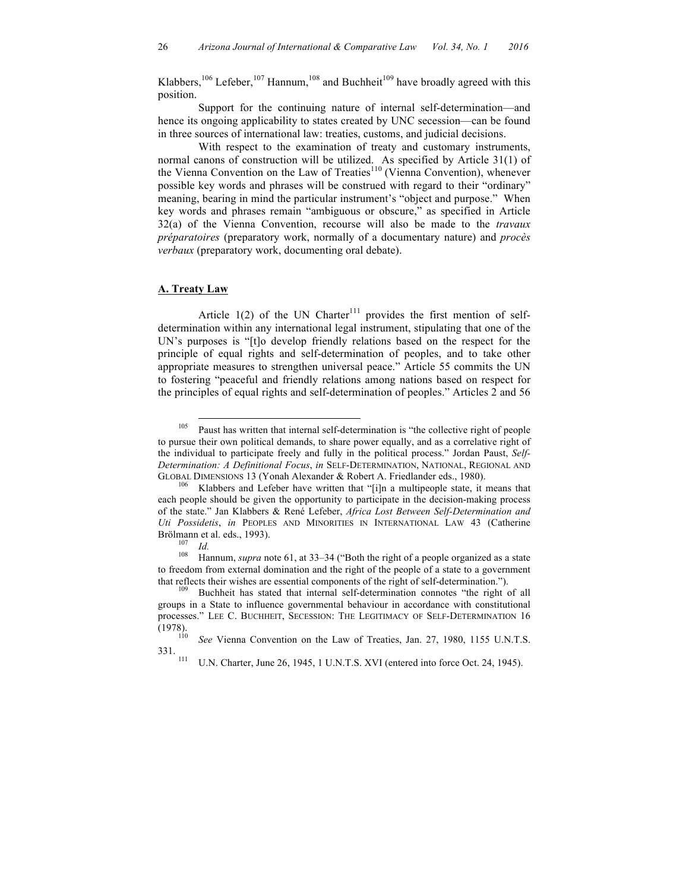Klabbers,[106] Lefeber,[107] Hannum,[108] and Buchheit[109] have broadly agreed with this position.

Support for the continuing nature of internal self-determination—and hence its ongoing applicability to states created by UNC secession—can be found in three sources of international law: treaties, customs, and judicial decisions.

With respect to the examination of treaty and customary instruments, normal canons of construction will be utilized. As specified by Article 31(1) of the Vienna Convention on the Law of Treaties[110] (Vienna Convention), whenever possible key words and phrases will be construed with regard to their "ordinary" meaning, bearing in mind the particular instrument's "object and purpose." When key words and phrases remain "ambiguous or obscure," as specified in Article 32(a) of the Vienna Convention, recourse will also be made to the *travaux préparatoires* (preparatory work, normally of a documentary nature) and *procès verbaux* (preparatory work, documenting oral debate).

## A. Treaty Law

Article 1(2) of the UN Charter[111] provides the first mention of self-determination within any international legal instrument, stipulating that one of the UN's purposes is "[t]o develop friendly relations based on the respect for the principle of equal rights and self-determination of peoples, and to take other appropriate measures to strengthen universal peace." Article 55 commits the UN to fostering "peaceful and friendly relations among nations based on respect for the principles of equal rights and self-determination of peoples." Articles 2 and 56

---

[105] Paust has written that internal self-determination is "the collective right of people to pursue their own political demands, to share power equally, and as a correlative right of the individual to participate freely and fully in the political process." Jordan Paust, *Self-Determination: A Definitional Focus*, *in* SELF-DETERMINATION, NATIONAL, REGIONAL AND GLOBAL DIMENSIONS 13 (Yonah Alexander & Robert A. Friedlander eds., 1980).

[106] Klabbers and Lefeber have written that "[i]n a multipeople state, it means that each people should be given the opportunity to participate in the decision-making process of the state." Jan Klabbers & René Lefeber, *Africa Lost Between Self-Determination and Uti Possidetis*, *in* PEOPLES AND MINORITIES IN INTERNATIONAL LAW 43 (Catherine Brölmann et al. eds., 1993).

[107] *Id.*

[108] Hannum, *supra* note 61, at 33–34 ("Both the right of a people organized as a state to freedom from external domination and the right of the people of a state to a government that reflects their wishes are essential components of the right of self-determination.").

[109] Buchheit has stated that internal self-determination connotes "the right of all groups in a State to influence governmental behaviour in accordance with constitutional processes." LEE C. BUCHHEIT, SECESSION: THE LEGITIMACY OF SELF-DETERMINATION 16 (1978).

[110] *See* Vienna Convention on the Law of Treaties, Jan. 27, 1980, 1155 U.N.T.S. 331.

[111] U.N. Charter, June 26, 1945, 1 U.N.T.S. XVI (entered into force Oct. 24, 1945).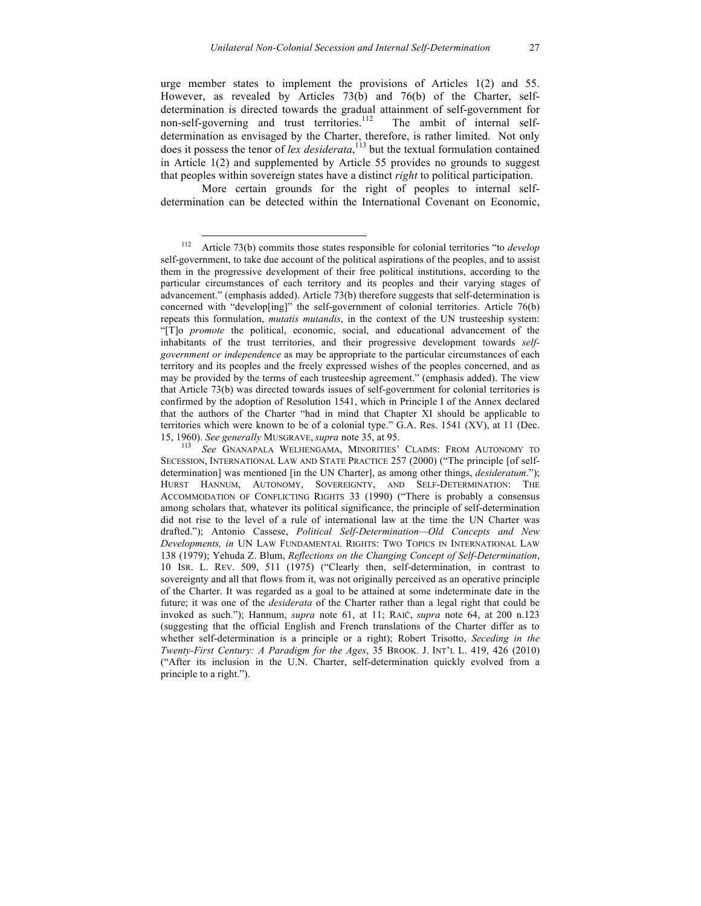urge member states to implement the provisions of Articles 1(2) and 55. However, as revealed by Articles 73(b) and 76(b) of the Charter, self-determination is directed towards the gradual attainment of self-government for non-self-governing and trust territories.[112] The ambit of internal self-determination as envisaged by the Charter, therefore, is rather limited. Not only does it possess the tenor of *lex desiderata*,[113] but the textual formulation contained in Article 1(2) and supplemented by Article 55 provides no grounds to suggest that peoples within sovereign states have a distinct *right* to political participation.

More certain grounds for the right of peoples to internal self-determination can be detected within the International Covenant on Economic,

---

[112] Article 73(b) commits those states responsible for colonial territories "to *develop* self-government, to take due account of the political aspirations of the peoples, and to assist them in the progressive development of their free political institutions, according to the particular circumstances of each territory and its peoples and their varying stages of advancement." (emphasis added). Article 73(b) therefore suggests that self-determination is concerned with "develop[ing]" the self-government of colonial territories. Article 76(b) repeats this formulation, *mutatis mutandis*, in the context of the UN trusteeship system: "[T]o *promote* the political, economic, social, and educational advancement of the inhabitants of the trust territories, and their progressive development towards *self-government or independence* as may be appropriate to the particular circumstances of each territory and its peoples and the freely expressed wishes of the peoples concerned, and as may be provided by the terms of each trusteeship agreement." (emphasis added). The view that Article 73(b) was directed towards issues of self-government for colonial territories is confirmed by the adoption of Resolution 1541, which in Principle I of the Annex declared that the authors of the Charter "had in mind that Chapter XI should be applicable to territories which were known to be of a colonial type." G.A. Res. 1541 (XV), at 11 (Dec. 15, 1960). *See generally* MUSGRAVE, *supra* note 35, at 95.

[113] *See* GNANAPALA WELHENGAMA, MINORITIES' CLAIMS: FROM AUTONOMY TO SECESSION, INTERNATIONAL LAW AND STATE PRACTICE 257 (2000) ("The principle [of self-determination] was mentioned [in the UN Charter], as among other things, *desideratum*."); HURST HANNUM, AUTONOMY, SOVEREIGNTY, AND SELF-DETERMINATION: THE ACCOMMODATION OF CONFLICTING RIGHTS 33 (1990) ("There is probably a consensus among scholars that, whatever its political significance, the principle of self-determination did not rise to the level of a rule of international law at the time the UN Charter was drafted."); Antonio Cassese, *Political Self-Determination—Old Concepts and New Developments, in* UN LAW FUNDAMENTAL RIGHTS: TWO TOPICS IN INTERNATIONAL LAW 138 (1979); Yehuda Z. Blum, *Reflections on the Changing Concept of Self-Determination*, 10 ISR. L. REV. 509, 511 (1975) ("Clearly then, self-determination, in contrast to sovereignty and all that flows from it, was not originally perceived as an operative principle of the Charter. It was regarded as a goal to be attained at some indeterminate date in the future; it was one of the *desiderata* of the Charter rather than a legal right that could be invoked as such."); Hannum, *supra* note 61, at 11; RAIČ, *supra* note 64, at 200 n.123 (suggesting that the official English and French translations of the Charter differ as to whether self-determination is a principle or a right); Robert Trisotto, *Seceding in the Twenty-First Century: A Paradigm for the Ages*, 35 BROOK. J. INT'L L. 419, 426 (2010) ("After its inclusion in the U.N. Charter, self-determination quickly evolved from a principle to a right.").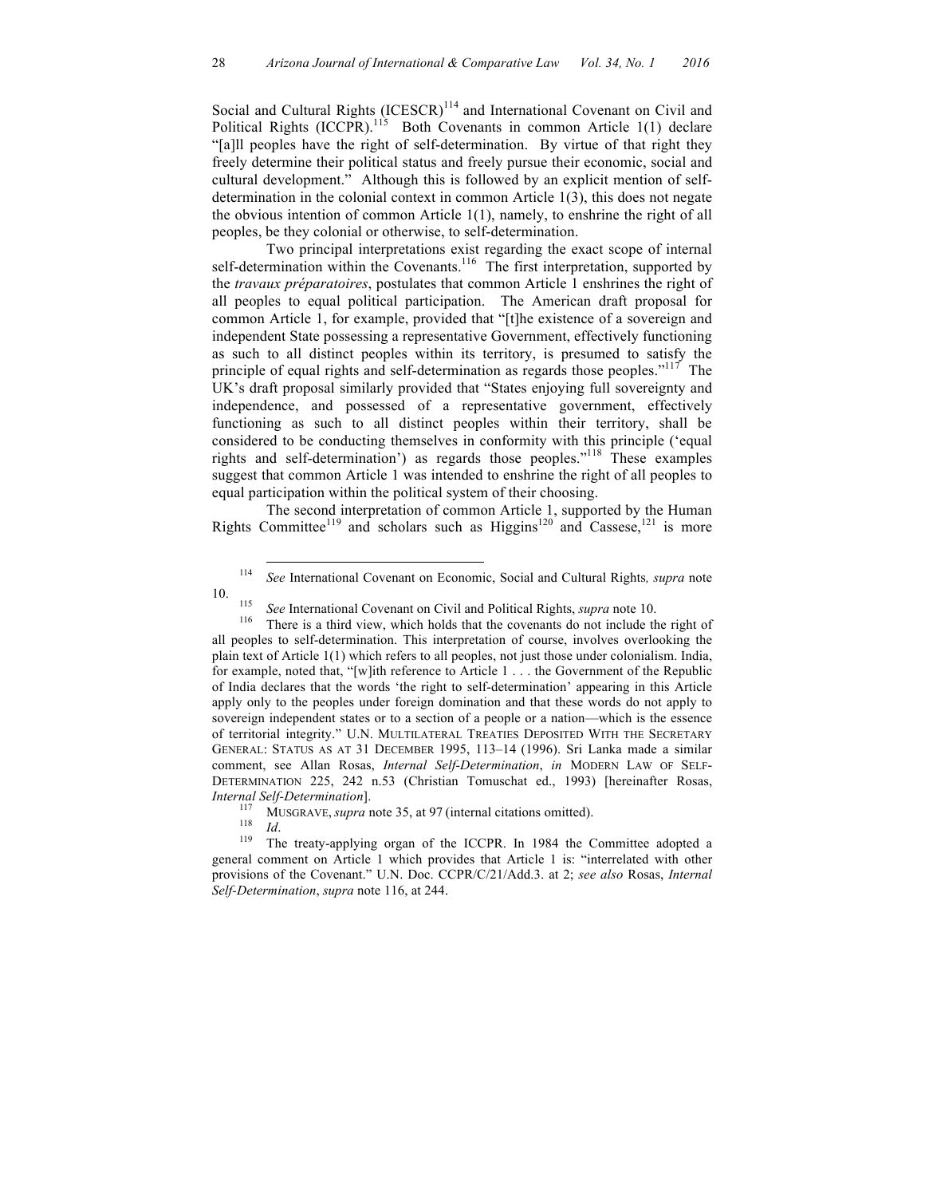Social and Cultural Rights (ICESCR)[114] and International Covenant on Civil and Political Rights (ICCPR).[115] Both Covenants in common Article 1(1) declare "[a]ll peoples have the right of self-determination. By virtue of that right they freely determine their political status and freely pursue their economic, social and cultural development." Although this is followed by an explicit mention of self-determination in the colonial context in common Article 1(3), this does not negate the obvious intention of common Article 1(1), namely, to enshrine the right of all peoples, be they colonial or otherwise, to self-determination.

Two principal interpretations exist regarding the exact scope of internal self-determination within the Covenants.[116] The first interpretation, supported by the *travaux préparatoires*, postulates that common Article 1 enshrines the right of all peoples to equal political participation. The American draft proposal for common Article 1, for example, provided that "[t]he existence of a sovereign and independent State possessing a representative Government, effectively functioning as such to all distinct peoples within its territory, is presumed to satisfy the principle of equal rights and self-determination as regards those peoples."[117] The UK's draft proposal similarly provided that "States enjoying full sovereignty and independence, and possessed of a representative government, effectively functioning as such to all distinct peoples within their territory, shall be considered to be conducting themselves in conformity with this principle ('equal rights and self-determination') as regards those peoples."[118] These examples suggest that common Article 1 was intended to enshrine the right of all peoples to equal participation within the political system of their choosing.

The second interpretation of common Article 1, supported by the Human Rights Committee[119] and scholars such as Higgins[120] and Cassese,[121] is more

---

[114] *See* International Covenant on Economic, Social and Cultural Rights*, supra* note 10.

[115] *See* International Covenant on Civil and Political Rights, *supra* note 10.

[116] There is a third view, which holds that the covenants do not include the right of all peoples to self-determination. This interpretation of course, involves overlooking the plain text of Article 1(1) which refers to all peoples, not just those under colonialism. India, for example, noted that, "[w]ith reference to Article 1 . . . the Government of the Republic of India declares that the words 'the right to self-determination' appearing in this Article apply only to the peoples under foreign domination and that these words do not apply to sovereign independent states or to a section of a people or a nation—which is the essence of territorial integrity." U.N. MULTILATERAL TREATIES DEPOSITED WITH THE SECRETARY GENERAL: STATUS AS AT 31 DECEMBER 1995, 113–14 (1996). Sri Lanka made a similar comment, see Allan Rosas, *Internal Self-Determination*, *in* MODERN LAW OF SELF-DETERMINATION 225, 242 n.53 (Christian Tomuschat ed., 1993) [hereinafter Rosas, *Internal Self-Determination*].

[117] MUSGRAVE, *supra* note 35, at 97 (internal citations omitted).

[118] *Id*.

[119] The treaty-applying organ of the ICCPR. In 1984 the Committee adopted a general comment on Article 1 which provides that Article 1 is: "interrelated with other provisions of the Covenant." U.N. Doc. CCPR/C/21/Add.3. at 2; *see also* Rosas, *Internal Self-Determination*, *supra* note 116, at 244.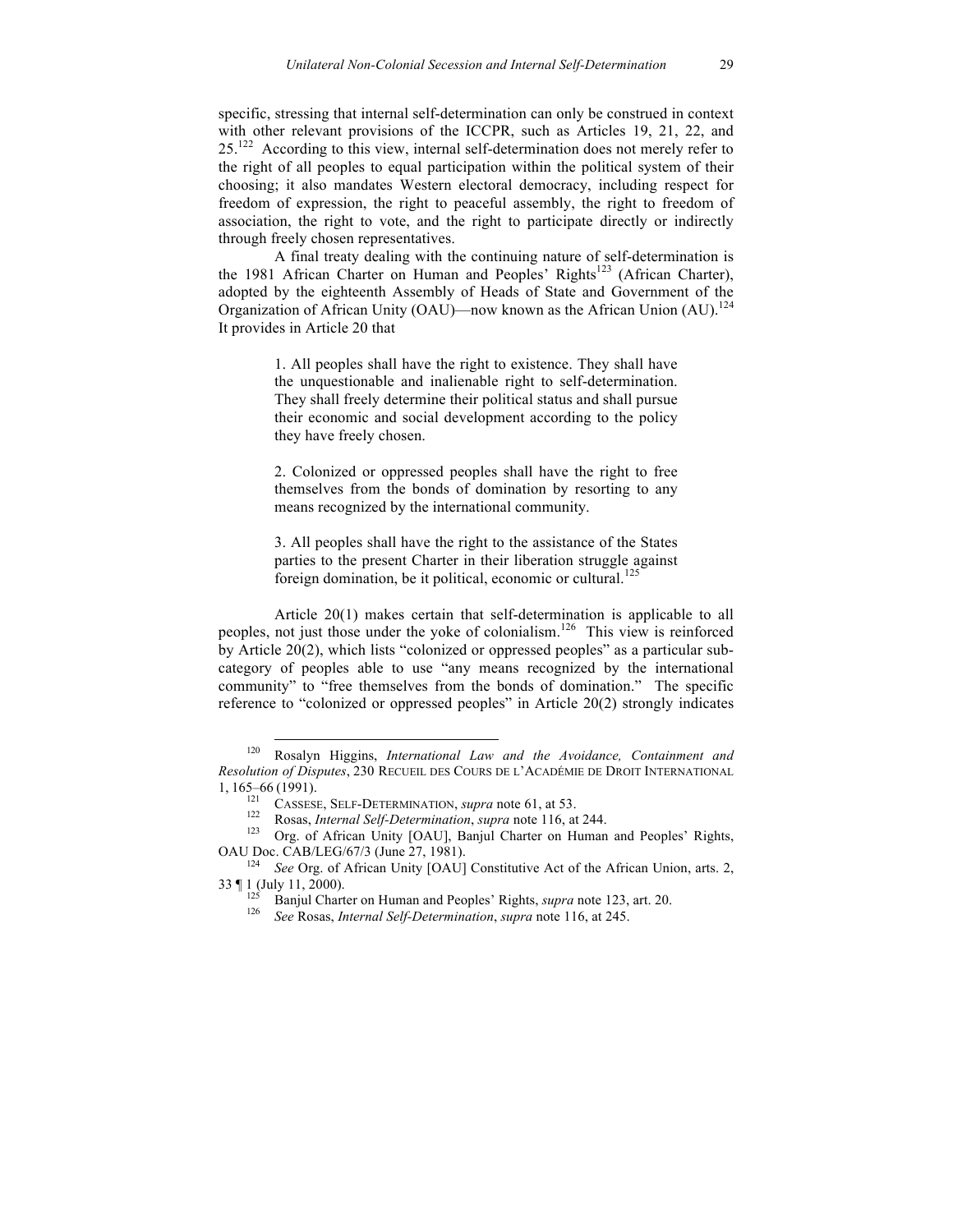specific, stressing that internal self-determination can only be construed in context with other relevant provisions of the ICCPR, such as Articles 19, 21, 22, and 25.[122] According to this view, internal self-determination does not merely refer to the right of all peoples to equal participation within the political system of their choosing; it also mandates Western electoral democracy, including respect for freedom of expression, the right to peaceful assembly, the right to freedom of association, the right to vote, and the right to participate directly or indirectly through freely chosen representatives.

A final treaty dealing with the continuing nature of self-determination is the 1981 African Charter on Human and Peoples' Rights[123] (African Charter), adopted by the eighteenth Assembly of Heads of State and Government of the Organization of African Unity (OAU)—now known as the African Union (AU).[124] It provides in Article 20 that

> 1. All peoples shall have the right to existence. They shall have the unquestionable and inalienable right to self-determination. They shall freely determine their political status and shall pursue their economic and social development according to the policy they have freely chosen.
>
> 2. Colonized or oppressed peoples shall have the right to free themselves from the bonds of domination by resorting to any means recognized by the international community.
>
> 3. All peoples shall have the right to the assistance of the States parties to the present Charter in their liberation struggle against foreign domination, be it political, economic or cultural.[125]

Article 20(1) makes certain that self-determination is applicable to all peoples, not just those under the yoke of colonialism.[126] This view is reinforced by Article 20(2), which lists "colonized or oppressed peoples" as a particular sub-category of peoples able to use "any means recognized by the international community" to "free themselves from the bonds of domination." The specific reference to "colonized or oppressed peoples" in Article 20(2) strongly indicates

---

[120] Rosalyn Higgins, *International Law and the Avoidance, Containment and Resolution of Disputes*, 230 RECUEIL DES COURS DE L'ACADÉMIE DE DROIT INTERNATIONAL 1, 165–66 (1991).

[121] CASSESE, SELF-DETERMINATION, *supra* note 61, at 53.

[122] Rosas, *Internal Self-Determination*, *supra* note 116, at 244.

[123] Org. of African Unity [OAU], Banjul Charter on Human and Peoples' Rights, OAU Doc. CAB/LEG/67/3 (June 27, 1981).

[124] *See* Org. of African Unity [OAU] Constitutive Act of the African Union, arts. 2, 33 ¶ 1 (July 11, 2000).

[125] Banjul Charter on Human and Peoples' Rights, *supra* note 123, art. 20.

[126] *See* Rosas, *Internal Self-Determination*, *supra* note 116, at 245.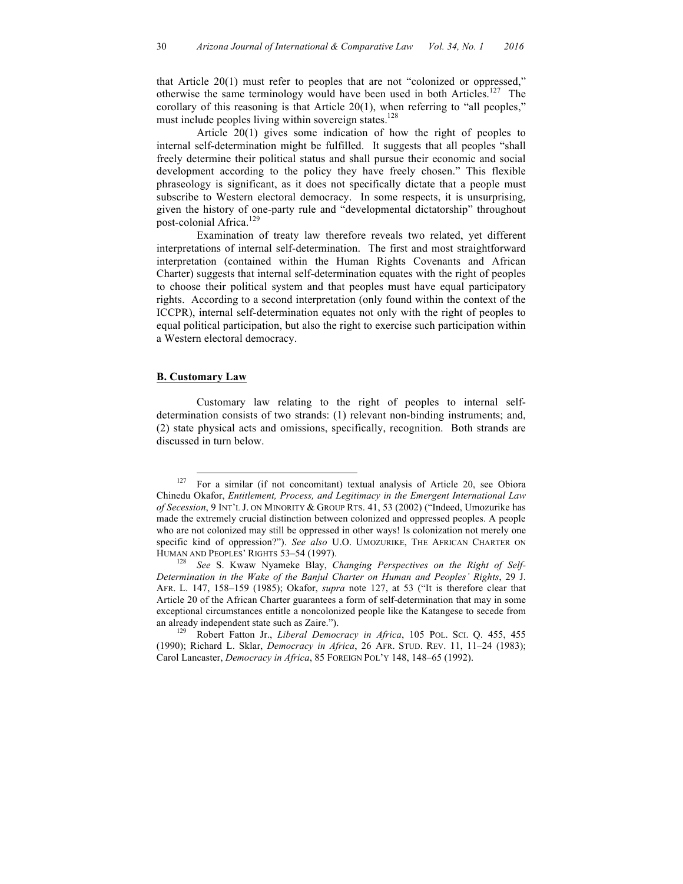that Article 20(1) must refer to peoples that are not "colonized or oppressed," otherwise the same terminology would have been used in both Articles.[127] The corollary of this reasoning is that Article 20(1), when referring to "all peoples," must include peoples living within sovereign states.[128]

Article 20(1) gives some indication of how the right of peoples to internal self-determination might be fulfilled. It suggests that all peoples "shall freely determine their political status and shall pursue their economic and social development according to the policy they have freely chosen." This flexible phraseology is significant, as it does not specifically dictate that a people must subscribe to Western electoral democracy. In some respects, it is unsurprising, given the history of one-party rule and "developmental dictatorship" throughout post-colonial Africa.[129]

Examination of treaty law therefore reveals two related, yet different interpretations of internal self-determination. The first and most straightforward interpretation (contained within the Human Rights Covenants and African Charter) suggests that internal self-determination equates with the right of peoples to choose their political system and that peoples must have equal participatory rights. According to a second interpretation (only found within the context of the ICCPR), internal self-determination equates not only with the right of peoples to equal political participation, but also the right to exercise such participation within a Western electoral democracy.

## B. Customary Law

Customary law relating to the right of peoples to internal self-determination consists of two strands: (1) relevant non-binding instruments; and, (2) state physical acts and omissions, specifically, recognition. Both strands are discussed in turn below.

---

[127] For a similar (if not concomitant) textual analysis of Article 20, see Obiora Chinedu Okafor, *Entitlement, Process, and Legitimacy in the Emergent International Law of Secession*, 9 INT'L J. ON MINORITY & GROUP RTS. 41, 53 (2002) ("Indeed, Umozurike has made the extremely crucial distinction between colonized and oppressed peoples. A people who are not colonized may still be oppressed in other ways! Is colonization not merely one specific kind of oppression?"). *See also* U.O. UMOZURIKE, THE AFRICAN CHARTER ON HUMAN AND PEOPLES' RIGHTS 53–54 (1997).

[128] *See* S. Kwaw Nyameke Blay, *Changing Perspectives on the Right of Self-Determination in the Wake of the Banjul Charter on Human and Peoples' Rights*, 29 J. AFR. L. 147, 158–159 (1985); Okafor, *supra* note 127, at 53 ("It is therefore clear that Article 20 of the African Charter guarantees a form of self-determination that may in some exceptional circumstances entitle a noncolonized people like the Katangese to secede from an already independent state such as Zaire.").

[129] Robert Fatton Jr., *Liberal Democracy in Africa*, 105 POL. SCI. Q. 455, 455 (1990); Richard L. Sklar, *Democracy in Africa*, 26 AFR. STUD. REV. 11, 11–24 (1983); Carol Lancaster, *Democracy in Africa*, 85 FOREIGN POL'Y 148, 148–65 (1992).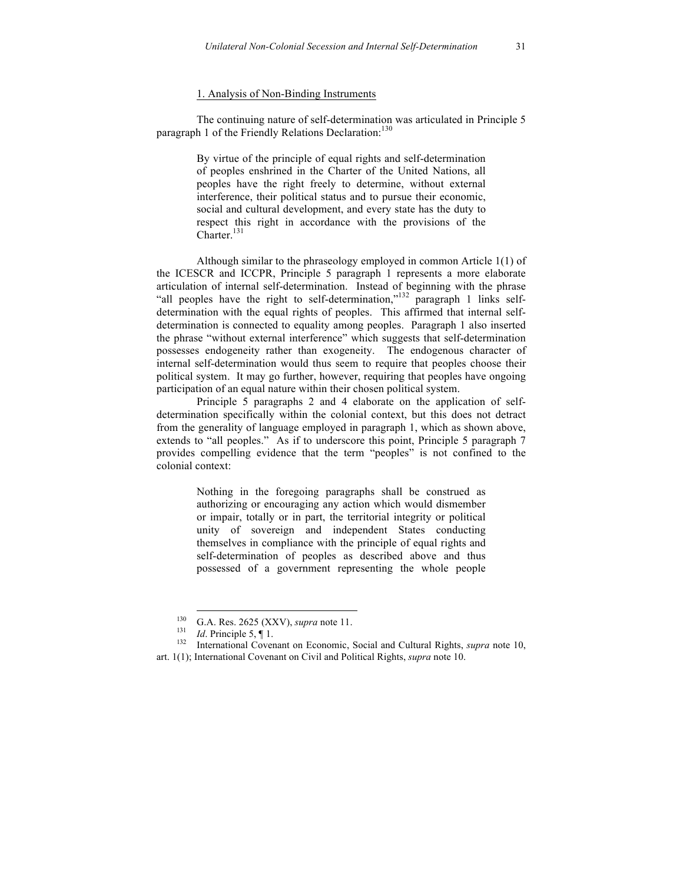1. Analysis of Non-Binding Instruments

The continuing nature of self-determination was articulated in Principle 5 paragraph 1 of the Friendly Relations Declaration:[130]

> By virtue of the principle of equal rights and self-determination of peoples enshrined in the Charter of the United Nations, all peoples have the right freely to determine, without external interference, their political status and to pursue their economic, social and cultural development, and every state has the duty to respect this right in accordance with the provisions of the Charter.[131]

Although similar to the phraseology employed in common Article 1(1) of the ICESCR and ICCPR, Principle 5 paragraph 1 represents a more elaborate articulation of internal self-determination. Instead of beginning with the phrase "all peoples have the right to self-determination,"[132] paragraph 1 links self-determination with the equal rights of peoples. This affirmed that internal self-determination is connected to equality among peoples. Paragraph 1 also inserted the phrase "without external interference" which suggests that self-determination possesses endogeneity rather than exogeneity. The endogenous character of internal self-determination would thus seem to require that peoples choose their political system. It may go further, however, requiring that peoples have ongoing participation of an equal nature within their chosen political system.

Principle 5 paragraphs 2 and 4 elaborate on the application of self-determination specifically within the colonial context, but this does not detract from the generality of language employed in paragraph 1, which as shown above, extends to "all peoples." As if to underscore this point, Principle 5 paragraph 7 provides compelling evidence that the term "peoples" is not confined to the colonial context:

> Nothing in the foregoing paragraphs shall be construed as authorizing or encouraging any action which would dismember or impair, totally or in part, the territorial integrity or political unity of sovereign and independent States conducting themselves in compliance with the principle of equal rights and self-determination of peoples as described above and thus possessed of a government representing the whole people

---

[130] G.A. Res. 2625 (XXV), *supra* note 11.

[131] *Id*. Principle 5, ¶ 1.

[132] International Covenant on Economic, Social and Cultural Rights, *supra* note 10, art. 1(1); International Covenant on Civil and Political Rights, *supra* note 10.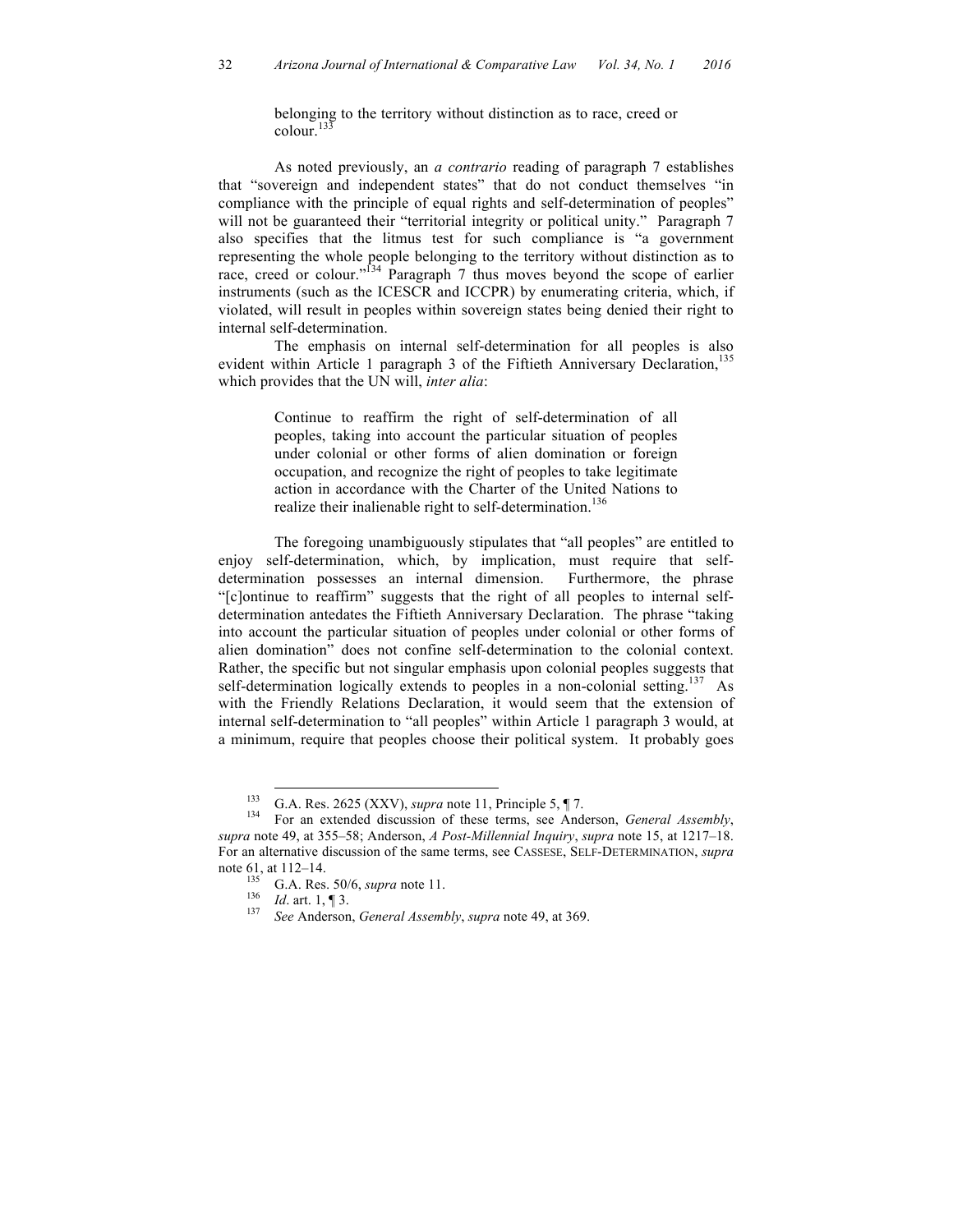> belonging to the territory without distinction as to race, creed or colour.[133]

As noted previously, an *a contrario* reading of paragraph 7 establishes that "sovereign and independent states" that do not conduct themselves "in compliance with the principle of equal rights and self-determination of peoples" will not be guaranteed their "territorial integrity or political unity." Paragraph 7 also specifies that the litmus test for such compliance is "a government representing the whole people belonging to the territory without distinction as to race, creed or colour."[134] Paragraph 7 thus moves beyond the scope of earlier instruments (such as the ICESCR and ICCPR) by enumerating criteria, which, if violated, will result in peoples within sovereign states being denied their right to internal self-determination.

The emphasis on internal self-determination for all peoples is also evident within Article 1 paragraph 3 of the Fiftieth Anniversary Declaration,[135] which provides that the UN will, *inter alia*:

> Continue to reaffirm the right of self-determination of all peoples, taking into account the particular situation of peoples under colonial or other forms of alien domination or foreign occupation, and recognize the right of peoples to take legitimate action in accordance with the Charter of the United Nations to realize their inalienable right to self-determination.[136]

The foregoing unambiguously stipulates that "all peoples" are entitled to enjoy self-determination, which, by implication, must require that self-determination possesses an internal dimension. Furthermore, the phrase "[c]ontinue to reaffirm" suggests that the right of all peoples to internal self-determination antedates the Fiftieth Anniversary Declaration. The phrase "taking into account the particular situation of peoples under colonial or other forms of alien domination" does not confine self-determination to the colonial context. Rather, the specific but not singular emphasis upon colonial peoples suggests that self-determination logically extends to peoples in a non-colonial setting.[137] As with the Friendly Relations Declaration, it would seem that the extension of internal self-determination to "all peoples" within Article 1 paragraph 3 would, at a minimum, require that peoples choose their political system. It probably goes

---

[133] G.A. Res. 2625 (XXV), *supra* note 11, Principle 5, ¶ 7.

[134] For an extended discussion of these terms, see Anderson, *General Assembly*, *supra* note 49, at 355–58; Anderson, *A Post-Millennial Inquiry*, *supra* note 15, at 1217–18. For an alternative discussion of the same terms, see CASSESE, SELF-DETERMINATION, *supra* note 61, at 112–14.

[135] G.A. Res. 50/6, *supra* note 11.

[136] *Id*. art. 1, ¶ 3.

[137] *See* Anderson, *General Assembly*, *supra* note 49, at 369.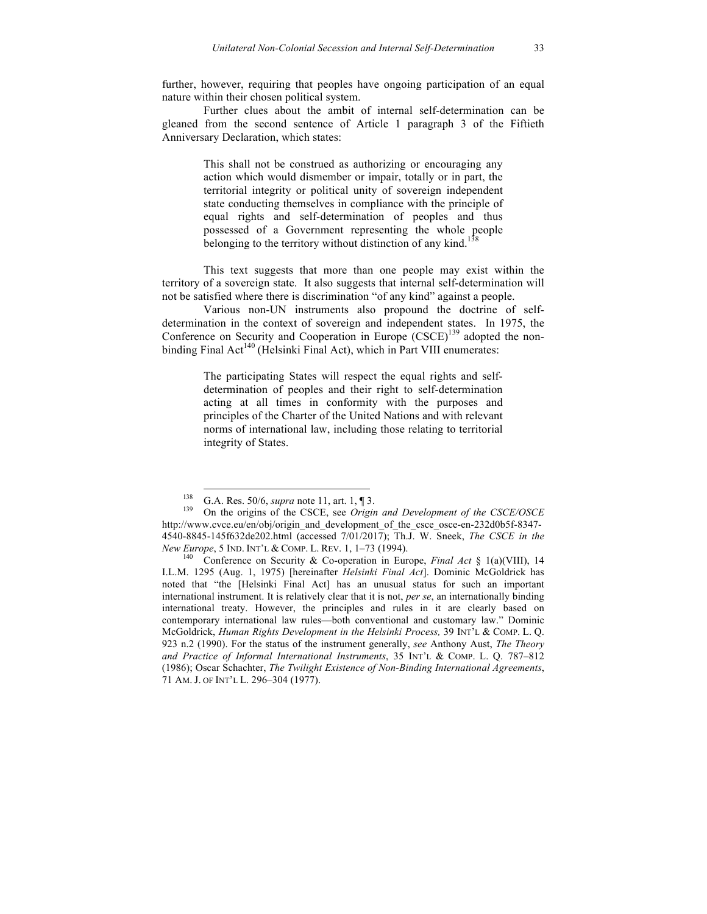further, however, requiring that peoples have ongoing participation of an equal nature within their chosen political system.

Further clues about the ambit of internal self-determination can be gleaned from the second sentence of Article 1 paragraph 3 of the Fiftieth Anniversary Declaration, which states:

> This shall not be construed as authorizing or encouraging any action which would dismember or impair, totally or in part, the territorial integrity or political unity of sovereign independent state conducting themselves in compliance with the principle of equal rights and self-determination of peoples and thus possessed of a Government representing the whole people belonging to the territory without distinction of any kind.[138]

This text suggests that more than one people may exist within the territory of a sovereign state. It also suggests that internal self-determination will not be satisfied where there is discrimination "of any kind" against a people.

Various non-UN instruments also propound the doctrine of self-determination in the context of sovereign and independent states. In 1975, the Conference on Security and Cooperation in Europe (CSCE)[139] adopted the non-binding Final Act[140] (Helsinki Final Act), which in Part VIII enumerates:

> The participating States will respect the equal rights and self-determination of peoples and their right to self-determination acting at all times in conformity with the purposes and principles of the Charter of the United Nations and with relevant norms of international law, including those relating to territorial integrity of States.

---

[138] G.A. Res. 50/6, *supra* note 11, art. 1, ¶ 3.

[139] On the origins of the CSCE, see *Origin and Development of the CSCE/OSCE* http://www.cvce.eu/en/obj/origin_and_development_of_the_csce_osce-en-232d0b5f-8347-4540-8845-145f632de202.html (accessed 7/01/2017); Th.J. W. Sneek, *The CSCE in the New Europe*, 5 IND. INT'L & COMP. L. REV. 1, 1–73 (1994).

[140] Conference on Security & Co-operation in Europe, *Final Act* § 1(a)(VIII), 14 I.L.M. 1295 (Aug. 1, 1975) [hereinafter *Helsinki Final Act*]. Dominic McGoldrick has noted that "the [Helsinki Final Act] has an unusual status for such an important international instrument. It is relatively clear that it is not, *per se*, an internationally binding international treaty. However, the principles and rules in it are clearly based on contemporary international law rules—both conventional and customary law." Dominic McGoldrick, *Human Rights Development in the Helsinki Process,* 39 INT'L & COMP. L. Q. 923 n.2 (1990). For the status of the instrument generally, *see* Anthony Aust, *The Theory and Practice of Informal International Instruments*, 35 INT'L & COMP. L. Q. 787–812 (1986); Oscar Schachter, *The Twilight Existence of Non-Binding International Agreements*, 71 AM. J. OF INT'L L. 296–304 (1977).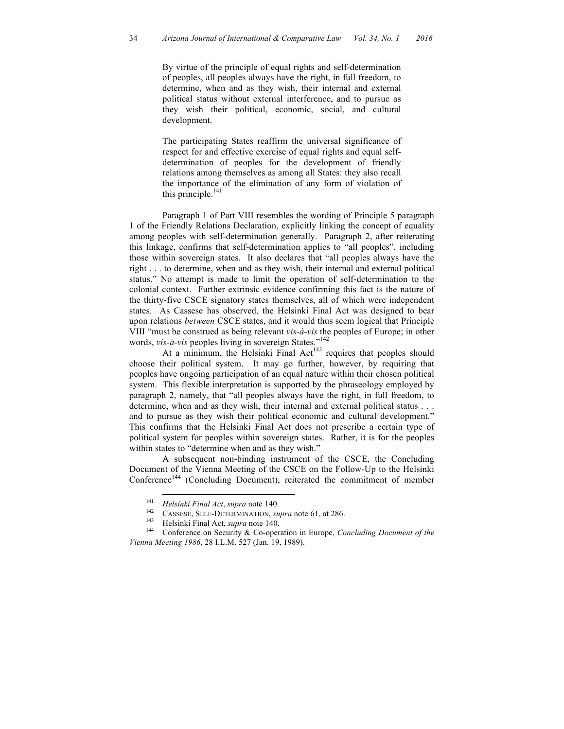> By virtue of the principle of equal rights and self-determination of peoples, all peoples always have the right, in full freedom, to determine, when and as they wish, their internal and external political status without external interference, and to pursue as they wish their political, economic, social, and cultural development.
>
> The participating States reaffirm the universal significance of respect for and effective exercise of equal rights and equal self-determination of peoples for the development of friendly relations among themselves as among all States: they also recall the importance of the elimination of any form of violation of this principle.[141]

Paragraph 1 of Part VIII resembles the wording of Principle 5 paragraph 1 of the Friendly Relations Declaration, explicitly linking the concept of equality among peoples with self-determination generally. Paragraph 2, after reiterating this linkage, confirms that self-determination applies to "all peoples", including those within sovereign states. It also declares that "all peoples always have the right . . . to determine, when and as they wish, their internal and external political status." No attempt is made to limit the operation of self-determination to the colonial context. Further extrinsic evidence confirming this fact is the nature of the thirty-five CSCE signatory states themselves, all of which were independent states. As Cassese has observed, the Helsinki Final Act was designed to bear upon relations *between* CSCE states, and it would thus seem logical that Principle VIII "must be construed as being relevant *vis-à-vis* the peoples of Europe; in other words, *vis-à-vis* peoples living in sovereign States."[142]

At a minimum, the Helsinki Final Act[143] requires that peoples should choose their political system. It may go further, however, by requiring that peoples have ongoing participation of an equal nature within their chosen political system. This flexible interpretation is supported by the phraseology employed by paragraph 2, namely, that "all peoples always have the right, in full freedom, to determine, when and as they wish, their internal and external political status . . . and to pursue as they wish their political economic and cultural development." This confirms that the Helsinki Final Act does not prescribe a certain type of political system for peoples within sovereign states. Rather, it is for the peoples within states to "determine when and as they wish."

A subsequent non-binding instrument of the CSCE, the Concluding Document of the Vienna Meeting of the CSCE on the Follow-Up to the Helsinki Conference[144] (Concluding Document), reiterated the commitment of member

---

[141] *Helsinki Final Act*, *supra* note 140.

[142] CASSESE, SELF-DETERMINATION, *supra* note 61, at 286.

[143] Helsinki Final Act, *supra* note 140.

[144] Conference on Security & Co-operation in Europe, *Concluding Document of the Vienna Meeting 1986*, 28 I.L.M. 527 (Jan. 19, 1989).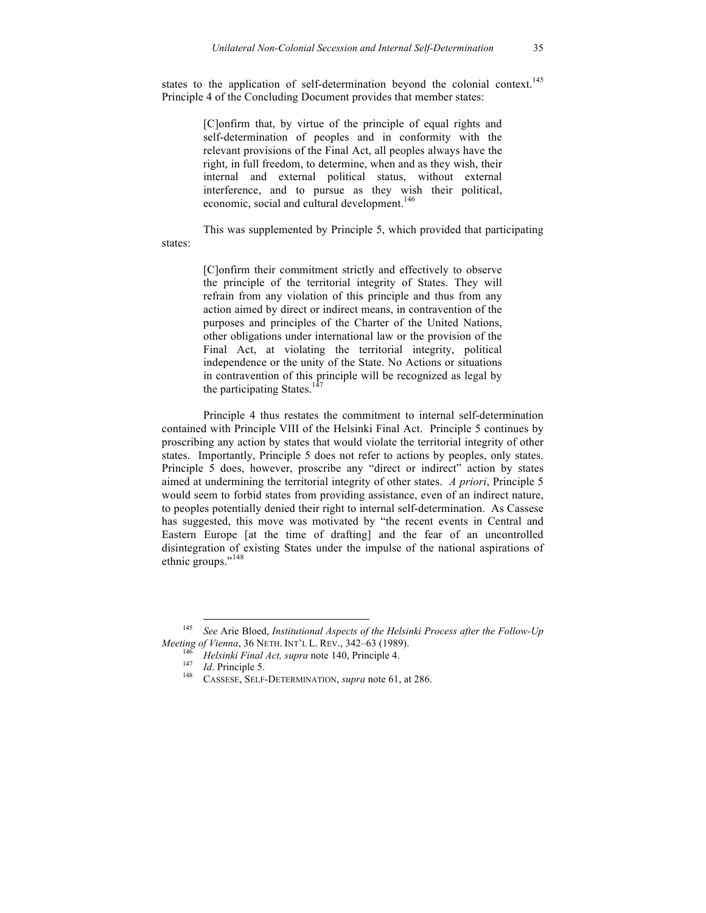states to the application of self-determination beyond the colonial context.[145] Principle 4 of the Concluding Document provides that member states:

> [C]onfirm that, by virtue of the principle of equal rights and self-determination of peoples and in conformity with the relevant provisions of the Final Act, all peoples always have the right, in full freedom, to determine, when and as they wish, their internal and external political status, without external interference, and to pursue as they wish their political, economic, social and cultural development.[146]

This was supplemented by Principle 5, which provided that participating states:

> [C]onfirm their commitment strictly and effectively to observe the principle of the territorial integrity of States. They will refrain from any violation of this principle and thus from any action aimed by direct or indirect means, in contravention of the purposes and principles of the Charter of the United Nations, other obligations under international law or the provision of the Final Act, at violating the territorial integrity, political independence or the unity of the State. No Actions or situations in contravention of this principle will be recognized as legal by the participating States.[147]

Principle 4 thus restates the commitment to internal self-determination contained with Principle VIII of the Helsinki Final Act. Principle 5 continues by proscribing any action by states that would violate the territorial integrity of other states. Importantly, Principle 5 does not refer to actions by peoples, only states. Principle 5 does, however, proscribe any "direct or indirect" action by states aimed at undermining the territorial integrity of other states. *A priori*, Principle 5 would seem to forbid states from providing assistance, even of an indirect nature, to peoples potentially denied their right to internal self-determination. As Cassese has suggested, this move was motivated by "the recent events in Central and Eastern Europe [at the time of drafting] and the fear of an uncontrolled disintegration of existing States under the impulse of the national aspirations of ethnic groups."[148]

---

[145] *See* Arie Bloed, *Institutional Aspects of the Helsinki Process after the Follow-Up Meeting of Vienna*, 36 NETH. INT'L L. REV., 342–63 (1989).

[146] *Helsinki Final Act, supra* note 140, Principle 4.

[147] *Id*. Principle 5.

[148] CASSESE, SELF-DETERMINATION, *supra* note 61, at 286.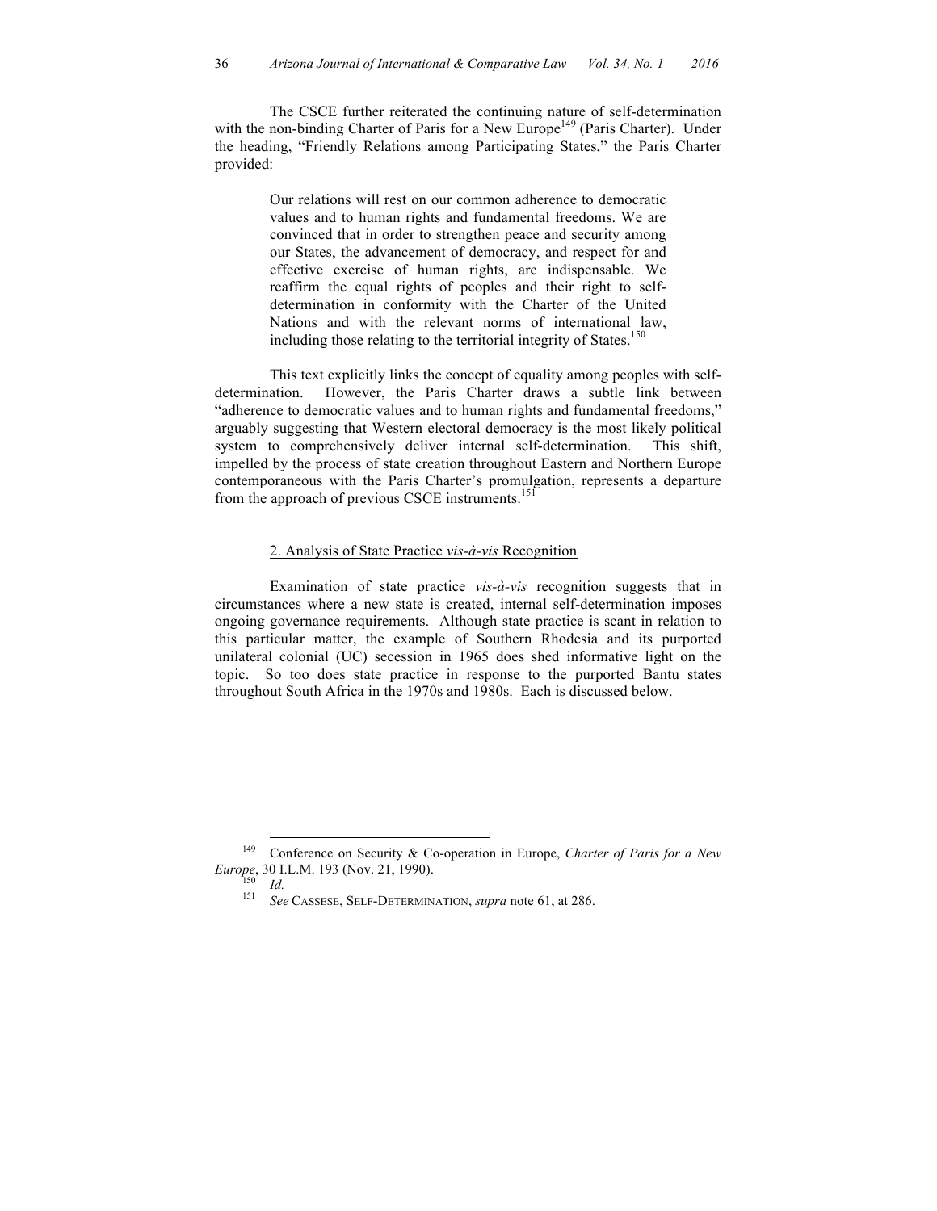The CSCE further reiterated the continuing nature of self-determination with the non-binding Charter of Paris for a New Europe[149] (Paris Charter). Under the heading, "Friendly Relations among Participating States," the Paris Charter provided:

> Our relations will rest on our common adherence to democratic values and to human rights and fundamental freedoms. We are convinced that in order to strengthen peace and security among our States, the advancement of democracy, and respect for and effective exercise of human rights, are indispensable. We reaffirm the equal rights of peoples and their right to self-determination in conformity with the Charter of the United Nations and with the relevant norms of international law, including those relating to the territorial integrity of States.[150]

This text explicitly links the concept of equality among peoples with self-determination. However, the Paris Charter draws a subtle link between "adherence to democratic values and to human rights and fundamental freedoms," arguably suggesting that Western electoral democracy is the most likely political system to comprehensively deliver internal self-determination. This shift, impelled by the process of state creation throughout Eastern and Northern Europe contemporaneous with the Paris Charter's promulgation, represents a departure from the approach of previous CSCE instruments.[151]

#### 2. Analysis of State Practice *vis-à-vis* Recognition

Examination of state practice *vis-à-vis* recognition suggests that in circumstances where a new state is created, internal self-determination imposes ongoing governance requirements. Although state practice is scant in relation to this particular matter, the example of Southern Rhodesia and its purported unilateral colonial (UC) secession in 1965 does shed informative light on the topic. So too does state practice in response to the purported Bantu states throughout South Africa in the 1970s and 1980s. Each is discussed below.

---

[149] Conference on Security & Co-operation in Europe, *Charter of Paris for a New Europe*, 30 I.L.M. 193 (Nov. 21, 1990).

[150] *Id.*

[151] *See* CASSESE, SELF-DETERMINATION, *supra* note 61, at 286.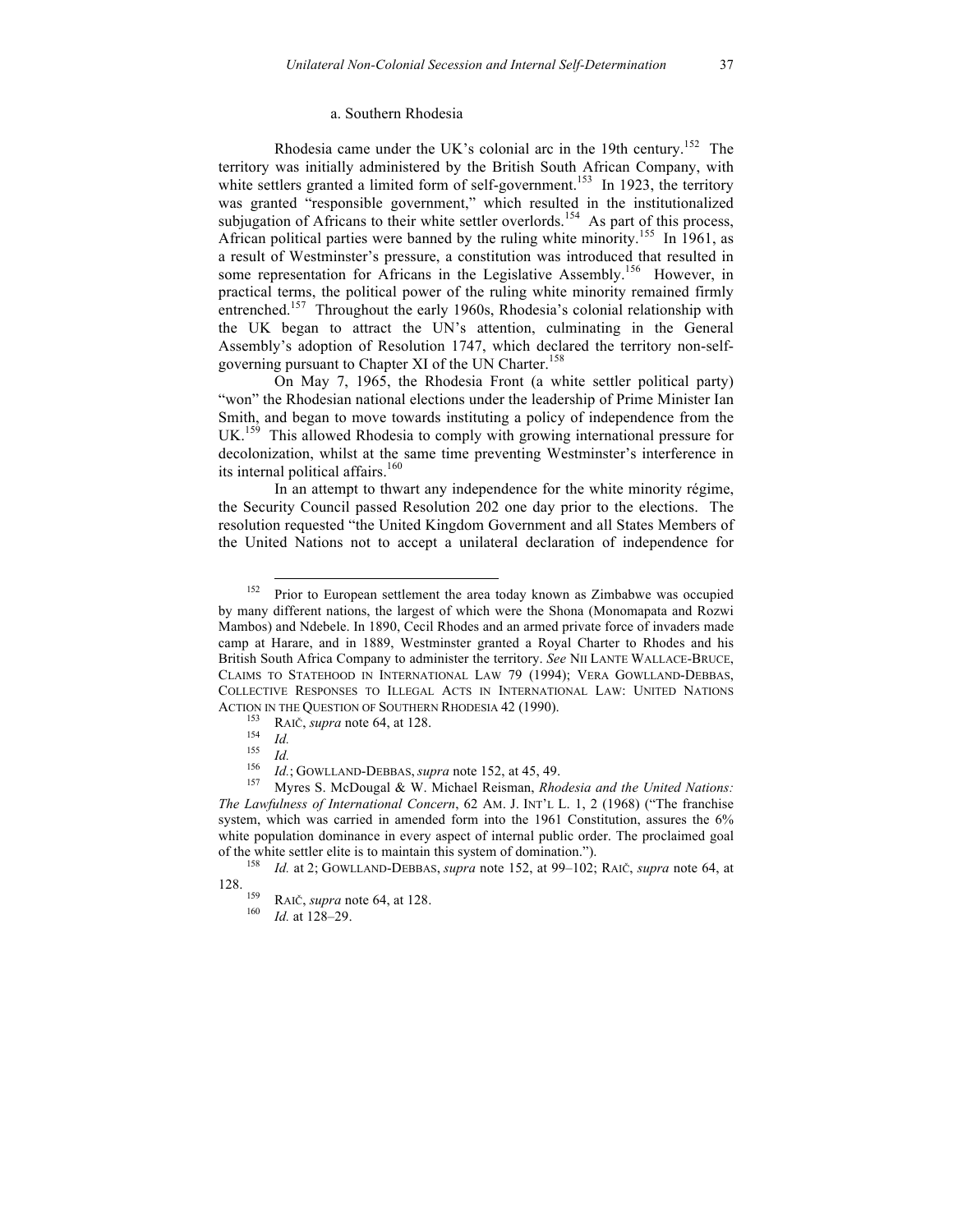### a. Southern Rhodesia

Rhodesia came under the UK's colonial arc in the 19th century.[152] The territory was initially administered by the British South African Company, with white settlers granted a limited form of self-government.[153] In 1923, the territory was granted "responsible government," which resulted in the institutionalized subjugation of Africans to their white settler overlords.[154] As part of this process, African political parties were banned by the ruling white minority.[155] In 1961, as a result of Westminster's pressure, a constitution was introduced that resulted in some representation for Africans in the Legislative Assembly.[156] However, in practical terms, the political power of the ruling white minority remained firmly entrenched.[157] Throughout the early 1960s, Rhodesia's colonial relationship with the UK began to attract the UN's attention, culminating in the General Assembly's adoption of Resolution 1747, which declared the territory non-self-governing pursuant to Chapter XI of the UN Charter.[158]

On May 7, 1965, the Rhodesia Front (a white settler political party) "won" the Rhodesian national elections under the leadership of Prime Minister Ian Smith, and began to move towards instituting a policy of independence from the UK.[159] This allowed Rhodesia to comply with growing international pressure for decolonization, whilst at the same time preventing Westminster's interference in its internal political affairs.[160]

In an attempt to thwart any independence for the white minority régime, the Security Council passed Resolution 202 one day prior to the elections. The resolution requested "the United Kingdom Government and all States Members of the United Nations not to accept a unilateral declaration of independence for

---

[152] Prior to European settlement the area today known as Zimbabwe was occupied by many different nations, the largest of which were the Shona (Monomapata and Rozwi Mambos) and Ndebele. In 1890, Cecil Rhodes and an armed private force of invaders made camp at Harare, and in 1889, Westminster granted a Royal Charter to Rhodes and his British South Africa Company to administer the territory. *See* NII LANTE WALLACE-BRUCE, CLAIMS TO STATEHOOD IN INTERNATIONAL LAW 79 (1994); VERA GOWLLAND-DEBBAS, COLLECTIVE RESPONSES TO ILLEGAL ACTS IN INTERNATIONAL LAW: UNITED NATIONS ACTION IN THE QUESTION OF SOUTHERN RHODESIA 42 (1990).

[153] RAIČ, *supra* note 64, at 128.

[154] *Id.*

[155] *Id.*

[156] *Id.*; GOWLLAND-DEBBAS, *supra* note 152, at 45, 49.

[157] Myres S. McDougal & W. Michael Reisman, *Rhodesia and the United Nations: The Lawfulness of International Concern*, 62 AM. J. INT'L L. 1, 2 (1968) ("The franchise system, which was carried in amended form into the 1961 Constitution, assures the 6% white population dominance in every aspect of internal public order. The proclaimed goal of the white settler elite is to maintain this system of domination.").

[158] *Id.* at 2; GOWLLAND-DEBBAS, *supra* note 152, at 99–102; RAIČ, *supra* note 64, at 128.

[159] RAIČ, *supra* note 64, at 128.

[160] *Id.* at 128–29.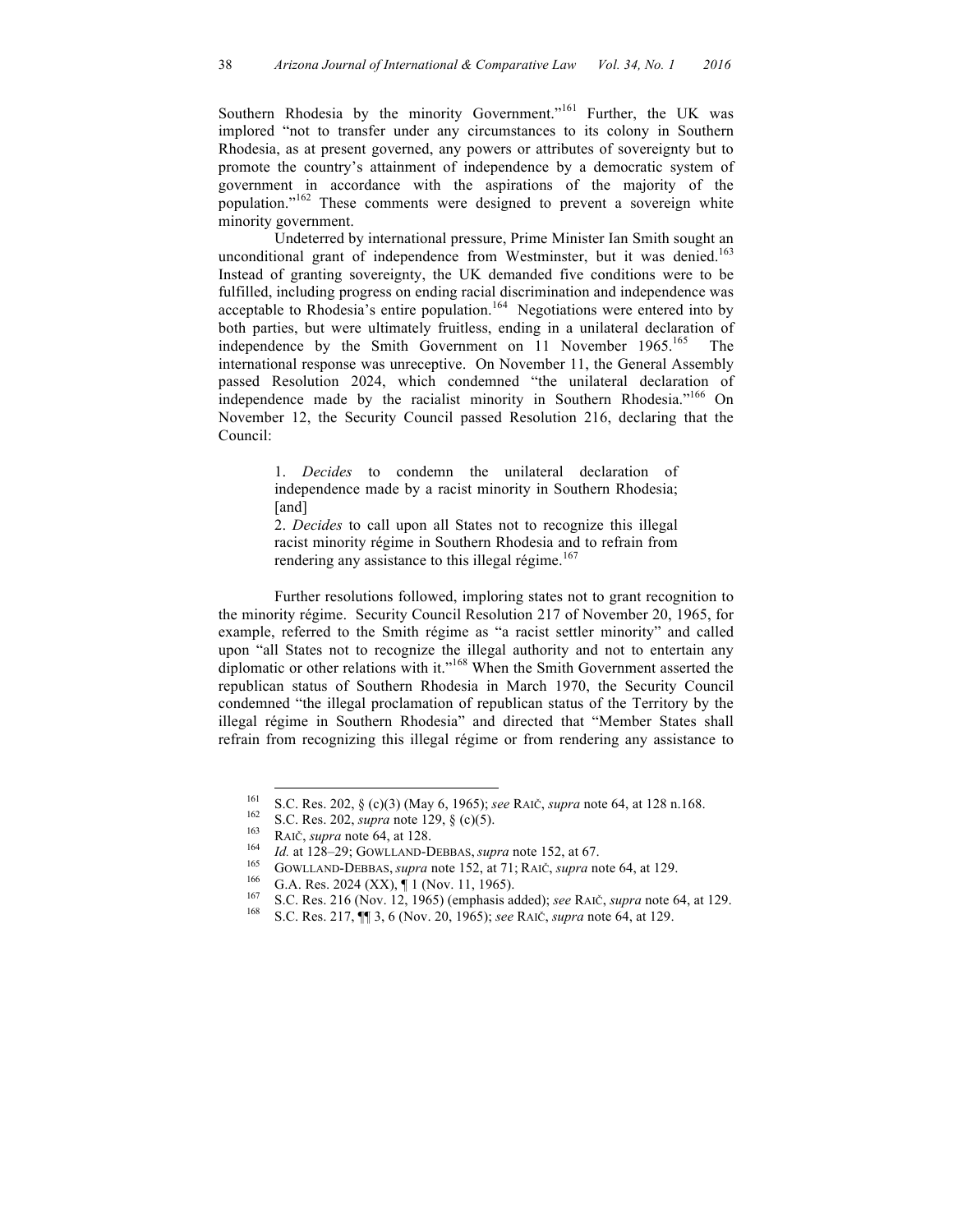Southern Rhodesia by the minority Government."[161] Further, the UK was implored "not to transfer under any circumstances to its colony in Southern Rhodesia, as at present governed, any powers or attributes of sovereignty but to promote the country's attainment of independence by a democratic system of government in accordance with the aspirations of the majority of the population."[162] These comments were designed to prevent a sovereign white minority government.

Undeterred by international pressure, Prime Minister Ian Smith sought an unconditional grant of independence from Westminster, but it was denied.[163] Instead of granting sovereignty, the UK demanded five conditions were to be fulfilled, including progress on ending racial discrimination and independence was acceptable to Rhodesia's entire population.[164] Negotiations were entered into by both parties, but were ultimately fruitless, ending in a unilateral declaration of independence by the Smith Government on 11 November 1965.[165] The international response was unreceptive. On November 11, the General Assembly passed Resolution 2024, which condemned "the unilateral declaration of independence made by the racialist minority in Southern Rhodesia."[166] On November 12, the Security Council passed Resolution 216, declaring that the Council:

> 1. *Decides* to condemn the unilateral declaration of independence made by a racist minority in Southern Rhodesia; [and]
>
> 2. *Decides* to call upon all States not to recognize this illegal racist minority régime in Southern Rhodesia and to refrain from rendering any assistance to this illegal régime.[167]

Further resolutions followed, imploring states not to grant recognition to the minority régime. Security Council Resolution 217 of November 20, 1965, for example, referred to the Smith régime as "a racist settler minority" and called upon "all States not to recognize the illegal authority and not to entertain any diplomatic or other relations with it."[168] When the Smith Government asserted the republican status of Southern Rhodesia in March 1970, the Security Council condemned "the illegal proclamation of republican status of the Territory by the illegal régime in Southern Rhodesia" and directed that "Member States shall refrain from recognizing this illegal régime or from rendering any assistance to

---

[161] S.C. Res. 202, § (c)(3) (May 6, 1965); *see* RAIČ, *supra* note 64, at 128 n.168.

[162] S.C. Res. 202, *supra* note 129, § (c)(5).

[163] RAIČ, *supra* note 64, at 128.

[164] *Id.* at 128–29; GOWLLAND-DEBBAS, *supra* note 152, at 67.

[165] GOWLLAND-DEBBAS, *supra* note 152, at 71; RAIČ, *supra* note 64, at 129.

[166] G.A. Res. 2024 (XX), ¶ 1 (Nov. 11, 1965).

[167] S.C. Res. 216 (Nov. 12, 1965) (emphasis added); *see* RAIČ, *supra* note 64, at 129.

[168] S.C. Res. 217, ¶¶ 3, 6 (Nov. 20, 1965); *see* RAIČ, *supra* note 64, at 129.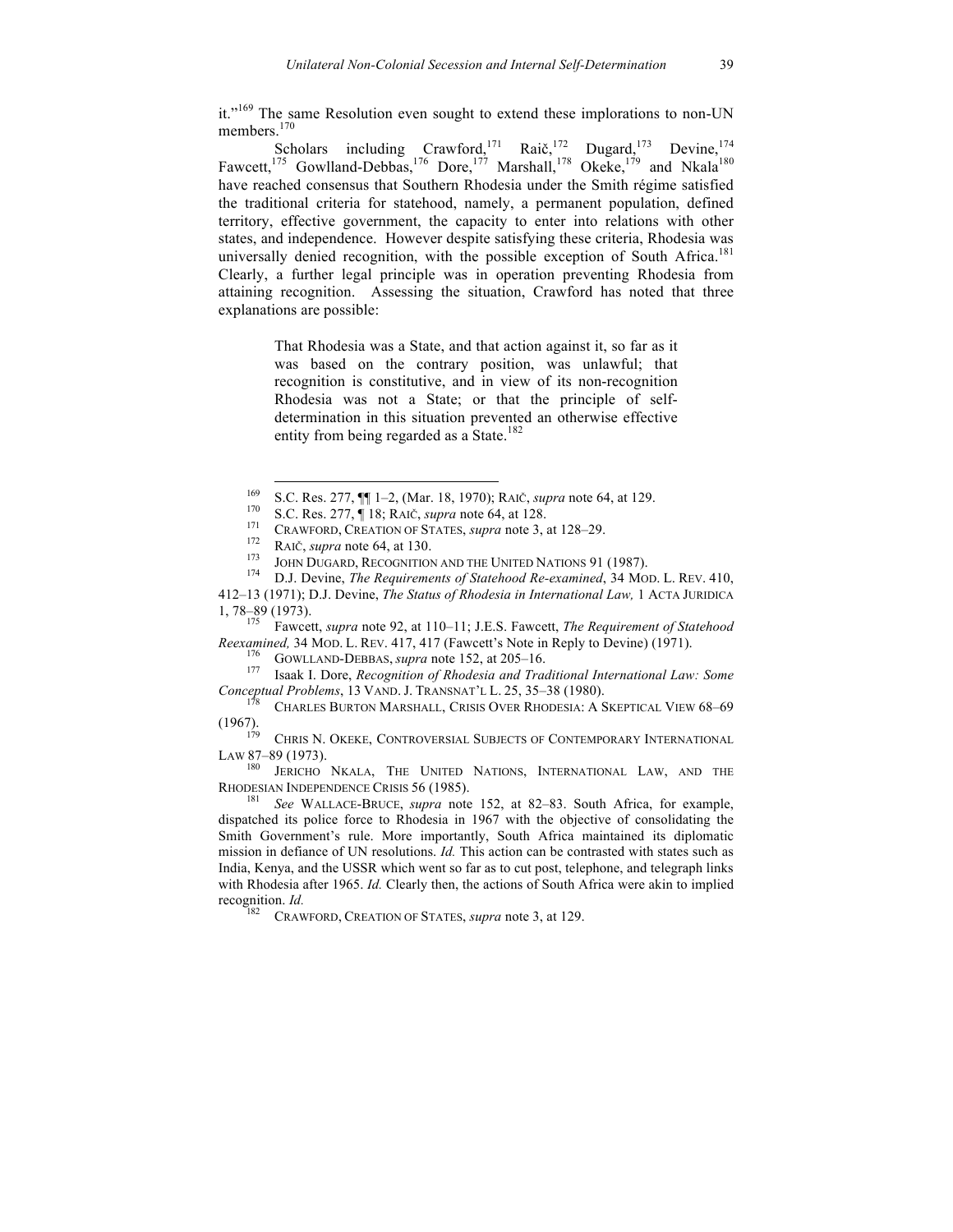it."[169] The same Resolution even sought to extend these implorations to non-UN members.[170]

Scholars including Crawford,[171] Raič,[172] Dugard,[173] Devine,[174] Fawcett,[175] Gowlland-Debbas,[176] Dore,[177] Marshall,[178] Okeke,[179] and Nkala[180] have reached consensus that Southern Rhodesia under the Smith régime satisfied the traditional criteria for statehood, namely, a permanent population, defined territory, effective government, the capacity to enter into relations with other states, and independence. However despite satisfying these criteria, Rhodesia was universally denied recognition, with the possible exception of South Africa.[181] Clearly, a further legal principle was in operation preventing Rhodesia from attaining recognition. Assessing the situation, Crawford has noted that three explanations are possible:

> That Rhodesia was a State, and that action against it, so far as it was based on the contrary position, was unlawful; that recognition is constitutive, and in view of its non-recognition Rhodesia was not a State; or that the principle of self-determination in this situation prevented an otherwise effective entity from being regarded as a State.[182]

---

[169] S.C. Res. 277, ¶¶ 1–2, (Mar. 18, 1970); RAIČ, *supra* note 64, at 129.

[170] S.C. Res. 277, ¶ 18; RAIČ, *supra* note 64, at 128.

[171] CRAWFORD, CREATION OF STATES, *supra* note 3, at 128–29.

[172] RAIČ, *supra* note 64, at 130.

[173] JOHN DUGARD, RECOGNITION AND THE UNITED NATIONS 91 (1987).

[174] D.J. Devine, *The Requirements of Statehood Re-examined*, 34 MOD. L. REV. 410, 412–13 (1971); D.J. Devine, *The Status of Rhodesia in International Law,* 1 ACTA JURIDICA 1, 78–89 (1973).

[175] Fawcett, *supra* note 92, at 110–11; J.E.S. Fawcett, *The Requirement of Statehood Reexamined,* 34 MOD. L. REV. 417, 417 (Fawcett's Note in Reply to Devine) (1971).

[176] GOWLLAND-DEBBAS, *supra* note 152, at 205–16.

[177] Isaak I. Dore, *Recognition of Rhodesia and Traditional International Law: Some Conceptual Problems*, 13 VAND. J. TRANSNAT'L L. 25, 35–38 (1980).

[178] CHARLES BURTON MARSHALL, CRISIS OVER RHODESIA: A SKEPTICAL VIEW 68–69 (1967).

[179] CHRIS N. OKEKE, CONTROVERSIAL SUBJECTS OF CONTEMPORARY INTERNATIONAL LAW 87–89 (1973).

[180] JERICHO NKALA, THE UNITED NATIONS, INTERNATIONAL LAW, AND THE RHODESIAN INDEPENDENCE CRISIS 56 (1985).

[181] *See* WALLACE-BRUCE, *supra* note 152, at 82–83. South Africa, for example, dispatched its police force to Rhodesia in 1967 with the objective of consolidating the Smith Government's rule. More importantly, South Africa maintained its diplomatic mission in defiance of UN resolutions. *Id.* This action can be contrasted with states such as India, Kenya, and the USSR which went so far as to cut post, telephone, and telegraph links with Rhodesia after 1965. *Id.* Clearly then, the actions of South Africa were akin to implied recognition. *Id.*

[182] CRAWFORD, CREATION OF STATES, *supra* note 3, at 129.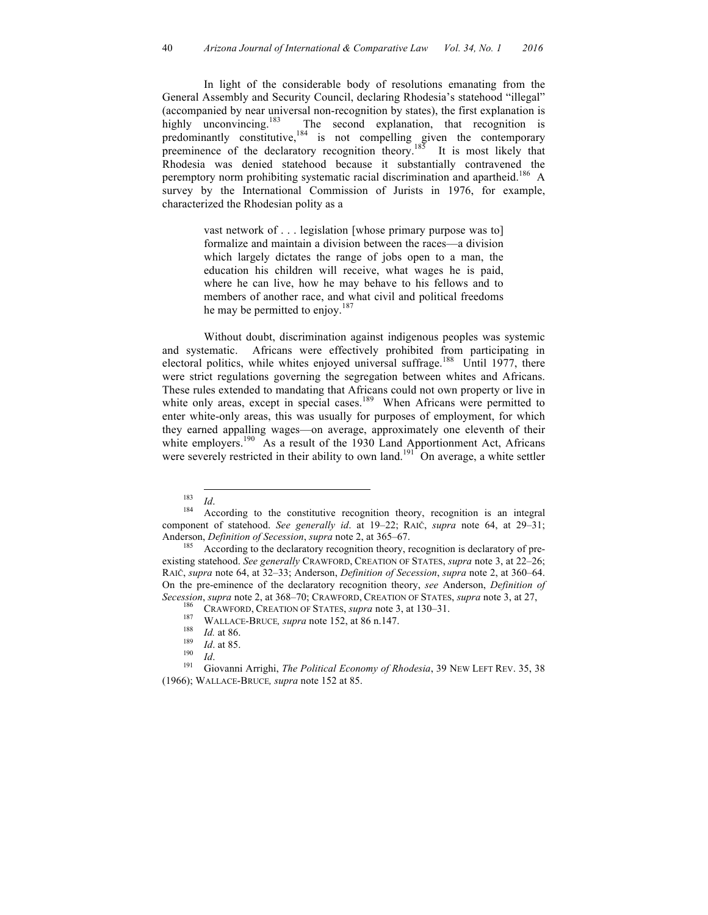In light of the considerable body of resolutions emanating from the General Assembly and Security Council, declaring Rhodesia's statehood "illegal" (accompanied by near universal non-recognition by states), the first explanation is highly unconvincing.[183] The second explanation, that recognition is predominantly constitutive,[184] is not compelling given the contemporary preeminence of the declaratory recognition theory.[185] It is most likely that Rhodesia was denied statehood because it substantially contravened the peremptory norm prohibiting systematic racial discrimination and apartheid.[186] A survey by the International Commission of Jurists in 1976, for example, characterized the Rhodesian polity as a

> vast network of . . . legislation [whose primary purpose was to] formalize and maintain a division between the races—a division which largely dictates the range of jobs open to a man, the education his children will receive, what wages he is paid, where he can live, how he may behave to his fellows and to members of another race, and what civil and political freedoms he may be permitted to enjoy.[187]

Without doubt, discrimination against indigenous peoples was systemic and systematic. Africans were effectively prohibited from participating in electoral politics, while whites enjoyed universal suffrage.[188] Until 1977, there were strict regulations governing the segregation between whites and Africans. These rules extended to mandating that Africans could not own property or live in white only areas, except in special cases.[189] When Africans were permitted to enter white-only areas, this was usually for purposes of employment, for which they earned appalling wages—on average, approximately one eleventh of their white employers.[190] As a result of the 1930 Land Apportionment Act, Africans were severely restricted in their ability to own land.[191] On average, a white settler

---

[183] *Id*.

[184] According to the constitutive recognition theory, recognition is an integral component of statehood. *See generally id*. at 19–22; RAIČ, *supra* note 64, at 29–31; Anderson, *Definition of Secession*, *supra* note 2, at 365–67.

[185] According to the declaratory recognition theory, recognition is declaratory of pre-existing statehood. *See generally* CRAWFORD, CREATION OF STATES, *supra* note 3, at 22–26; RAIČ, *supra* note 64, at 32–33; Anderson, *Definition of Secession*, *supra* note 2, at 360–64. On the pre-eminence of the declaratory recognition theory, *see* Anderson, *Definition of Secession*, *supra* note 2, at 368–70; CRAWFORD, CREATION OF STATES, *supra* note 3, at 27,

[186] CRAWFORD, CREATION OF STATES, *supra* note 3, at 130–31.

[187] WALLACE-BRUCE*, supra* note 152, at 86 n.147.

[188] *Id.* at 86.

[189] *Id*. at 85.

[190] *Id*.

[191] Giovanni Arrighi, *The Political Economy of Rhodesia*, 39 NEW LEFT REV. 35, 38 (1966); WALLACE-BRUCE*, supra* note 152 at 85.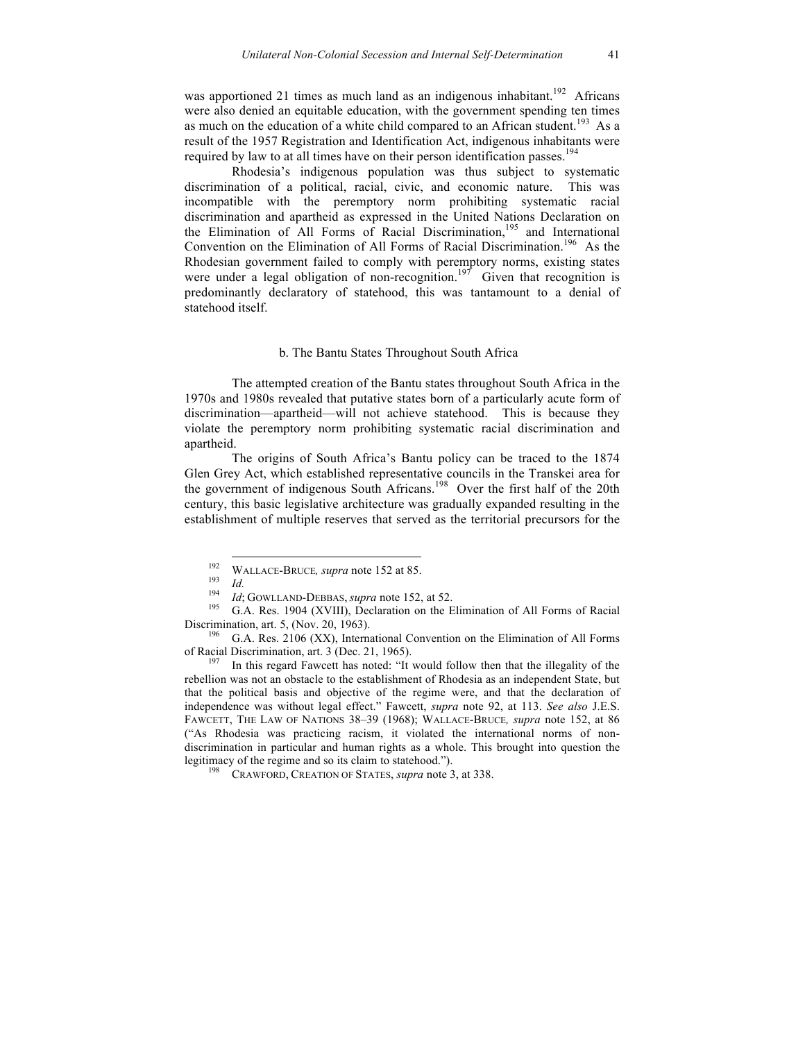was apportioned 21 times as much land as an indigenous inhabitant.[192] Africans were also denied an equitable education, with the government spending ten times as much on the education of a white child compared to an African student.[193] As a result of the 1957 Registration and Identification Act, indigenous inhabitants were required by law to at all times have on their person identification passes.[194]

Rhodesia's indigenous population was thus subject to systematic discrimination of a political, racial, civic, and economic nature. This was incompatible with the peremptory norm prohibiting systematic racial discrimination and apartheid as expressed in the United Nations Declaration on the Elimination of All Forms of Racial Discrimination,[195] and International Convention on the Elimination of All Forms of Racial Discrimination.[196] As the Rhodesian government failed to comply with peremptory norms, existing states were under a legal obligation of non-recognition.[197] Given that recognition is predominantly declaratory of statehood, this was tantamount to a denial of statehood itself.

### b. The Bantu States Throughout South Africa

The attempted creation of the Bantu states throughout South Africa in the 1970s and 1980s revealed that putative states born of a particularly acute form of discrimination—apartheid—will not achieve statehood. This is because they violate the peremptory norm prohibiting systematic racial discrimination and apartheid.

The origins of South Africa's Bantu policy can be traced to the 1874 Glen Grey Act, which established representative councils in the Transkei area for the government of indigenous South Africans.[198] Over the first half of the 20th century, this basic legislative architecture was gradually expanded resulting in the establishment of multiple reserves that served as the territorial precursors for the

---

[192] WALLACE-BRUCE*, supra* note 152 at 85.

[193] *Id.*

[194] *Id*; GOWLLAND-DEBBAS, *supra* note 152, at 52.

[195] G.A. Res. 1904 (XVIII), Declaration on the Elimination of All Forms of Racial Discrimination, art. 5, (Nov. 20, 1963).

[196] G.A. Res. 2106 (XX), International Convention on the Elimination of All Forms of Racial Discrimination, art. 3 (Dec. 21, 1965).

[197] In this regard Fawcett has noted: "It would follow then that the illegality of the rebellion was not an obstacle to the establishment of Rhodesia as an independent State, but that the political basis and objective of the regime were, and that the declaration of independence was without legal effect." Fawcett, *supra* note 92, at 113. *See also* J.E.S. FAWCETT, THE LAW OF NATIONS 38–39 (1968); WALLACE-BRUCE*, supra* note 152, at 86 ("As Rhodesia was practicing racism, it violated the international norms of non-discrimination in particular and human rights as a whole. This brought into question the legitimacy of the regime and so its claim to statehood.").

[198] CRAWFORD, CREATION OF STATES, *supra* note 3, at 338.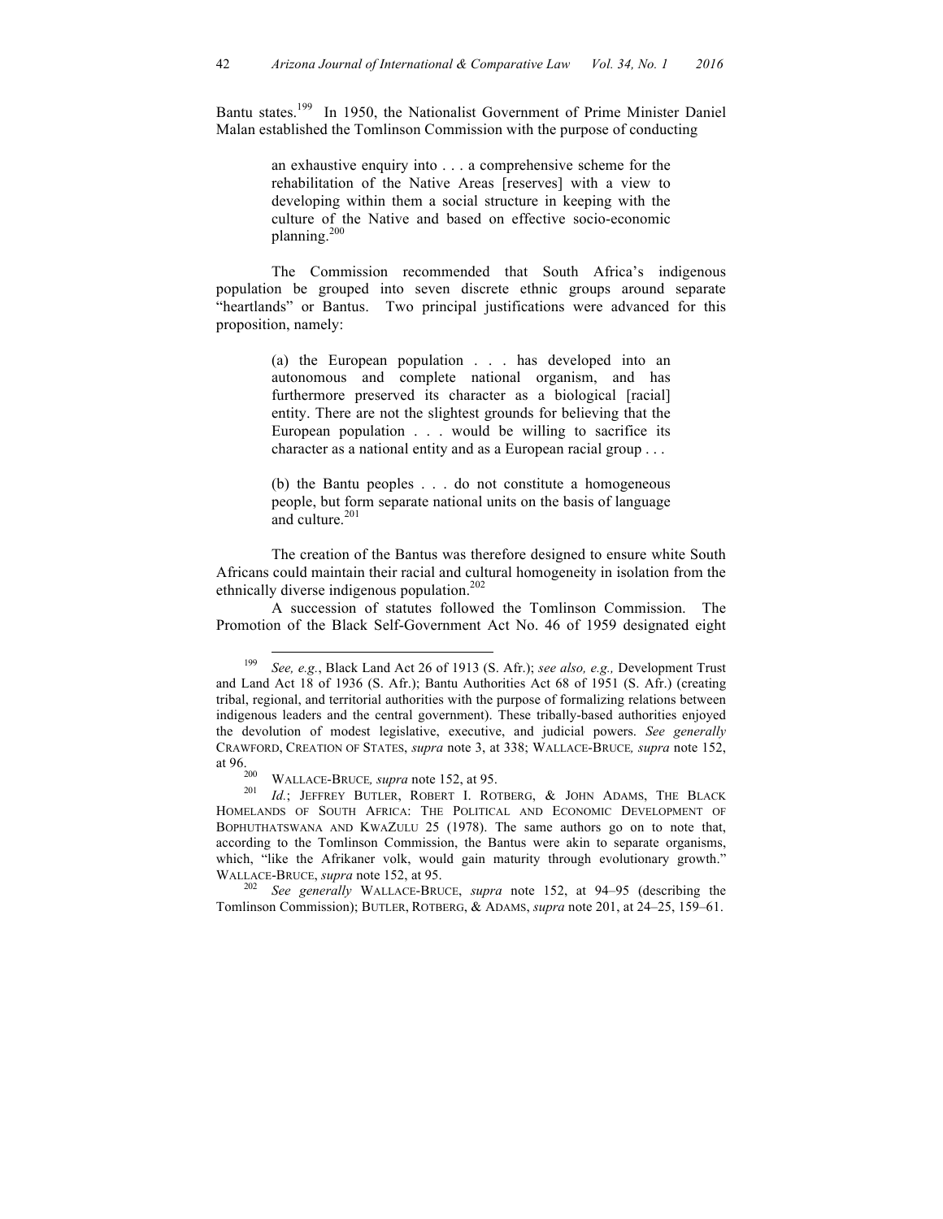Bantu states.[199] In 1950, the Nationalist Government of Prime Minister Daniel Malan established the Tomlinson Commission with the purpose of conducting

> an exhaustive enquiry into . . . a comprehensive scheme for the rehabilitation of the Native Areas [reserves] with a view to developing within them a social structure in keeping with the culture of the Native and based on effective socio-economic planning.[200]

The Commission recommended that South Africa's indigenous population be grouped into seven discrete ethnic groups around separate "heartlands" or Bantus. Two principal justifications were advanced for this proposition, namely:

> (a) the European population . . . has developed into an autonomous and complete national organism, and has furthermore preserved its character as a biological [racial] entity. There are not the slightest grounds for believing that the European population . . . would be willing to sacrifice its character as a national entity and as a European racial group . . .
>
> (b) the Bantu peoples . . . do not constitute a homogeneous people, but form separate national units on the basis of language and culture.[201]

The creation of the Bantus was therefore designed to ensure white South Africans could maintain their racial and cultural homogeneity in isolation from the ethnically diverse indigenous population.[202]

A succession of statutes followed the Tomlinson Commission. The Promotion of the Black Self-Government Act No. 46 of 1959 designated eight

---

[199] *See, e.g.*, Black Land Act 26 of 1913 (S. Afr.); *see also, e.g.,* Development Trust and Land Act 18 of 1936 (S. Afr.); Bantu Authorities Act 68 of 1951 (S. Afr.) (creating tribal, regional, and territorial authorities with the purpose of formalizing relations between indigenous leaders and the central government). These tribally-based authorities enjoyed the devolution of modest legislative, executive, and judicial powers. *See generally* CRAWFORD, CREATION OF STATES, *supra* note 3, at 338; WALLACE-BRUCE*, supra* note 152, at 96.

[200] WALLACE-BRUCE*, supra* note 152, at 95.

[201] *Id.*; JEFFREY BUTLER, ROBERT I. ROTBERG, & JOHN ADAMS, THE BLACK HOMELANDS OF SOUTH AFRICA: THE POLITICAL AND ECONOMIC DEVELOPMENT OF BOPHUTHATSWANA AND KWAZULU 25 (1978). The same authors go on to note that, according to the Tomlinson Commission, the Bantus were akin to separate organisms, which, "like the Afrikaner volk, would gain maturity through evolutionary growth." WALLACE-BRUCE, *supra* note 152, at 95.

[202] *See generally* WALLACE-BRUCE, *supra* note 152, at 94–95 (describing the Tomlinson Commission); BUTLER, ROTBERG, & ADAMS, *supra* note 201, at 24–25, 159–61.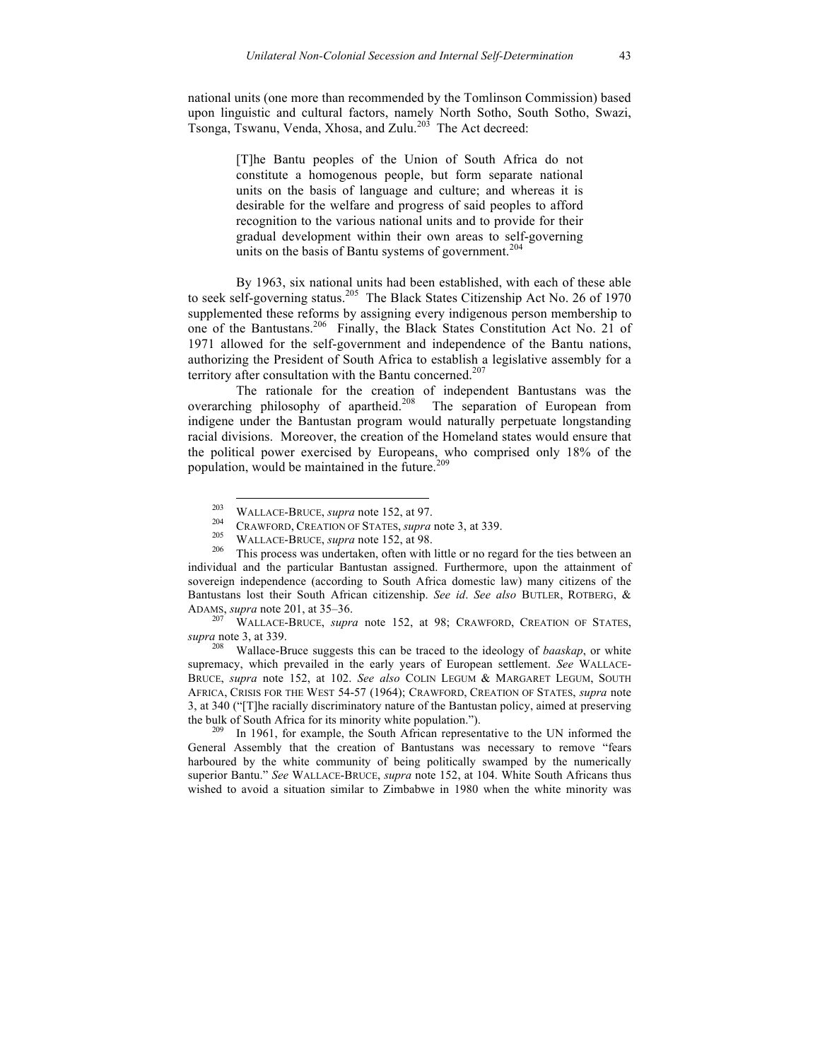national units (one more than recommended by the Tomlinson Commission) based upon linguistic and cultural factors, namely North Sotho, South Sotho, Swazi, Tsonga, Tswanu, Venda, Xhosa, and Zulu.[203] The Act decreed:

> [T]he Bantu peoples of the Union of South Africa do not constitute a homogenous people, but form separate national units on the basis of language and culture; and whereas it is desirable for the welfare and progress of said peoples to afford recognition to the various national units and to provide for their gradual development within their own areas to self-governing units on the basis of Bantu systems of government.[204]

By 1963, six national units had been established, with each of these able to seek self-governing status.[205] The Black States Citizenship Act No. 26 of 1970 supplemented these reforms by assigning every indigenous person membership to one of the Bantustans.[206] Finally, the Black States Constitution Act No. 21 of 1971 allowed for the self-government and independence of the Bantu nations, authorizing the President of South Africa to establish a legislative assembly for a territory after consultation with the Bantu concerned.[207]

The rationale for the creation of independent Bantustans was the overarching philosophy of apartheid.[208] The separation of European from indigene under the Bantustan program would naturally perpetuate longstanding racial divisions. Moreover, the creation of the Homeland states would ensure that the political power exercised by Europeans, who comprised only 18% of the population, would be maintained in the future.[209]

---

[203] WALLACE-BRUCE, *supra* note 152, at 97.

[204] CRAWFORD, CREATION OF STATES, *supra* note 3, at 339.

[205] WALLACE-BRUCE, *supra* note 152, at 98.

[206] This process was undertaken, often with little or no regard for the ties between an individual and the particular Bantustan assigned. Furthermore, upon the attainment of sovereign independence (according to South Africa domestic law) many citizens of the Bantustans lost their South African citizenship. *See id*. *See also* BUTLER, ROTBERG, & ADAMS, *supra* note 201, at 35–36.

[207] WALLACE-BRUCE, *supra* note 152, at 98; CRAWFORD, CREATION OF STATES, *supra* note 3, at 339.

[208] Wallace-Bruce suggests this can be traced to the ideology of *baaskap*, or white supremacy, which prevailed in the early years of European settlement. *See* WALLACE-BRUCE, *supra* note 152, at 102. *See also* COLIN LEGUM & MARGARET LEGUM, SOUTH AFRICA, CRISIS FOR THE WEST 54-57 (1964); CRAWFORD, CREATION OF STATES, *supra* note 3, at 340 ("[T]he racially discriminatory nature of the Bantustan policy, aimed at preserving the bulk of South Africa for its minority white population.").

[209] In 1961, for example, the South African representative to the UN informed the General Assembly that the creation of Bantustans was necessary to remove "fears harboured by the white community of being politically swamped by the numerically superior Bantu." *See* WALLACE-BRUCE, *supra* note 152, at 104. White South Africans thus wished to avoid a situation similar to Zimbabwe in 1980 when the white minority was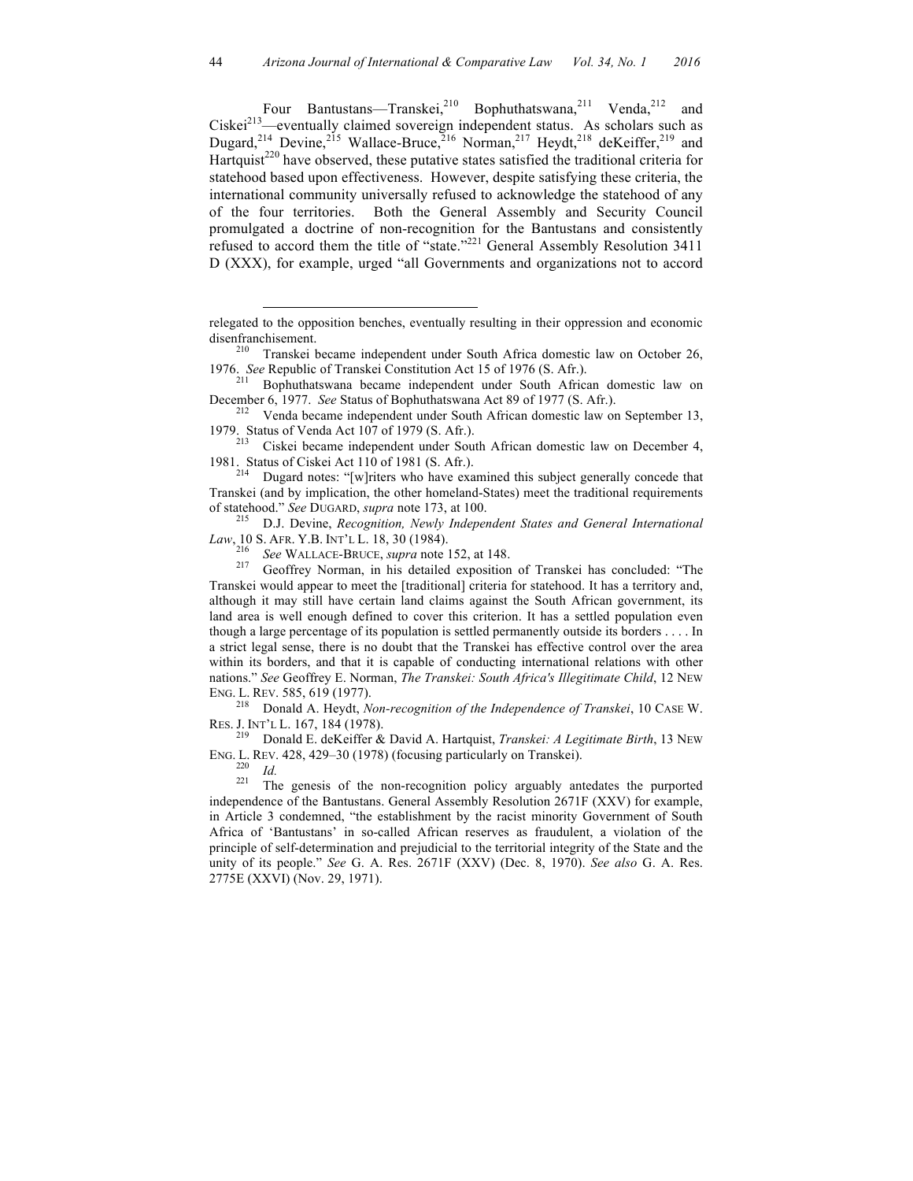Four Bantustans—Transkei,[210] Bophuthatswana,[211] Venda,[212] and Ciskei[213]—eventually claimed sovereign independent status. As scholars such as Dugard,[214] Devine,[215] Wallace-Bruce,[216] Norman,[217] Heydt,[218] deKeiffer,[219] and Hartquist[220] have observed, these putative states satisfied the traditional criteria for statehood based upon effectiveness. However, despite satisfying these criteria, the international community universally refused to acknowledge the statehood of any of the four territories. Both the General Assembly and Security Council promulgated a doctrine of non-recognition for the Bantustans and consistently refused to accord them the title of "state."[221] General Assembly Resolution 3411 D (XXX), for example, urged "all Governments and organizations not to accord

---

relegated to the opposition benches, eventually resulting in their oppression and economic disenfranchisement.

[210] Transkei became independent under South Africa domestic law on October 26, 1976. *See* Republic of Transkei Constitution Act 15 of 1976 (S. Afr.).

[211] Bophuthatswana became independent under South African domestic law on December 6, 1977. *See* Status of Bophuthatswana Act 89 of 1977 (S. Afr.).

[212] Venda became independent under South African domestic law on September 13, 1979. Status of Venda Act 107 of 1979 (S. Afr.).

[213] Ciskei became independent under South African domestic law on December 4, 1981. Status of Ciskei Act 110 of 1981 (S. Afr.).

[214] Dugard notes: "[w]riters who have examined this subject generally concede that Transkei (and by implication, the other homeland-States) meet the traditional requirements of statehood." *See* DUGARD, *supra* note 173, at 100.

[215] D.J. Devine, *Recognition, Newly Independent States and General International Law*, 10 S. AFR. Y.B. INT'L L. 18, 30 (1984).

[216] *See* WALLACE-BRUCE, *supra* note 152, at 148.

[217] Geoffrey Norman, in his detailed exposition of Transkei has concluded: "The Transkei would appear to meet the [traditional] criteria for statehood. It has a territory and, although it may still have certain land claims against the South African government, its land area is well enough defined to cover this criterion. It has a settled population even though a large percentage of its population is settled permanently outside its borders . . . . In a strict legal sense, there is no doubt that the Transkei has effective control over the area within its borders, and that it is capable of conducting international relations with other nations." *See* Geoffrey E. Norman, *The Transkei: South Africa's Illegitimate Child*, 12 NEW ENG. L. REV. 585, 619 (1977).

[218] Donald A. Heydt, *Non-recognition of the Independence of Transkei*, 10 CASE W. RES. J. INT'L L. 167, 184 (1978).

[219] Donald E. deKeiffer & David A. Hartquist, *Transkei: A Legitimate Birth*, 13 NEW ENG. L. REV. 428, 429–30 (1978) (focusing particularly on Transkei).

[220] *Id.*

[221] The genesis of the non-recognition policy arguably antedates the purported independence of the Bantustans. General Assembly Resolution 2671F (XXV) for example, in Article 3 condemned, "the establishment by the racist minority Government of South Africa of 'Bantustans' in so-called African reserves as fraudulent, a violation of the principle of self-determination and prejudicial to the territorial integrity of the State and the unity of its people." *See* G. A. Res. 2671F (XXV) (Dec. 8, 1970). *See also* G. A. Res. 2775E (XXVI) (Nov. 29, 1971).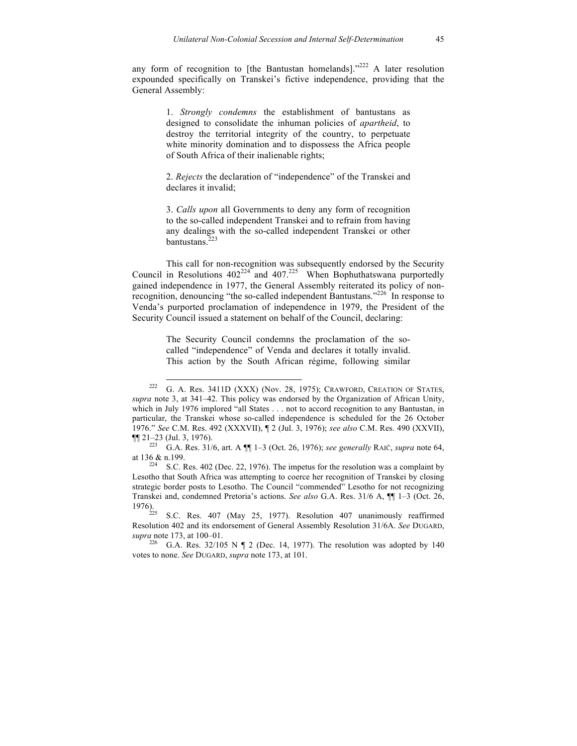any form of recognition to [the Bantustan homelands]."[222] A later resolution expounded specifically on Transkei's fictive independence, providing that the General Assembly:

> 1. *Strongly condemns* the establishment of bantustans as designed to consolidate the inhuman policies of *apartheid*, to destroy the territorial integrity of the country, to perpetuate white minority domination and to dispossess the Africa people of South Africa of their inalienable rights;
>
> 2. *Rejects* the declaration of "independence" of the Transkei and declares it invalid;
>
> 3. *Calls upon* all Governments to deny any form of recognition to the so-called independent Transkei and to refrain from having any dealings with the so-called independent Transkei or other bantustans.[223]

This call for non-recognition was subsequently endorsed by the Security Council in Resolutions 402[224] and 407.[225] When Bophuthatswana purportedly gained independence in 1977, the General Assembly reiterated its policy of non-recognition, denouncing "the so-called independent Bantustans."[226] In response to Venda's purported proclamation of independence in 1979, the President of the Security Council issued a statement on behalf of the Council, declaring:

> The Security Council condemns the proclamation of the so-called "independence" of Venda and declares it totally invalid. This action by the South African régime, following similar

---

[222] G. A. Res. 3411D (XXX) (Nov. 28, 1975); CRAWFORD, CREATION OF STATES, *supra* note 3, at 341–42. This policy was endorsed by the Organization of African Unity, which in July 1976 implored "all States . . . not to accord recognition to any Bantustan, in particular, the Transkei whose so-called independence is scheduled for the 26 October 1976." *See* C.M. Res. 492 (XXXVII), ¶ 2 (Jul. 3, 1976); *see also* C.M. Res. 490 (XXVII), ¶¶ 21–23 (Jul. 3, 1976).

[223] G.A. Res. 31/6, art. A ¶¶ 1–3 (Oct. 26, 1976); *see generally* RAIČ, *supra* note 64, at 136 & n.199.

[224] S.C. Res. 402 (Dec. 22, 1976). The impetus for the resolution was a complaint by Lesotho that South Africa was attempting to coerce her recognition of Transkei by closing strategic border posts to Lesotho. The Council "commended" Lesotho for not recognizing Transkei and, condemned Pretoria's actions. *See also* G.A. Res. 31/6 A, ¶¶ 1–3 (Oct. 26, 1976).

[225] S.C. Res. 407 (May 25, 1977). Resolution 407 unanimously reaffirmed Resolution 402 and its endorsement of General Assembly Resolution 31/6A. *See* DUGARD, *supra* note 173, at 100–01.

[226] G.A. Res. 32/105 N ¶ 2 (Dec. 14, 1977). The resolution was adopted by 140 votes to none. *See* DUGARD, *supra* note 173, at 101.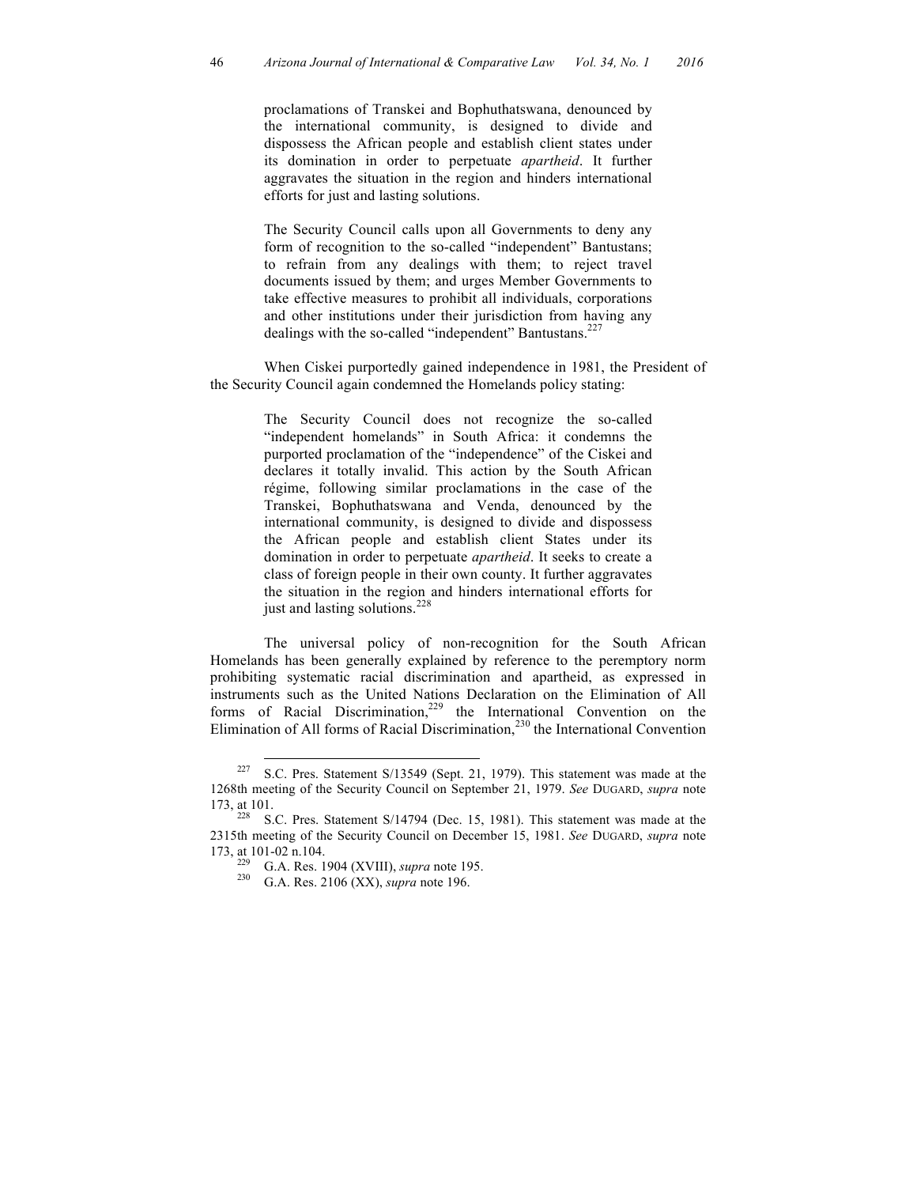> proclamations of Transkei and Bophuthatswana, denounced by the international community, is designed to divide and dispossess the African people and establish client states under its domination in order to perpetuate *apartheid*. It further aggravates the situation in the region and hinders international efforts for just and lasting solutions.
>
> The Security Council calls upon all Governments to deny any form of recognition to the so-called "independent" Bantustans; to refrain from any dealings with them; to reject travel documents issued by them; and urges Member Governments to take effective measures to prohibit all individuals, corporations and other institutions under their jurisdiction from having any dealings with the so-called "independent" Bantustans.[227]

When Ciskei purportedly gained independence in 1981, the President of the Security Council again condemned the Homelands policy stating:

> The Security Council does not recognize the so-called "independent homelands" in South Africa: it condemns the purported proclamation of the "independence" of the Ciskei and declares it totally invalid. This action by the South African régime, following similar proclamations in the case of the Transkei, Bophuthatswana and Venda, denounced by the international community, is designed to divide and dispossess the African people and establish client States under its domination in order to perpetuate *apartheid*. It seeks to create a class of foreign people in their own county. It further aggravates the situation in the region and hinders international efforts for just and lasting solutions.[228]

The universal policy of non-recognition for the South African Homelands has been generally explained by reference to the peremptory norm prohibiting systematic racial discrimination and apartheid, as expressed in instruments such as the United Nations Declaration on the Elimination of All forms of Racial Discrimination,[229] the International Convention on the Elimination of All forms of Racial Discrimination,[230] the International Convention

---

[227] S.C. Pres. Statement S/13549 (Sept. 21, 1979). This statement was made at the 1268th meeting of the Security Council on September 21, 1979. *See* DUGARD, *supra* note 173, at 101.

[228] S.C. Pres. Statement S/14794 (Dec. 15, 1981). This statement was made at the 2315th meeting of the Security Council on December 15, 1981. *See* DUGARD, *supra* note 173, at 101-02 n.104.

[229] G.A. Res. 1904 (XVIII), *supra* note 195.

[230] G.A. Res. 2106 (XX), *supra* note 196.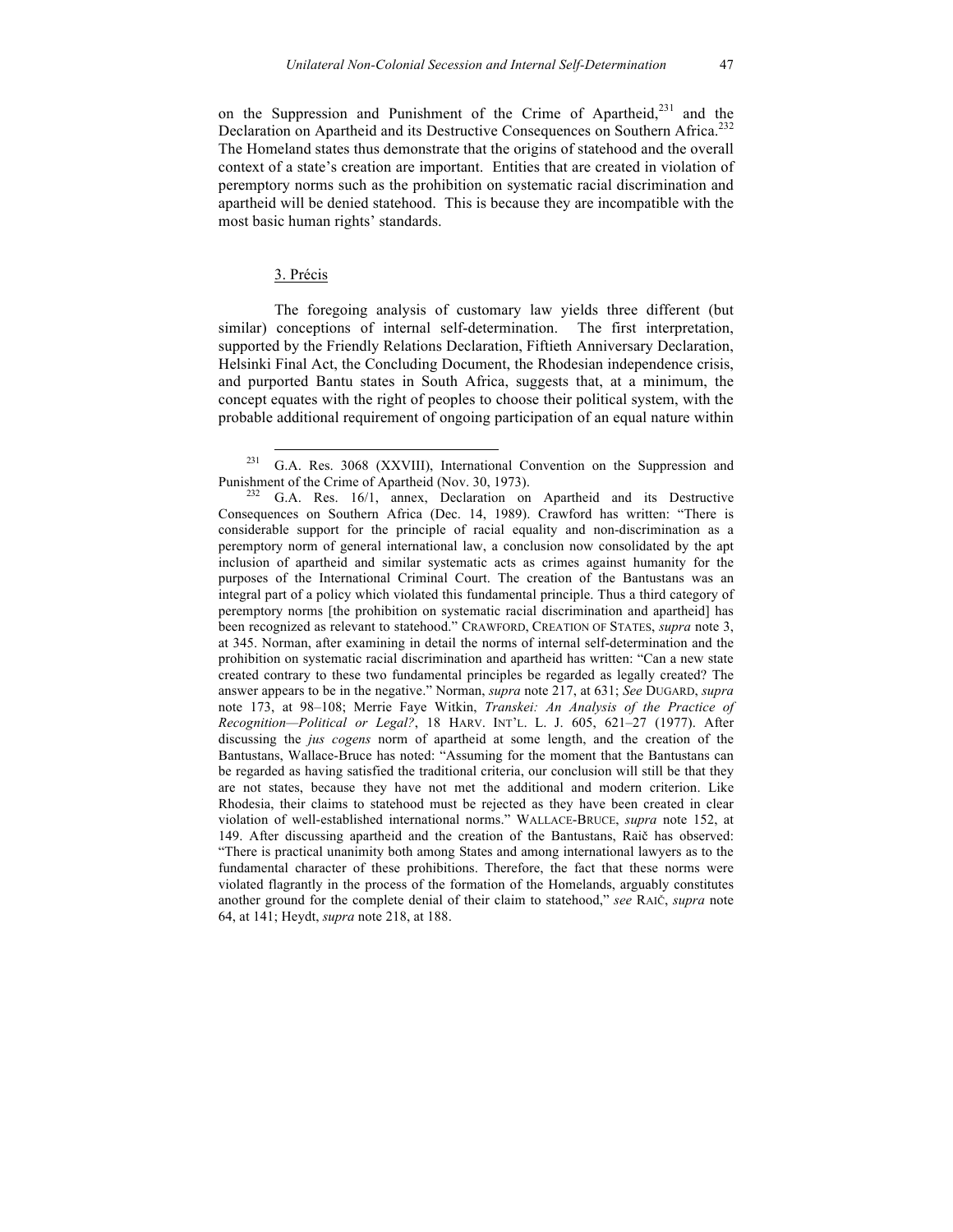on the Suppression and Punishment of the Crime of Apartheid,[231] and the Declaration on Apartheid and its Destructive Consequences on Southern Africa.[232] The Homeland states thus demonstrate that the origins of statehood and the overall context of a state's creation are important. Entities that are created in violation of peremptory norms such as the prohibition on systematic racial discrimination and apartheid will be denied statehood. This is because they are incompatible with the most basic human rights' standards.

3. Précis

The foregoing analysis of customary law yields three different (but similar) conceptions of internal self-determination. The first interpretation, supported by the Friendly Relations Declaration, Fiftieth Anniversary Declaration, Helsinki Final Act, the Concluding Document, the Rhodesian independence crisis, and purported Bantu states in South Africa, suggests that, at a minimum, the concept equates with the right of peoples to choose their political system, with the probable additional requirement of ongoing participation of an equal nature within

---

[231] G.A. Res. 3068 (XXVIII), International Convention on the Suppression and Punishment of the Crime of Apartheid (Nov. 30, 1973).

[232] G.A. Res. 16/1, annex, Declaration on Apartheid and its Destructive Consequences on Southern Africa (Dec. 14, 1989). Crawford has written: "There is considerable support for the principle of racial equality and non-discrimination as a peremptory norm of general international law, a conclusion now consolidated by the apt inclusion of apartheid and similar systematic acts as crimes against humanity for the purposes of the International Criminal Court. The creation of the Bantustans was an integral part of a policy which violated this fundamental principle. Thus a third category of peremptory norms [the prohibition on systematic racial discrimination and apartheid] has been recognized as relevant to statehood." CRAWFORD, CREATION OF STATES, *supra* note 3, at 345. Norman, after examining in detail the norms of internal self-determination and the prohibition on systematic racial discrimination and apartheid has written: "Can a new state created contrary to these two fundamental principles be regarded as legally created? The answer appears to be in the negative." Norman, *supra* note 217, at 631; *See* DUGARD, *supra* note 173, at 98–108; Merrie Faye Witkin, *Transkei: An Analysis of the Practice of Recognition—Political or Legal?*, 18 HARV. INT'L. L. J. 605, 621–27 (1977). After discussing the *jus cogens* norm of apartheid at some length, and the creation of the Bantustans, Wallace-Bruce has noted: "Assuming for the moment that the Bantustans can be regarded as having satisfied the traditional criteria, our conclusion will still be that they are not states, because they have not met the additional and modern criterion. Like Rhodesia, their claims to statehood must be rejected as they have been created in clear violation of well-established international norms." WALLACE-BRUCE, *supra* note 152, at 149. After discussing apartheid and the creation of the Bantustans, Raič has observed: "There is practical unanimity both among States and among international lawyers as to the fundamental character of these prohibitions. Therefore, the fact that these norms were violated flagrantly in the process of the formation of the Homelands, arguably constitutes another ground for the complete denial of their claim to statehood," *see* RAIČ, *supra* note 64, at 141; Heydt, *supra* note 218, at 188.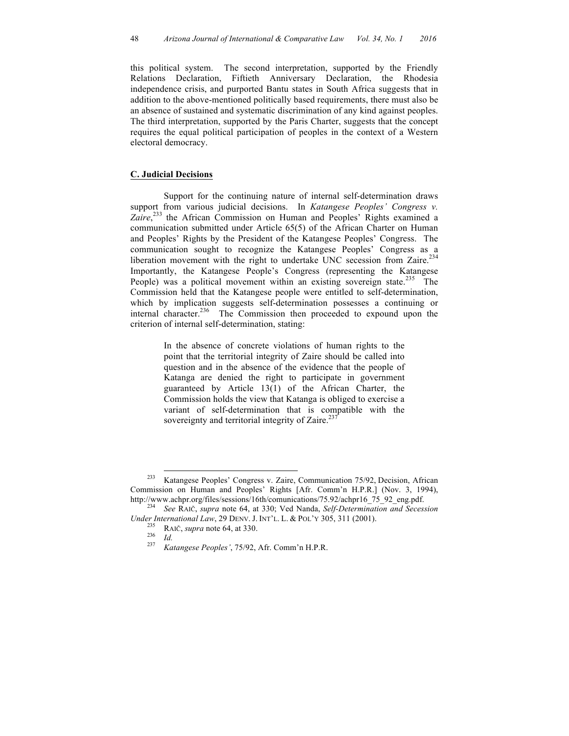this political system. The second interpretation, supported by the Friendly Relations Declaration, Fiftieth Anniversary Declaration, the Rhodesia independence crisis, and purported Bantu states in South Africa suggests that in addition to the above-mentioned politically based requirements, there must also be an absence of sustained and systematic discrimination of any kind against peoples. The third interpretation, supported by the Paris Charter, suggests that the concept requires the equal political participation of peoples in the context of a Western electoral democracy.

## C. Judicial Decisions

Support for the continuing nature of internal self-determination draws support from various judicial decisions. In *Katangese Peoples' Congress v. Zaire*,[233] the African Commission on Human and Peoples' Rights examined a communication submitted under Article 65(5) of the African Charter on Human and Peoples' Rights by the President of the Katangese Peoples' Congress. The communication sought to recognize the Katangese Peoples' Congress as a liberation movement with the right to undertake UNC secession from Zaire.[234] Importantly, the Katangese People's Congress (representing the Katangese People) was a political movement within an existing sovereign state.[235] The Commission held that the Katangese people were entitled to self-determination, which by implication suggests self-determination possesses a continuing or internal character.[236] The Commission then proceeded to expound upon the criterion of internal self-determination, stating:

> In the absence of concrete violations of human rights to the point that the territorial integrity of Zaire should be called into question and in the absence of the evidence that the people of Katanga are denied the right to participate in government guaranteed by Article 13(1) of the African Charter, the Commission holds the view that Katanga is obliged to exercise a variant of self-determination that is compatible with the sovereignty and territorial integrity of Zaire.[237]

---

[233] Katangese Peoples' Congress v. Zaire, Communication 75/92, Decision, African Commission on Human and Peoples' Rights [Afr. Comm'n H.P.R.] (Nov. 3, 1994), http://www.achpr.org/files/sessions/16th/comunications/75.92/achpr16_75_92_eng.pdf.

[234] *See* RAIČ, *supra* note 64, at 330; Ved Nanda, *Self-Determination and Secession Under International Law*, 29 DENV. J. INT'L. L. & POL'Y 305, 311 (2001).

[235] RAIČ, *supra* note 64, at 330.

[236] *Id.*

[237] *Katangese Peoples'*, 75/92, Afr. Comm'n H.P.R.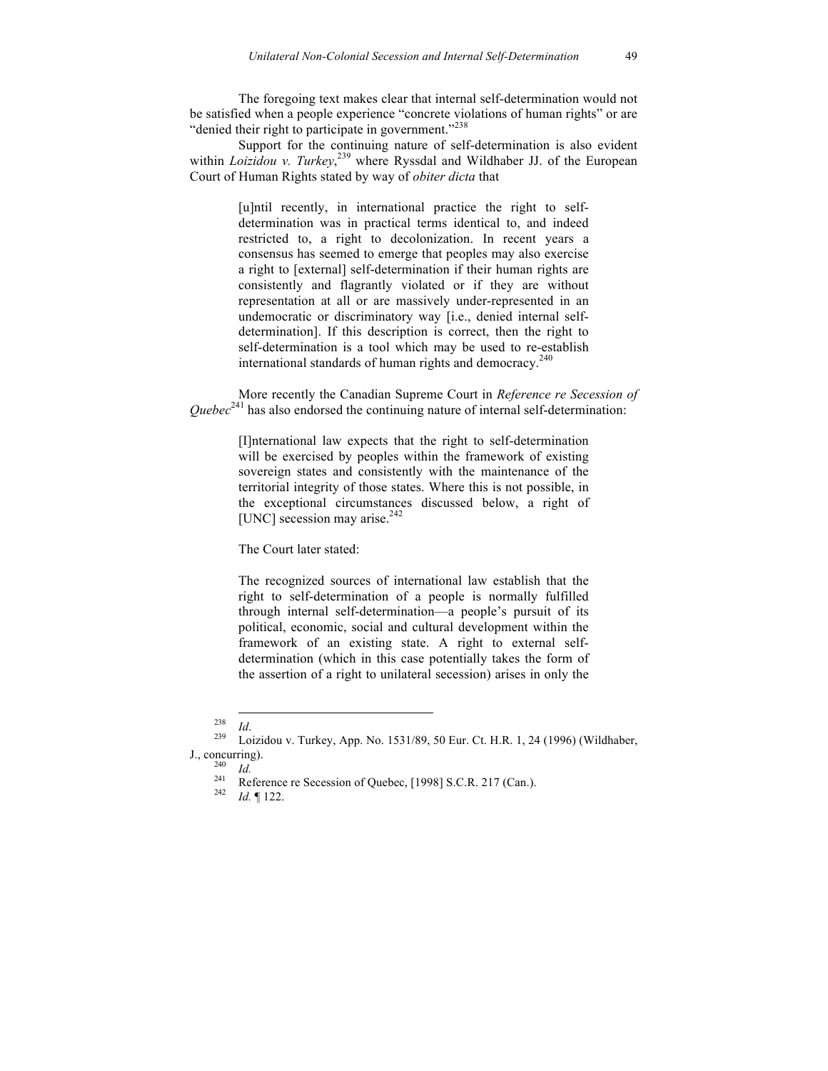The foregoing text makes clear that internal self-determination would not be satisfied when a people experience "concrete violations of human rights" or are "denied their right to participate in government."[238]

Support for the continuing nature of self-determination is also evident within *Loizidou v. Turkey*,[239] where Ryssdal and Wildhaber JJ. of the European Court of Human Rights stated by way of *obiter dicta* that

> [u]ntil recently, in international practice the right to self-determination was in practical terms identical to, and indeed restricted to, a right to decolonization. In recent years a consensus has seemed to emerge that peoples may also exercise a right to [external] self-determination if their human rights are consistently and flagrantly violated or if they are without representation at all or are massively under-represented in an undemocratic or discriminatory way [i.e., denied internal self-determination]. If this description is correct, then the right to self-determination is a tool which may be used to re-establish international standards of human rights and democracy.[240]

More recently the Canadian Supreme Court in *Reference re Secession of Quebec*[241] has also endorsed the continuing nature of internal self-determination:

> [I]nternational law expects that the right to self-determination will be exercised by peoples within the framework of existing sovereign states and consistently with the maintenance of the territorial integrity of those states. Where this is not possible, in the exceptional circumstances discussed below, a right of [UNC] secession may arise.[242]

The Court later stated:

> The recognized sources of international law establish that the right to self-determination of a people is normally fulfilled through internal self-determination—a people's pursuit of its political, economic, social and cultural development within the framework of an existing state. A right to external self-determination (which in this case potentially takes the form of the assertion of a right to unilateral secession) arises in only the

---

[238] *Id*.

[239] Loizidou v. Turkey, App. No. 1531/89, 50 Eur. Ct. H.R. 1, 24 (1996) (Wildhaber, J., concurring).

[240] *Id.*

[241] Reference re Secession of Quebec, [1998] S.C.R. 217 (Can.).

[242] *Id.* ¶ 122.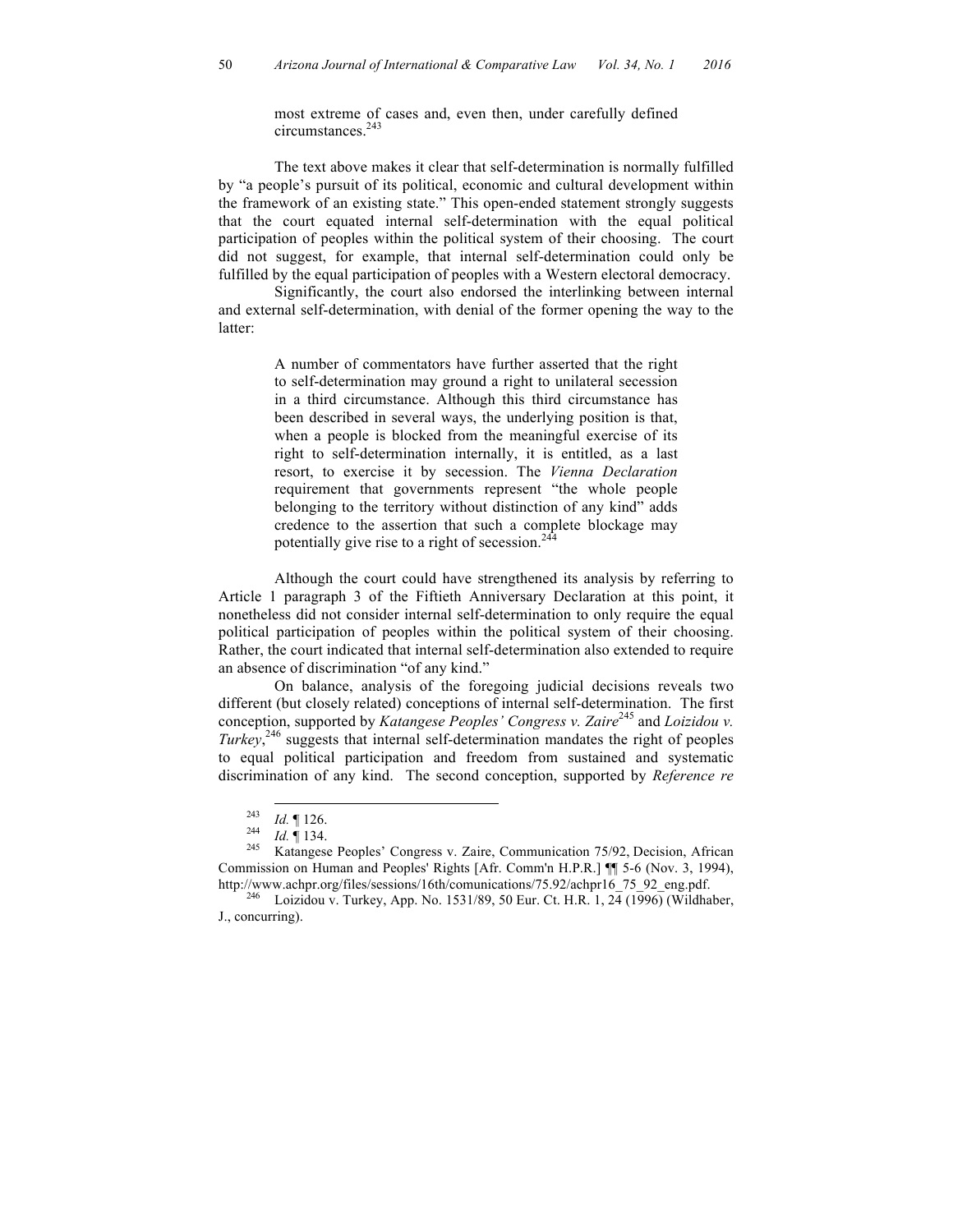> most extreme of cases and, even then, under carefully defined circumstances.[243]

The text above makes it clear that self-determination is normally fulfilled by "a people's pursuit of its political, economic and cultural development within the framework of an existing state." This open-ended statement strongly suggests that the court equated internal self-determination with the equal political participation of peoples within the political system of their choosing. The court did not suggest, for example, that internal self-determination could only be fulfilled by the equal participation of peoples with a Western electoral democracy.

Significantly, the court also endorsed the interlinking between internal and external self-determination, with denial of the former opening the way to the latter:

> A number of commentators have further asserted that the right to self-determination may ground a right to unilateral secession in a third circumstance. Although this third circumstance has been described in several ways, the underlying position is that, when a people is blocked from the meaningful exercise of its right to self-determination internally, it is entitled, as a last resort, to exercise it by secession. The *Vienna Declaration* requirement that governments represent "the whole people belonging to the territory without distinction of any kind" adds credence to the assertion that such a complete blockage may potentially give rise to a right of secession.[244]

Although the court could have strengthened its analysis by referring to Article 1 paragraph 3 of the Fiftieth Anniversary Declaration at this point, it nonetheless did not consider internal self-determination to only require the equal political participation of peoples within the political system of their choosing. Rather, the court indicated that internal self-determination also extended to require an absence of discrimination "of any kind."

On balance, analysis of the foregoing judicial decisions reveals two different (but closely related) conceptions of internal self-determination. The first conception, supported by *Katangese Peoples' Congress v. Zaire*[245] and *Loizidou v. Turkey*,[246] suggests that internal self-determination mandates the right of peoples to equal political participation and freedom from sustained and systematic discrimination of any kind. The second conception, supported by *Reference re*

---

[243] *Id.* ¶ 126.

[244] *Id.* ¶ 134.

[245] Katangese Peoples' Congress v. Zaire, Communication 75/92, Decision, African Commission on Human and Peoples' Rights [Afr. Comm'n H.P.R.] ¶¶ 5-6 (Nov. 3, 1994), http://www.achpr.org/files/sessions/16th/comunications/75.92/achpr16_75_92_eng.pdf.

[246] Loizidou v. Turkey, App. No. 1531/89, 50 Eur. Ct. H.R. 1, 24 (1996) (Wildhaber, J., concurring).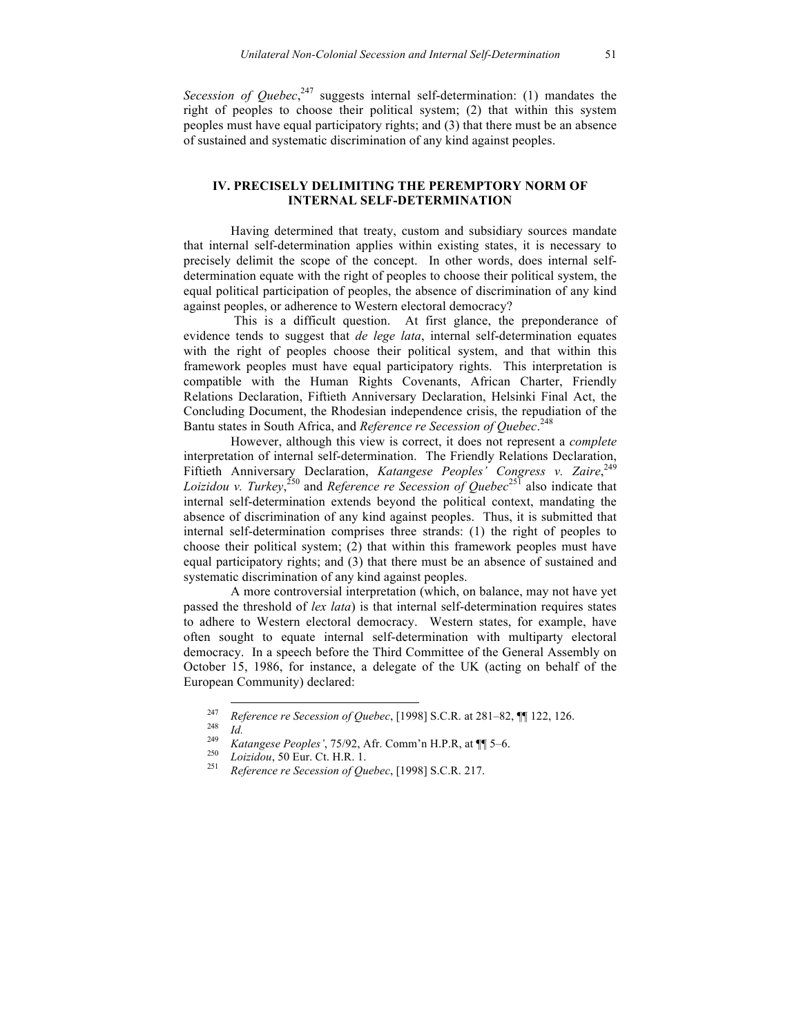*Secession of Quebec*,[247] suggests internal self-determination: (1) mandates the right of peoples to choose their political system; (2) that within this system peoples must have equal participatory rights; and (3) that there must be an absence of sustained and systematic discrimination of any kind against peoples.

## IV. PRECISELY DELIMITING THE PEREMPTORY NORM OF INTERNAL SELF-DETERMINATION

Having determined that treaty, custom and subsidiary sources mandate that internal self-determination applies within existing states, it is necessary to precisely delimit the scope of the concept. In other words, does internal self-determination equate with the right of peoples to choose their political system, the equal political participation of peoples, the absence of discrimination of any kind against peoples, or adherence to Western electoral democracy?

This is a difficult question. At first glance, the preponderance of evidence tends to suggest that *de lege lata*, internal self-determination equates with the right of peoples choose their political system, and that within this framework peoples must have equal participatory rights. This interpretation is compatible with the Human Rights Covenants, African Charter, Friendly Relations Declaration, Fiftieth Anniversary Declaration, Helsinki Final Act, the Concluding Document, the Rhodesian independence crisis, the repudiation of the Bantu states in South Africa, and *Reference re Secession of Quebec*.[248]

However, although this view is correct, it does not represent a *complete* interpretation of internal self-determination. The Friendly Relations Declaration, Fiftieth Anniversary Declaration, *Katangese Peoples' Congress v. Zaire*,[249] *Loizidou v. Turkey*,[250] and *Reference re Secession of Quebec*[251] also indicate that internal self-determination extends beyond the political context, mandating the absence of discrimination of any kind against peoples. Thus, it is submitted that internal self-determination comprises three strands: (1) the right of peoples to choose their political system; (2) that within this framework peoples must have equal participatory rights; and (3) that there must be an absence of sustained and systematic discrimination of any kind against peoples.

A more controversial interpretation (which, on balance, may not have yet passed the threshold of *lex lata*) is that internal self-determination requires states to adhere to Western electoral democracy. Western states, for example, have often sought to equate internal self-determination with multiparty electoral democracy. In a speech before the Third Committee of the General Assembly on October 15, 1986, for instance, a delegate of the UK (acting on behalf of the European Community) declared:

---

[247] *Reference re Secession of Quebec*, [1998] S.C.R. at 281–82, ¶¶ 122, 126.

[248] *Id.*

[249] *Katangese Peoples'*, 75/92, Afr. Comm'n H.P.R, at ¶¶ 5–6.

[250] *Loizidou*, 50 Eur. Ct. H.R. 1.

[251] *Reference re Secession of Quebec*, [1998] S.C.R. 217.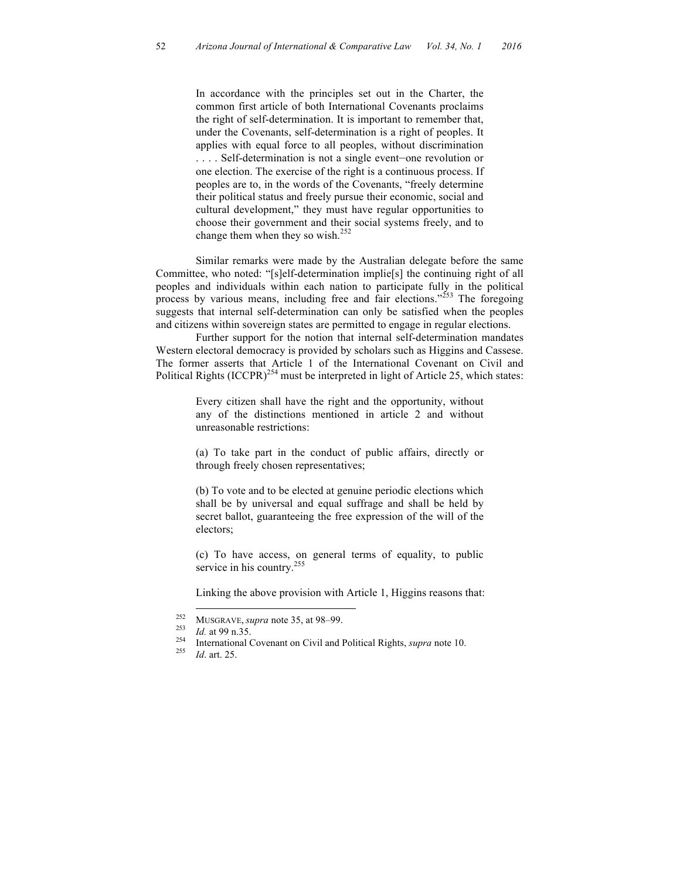> In accordance with the principles set out in the Charter, the common first article of both International Covenants proclaims the right of self-determination. It is important to remember that, under the Covenants, self-determination is a right of peoples. It applies with equal force to all peoples, without discrimination . . . . Self-determination is not a single event–one revolution or one election. The exercise of the right is a continuous process. If peoples are to, in the words of the Covenants, "freely determine their political status and freely pursue their economic, social and cultural development," they must have regular opportunities to choose their government and their social systems freely, and to change them when they so wish.[252]

Similar remarks were made by the Australian delegate before the same Committee, who noted: "[s]elf-determination implie[s] the continuing right of all peoples and individuals within each nation to participate fully in the political process by various means, including free and fair elections."[253] The foregoing suggests that internal self-determination can only be satisfied when the peoples and citizens within sovereign states are permitted to engage in regular elections.

Further support for the notion that internal self-determination mandates Western electoral democracy is provided by scholars such as Higgins and Cassese. The former asserts that Article 1 of the International Covenant on Civil and Political Rights (ICCPR)[254] must be interpreted in light of Article 25, which states:

> Every citizen shall have the right and the opportunity, without any of the distinctions mentioned in article 2 and without unreasonable restrictions:
>
> (a) To take part in the conduct of public affairs, directly or through freely chosen representatives;
>
> (b) To vote and to be elected at genuine periodic elections which shall be by universal and equal suffrage and shall be held by secret ballot, guaranteeing the free expression of the will of the electors;
>
> (c) To have access, on general terms of equality, to public service in his country.[255]

Linking the above provision with Article 1, Higgins reasons that:

---

[252] MUSGRAVE, *supra* note 35, at 98–99.

[253] *Id.* at 99 n.35.

[254] International Covenant on Civil and Political Rights, *supra* note 10.

[255] *Id*. art. 25.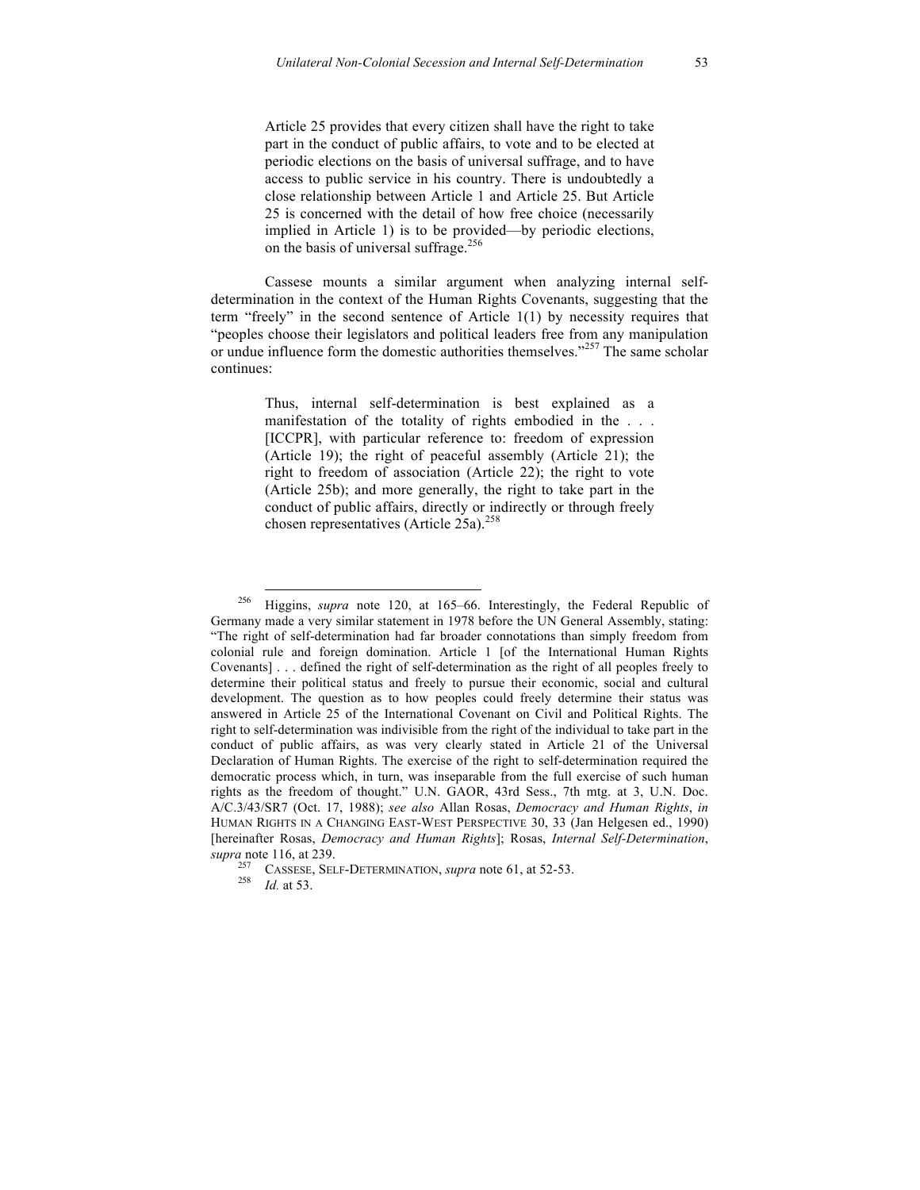> Article 25 provides that every citizen shall have the right to take part in the conduct of public affairs, to vote and to be elected at periodic elections on the basis of universal suffrage, and to have access to public service in his country. There is undoubtedly a close relationship between Article 1 and Article 25. But Article 25 is concerned with the detail of how free choice (necessarily implied in Article 1) is to be provided—by periodic elections, on the basis of universal suffrage.[256]

Cassese mounts a similar argument when analyzing internal self-determination in the context of the Human Rights Covenants, suggesting that the term "freely" in the second sentence of Article 1(1) by necessity requires that "peoples choose their legislators and political leaders free from any manipulation or undue influence form the domestic authorities themselves."[257] The same scholar continues:

> Thus, internal self-determination is best explained as a manifestation of the totality of rights embodied in the . . . [ICCPR], with particular reference to: freedom of expression (Article 19); the right of peaceful assembly (Article 21); the right to freedom of association (Article 22); the right to vote (Article 25b); and more generally, the right to take part in the conduct of public affairs, directly or indirectly or through freely chosen representatives (Article 25a).[258]

---

[256] Higgins, *supra* note 120, at 165–66. Interestingly, the Federal Republic of Germany made a very similar statement in 1978 before the UN General Assembly, stating: "The right of self-determination had far broader connotations than simply freedom from colonial rule and foreign domination. Article 1 [of the International Human Rights Covenants] . . . defined the right of self-determination as the right of all peoples freely to determine their political status and freely to pursue their economic, social and cultural development. The question as to how peoples could freely determine their status was answered in Article 25 of the International Covenant on Civil and Political Rights. The right to self-determination was indivisible from the right of the individual to take part in the conduct of public affairs, as was very clearly stated in Article 21 of the Universal Declaration of Human Rights. The exercise of the right to self-determination required the democratic process which, in turn, was inseparable from the full exercise of such human rights as the freedom of thought." U.N. GAOR, 43rd Sess., 7th mtg. at 3, U.N. Doc. A/C.3/43/SR7 (Oct. 17, 1988); *see also* Allan Rosas, *Democracy and Human Rights*, *in* HUMAN RIGHTS IN A CHANGING EAST-WEST PERSPECTIVE 30, 33 (Jan Helgesen ed., 1990) [hereinafter Rosas, *Democracy and Human Rights*]; Rosas, *Internal Self-Determination*, *supra* note 116, at 239.

[257] CASSESE, SELF-DETERMINATION, *supra* note 61, at 52-53.

[258] *Id.* at 53.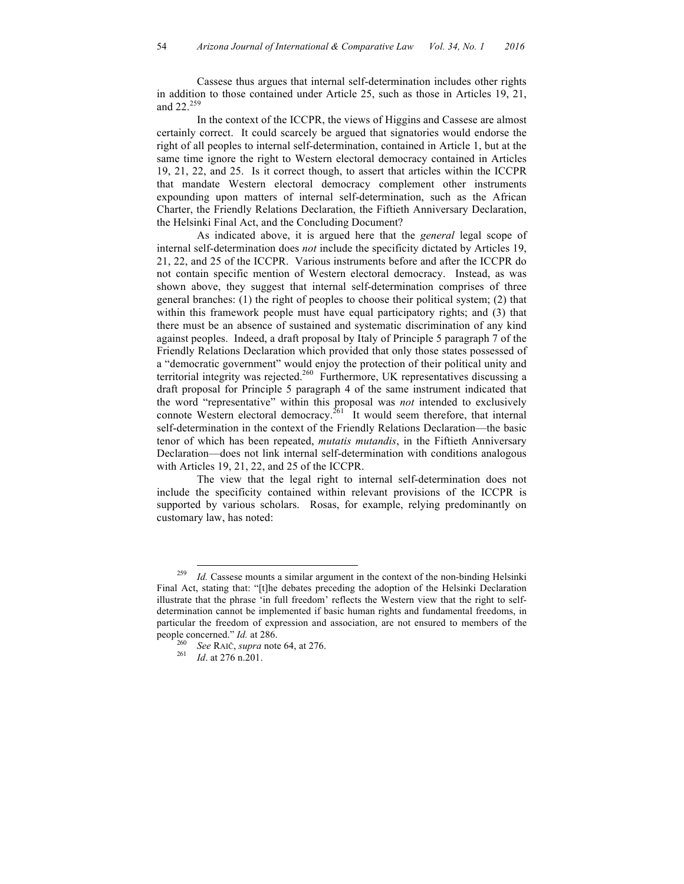Cassese thus argues that internal self-determination includes other rights in addition to those contained under Article 25, such as those in Articles 19, 21, and 22.[259]

In the context of the ICCPR, the views of Higgins and Cassese are almost certainly correct. It could scarcely be argued that signatories would endorse the right of all peoples to internal self-determination, contained in Article 1, but at the same time ignore the right to Western electoral democracy contained in Articles 19, 21, 22, and 25. Is it correct though, to assert that articles within the ICCPR that mandate Western electoral democracy complement other instruments expounding upon matters of internal self-determination, such as the African Charter, the Friendly Relations Declaration, the Fiftieth Anniversary Declaration, the Helsinki Final Act, and the Concluding Document?

As indicated above, it is argued here that the *general* legal scope of internal self-determination does *not* include the specificity dictated by Articles 19, 21, 22, and 25 of the ICCPR. Various instruments before and after the ICCPR do not contain specific mention of Western electoral democracy. Instead, as was shown above, they suggest that internal self-determination comprises of three general branches: (1) the right of peoples to choose their political system; (2) that within this framework people must have equal participatory rights; and (3) that there must be an absence of sustained and systematic discrimination of any kind against peoples. Indeed, a draft proposal by Italy of Principle 5 paragraph 7 of the Friendly Relations Declaration which provided that only those states possessed of a "democratic government" would enjoy the protection of their political unity and territorial integrity was rejected.[260] Furthermore, UK representatives discussing a draft proposal for Principle 5 paragraph 4 of the same instrument indicated that the word "representative" within this proposal was *not* intended to exclusively connote Western electoral democracy.[261] It would seem therefore, that internal self-determination in the context of the Friendly Relations Declaration—the basic tenor of which has been repeated, *mutatis mutandis*, in the Fiftieth Anniversary Declaration—does not link internal self-determination with conditions analogous with Articles 19, 21, 22, and 25 of the ICCPR.

The view that the legal right to internal self-determination does not include the specificity contained within relevant provisions of the ICCPR is supported by various scholars. Rosas, for example, relying predominantly on customary law, has noted:

---

[259] *Id.* Cassese mounts a similar argument in the context of the non-binding Helsinki Final Act, stating that: "[t]he debates preceding the adoption of the Helsinki Declaration illustrate that the phrase 'in full freedom' reflects the Western view that the right to self-determination cannot be implemented if basic human rights and fundamental freedoms, in particular the freedom of expression and association, are not ensured to members of the people concerned." *Id.* at 286.

[260] *See* RAIČ, *supra* note 64, at 276.

[261] *Id*. at 276 n.201.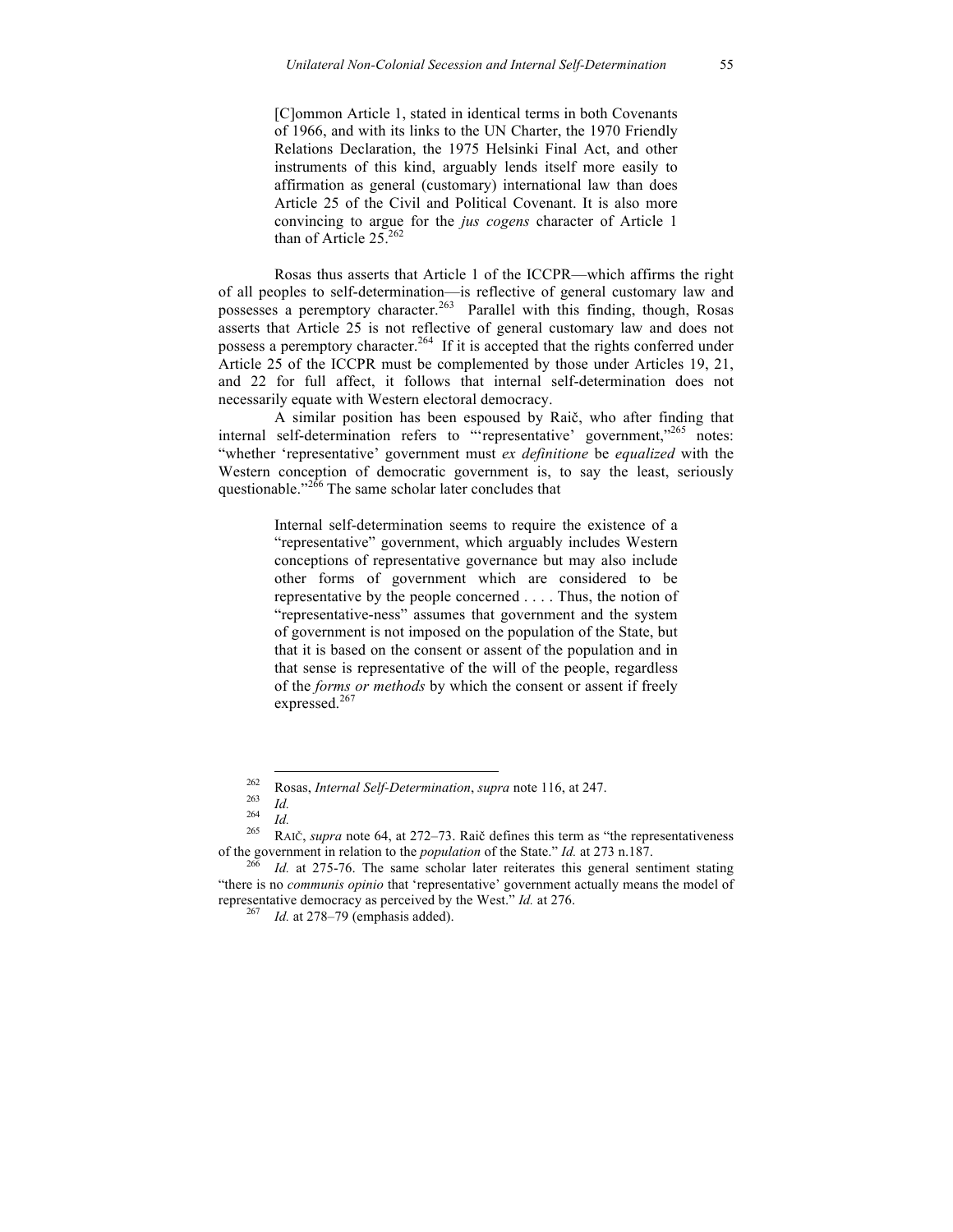> [C]ommon Article 1, stated in identical terms in both Covenants of 1966, and with its links to the UN Charter, the 1970 Friendly Relations Declaration, the 1975 Helsinki Final Act, and other instruments of this kind, arguably lends itself more easily to affirmation as general (customary) international law than does Article 25 of the Civil and Political Covenant. It is also more convincing to argue for the *jus cogens* character of Article 1 than of Article 25.[262]

Rosas thus asserts that Article 1 of the ICCPR—which affirms the right of all peoples to self-determination—is reflective of general customary law and possesses a peremptory character.[263] Parallel with this finding, though, Rosas asserts that Article 25 is not reflective of general customary law and does not possess a peremptory character.[264] If it is accepted that the rights conferred under Article 25 of the ICCPR must be complemented by those under Articles 19, 21, and 22 for full affect, it follows that internal self-determination does not necessarily equate with Western electoral democracy.

A similar position has been espoused by Raič, who after finding that internal self-determination refers to "'representative' government,"[265] notes: "whether 'representative' government must *ex definitione* be *equalized* with the Western conception of democratic government is, to say the least, seriously questionable."[266] The same scholar later concludes that

> Internal self-determination seems to require the existence of a "representative" government, which arguably includes Western conceptions of representative governance but may also include other forms of government which are considered to be representative by the people concerned . . . . Thus, the notion of "representative-ness" assumes that government and the system of government is not imposed on the population of the State, but that it is based on the consent or assent of the population and in that sense is representative of the will of the people, regardless of the *forms or methods* by which the consent or assent if freely expressed.[267]

---

[262] Rosas, *Internal Self-Determination*, *supra* note 116, at 247.

[263] *Id.*

[264] *Id.*

[265] RAIČ, *supra* note 64, at 272–73. Raič defines this term as "the representativeness of the government in relation to the *population* of the State." *Id.* at 273 n.187.

[266] *Id.* at 275-76. The same scholar later reiterates this general sentiment stating "there is no *communis opinio* that 'representative' government actually means the model of representative democracy as perceived by the West." *Id.* at 276.

[267] *Id.* at 278–79 (emphasis added).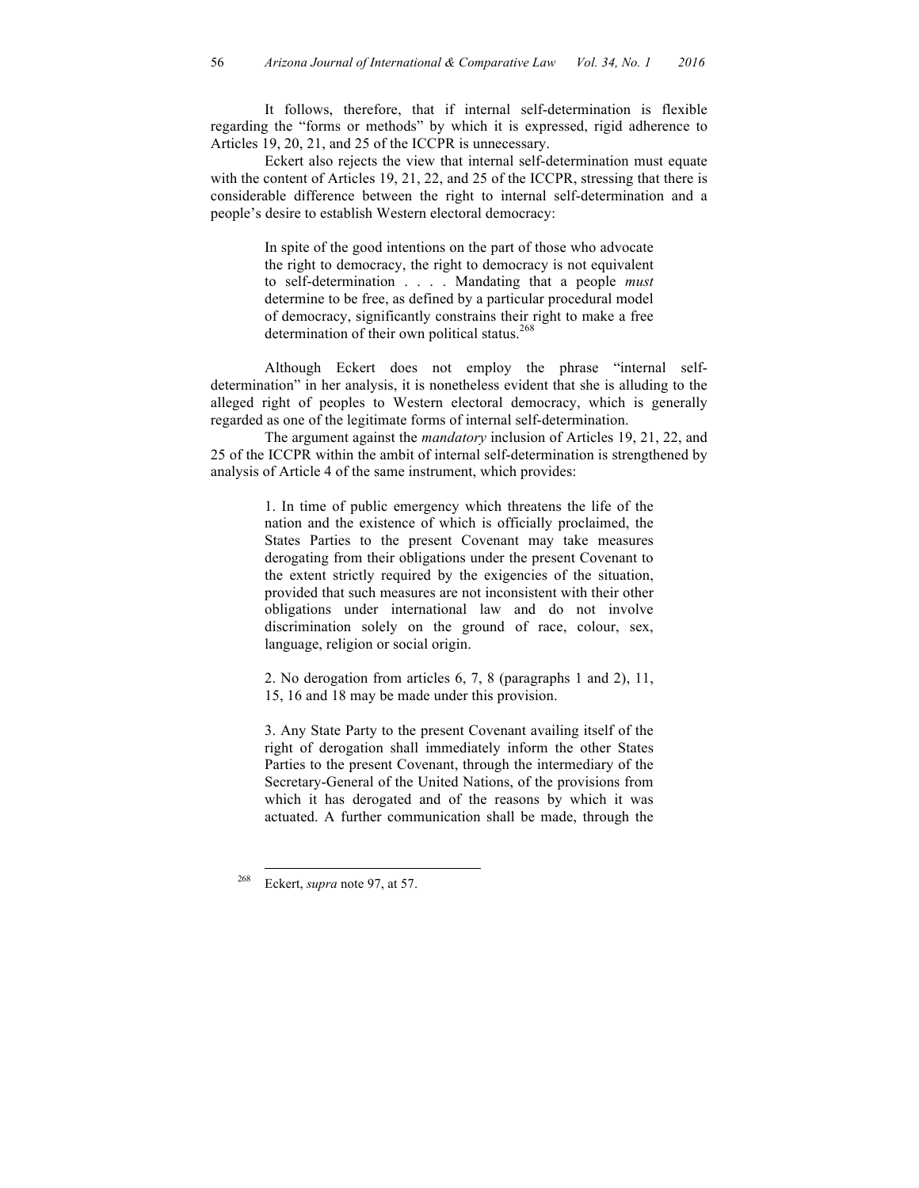It follows, therefore, that if internal self-determination is flexible regarding the "forms or methods" by which it is expressed, rigid adherence to Articles 19, 20, 21, and 25 of the ICCPR is unnecessary.

Eckert also rejects the view that internal self-determination must equate with the content of Articles 19, 21, 22, and 25 of the ICCPR, stressing that there is considerable difference between the right to internal self-determination and a people's desire to establish Western electoral democracy:

> In spite of the good intentions on the part of those who advocate the right to democracy, the right to democracy is not equivalent to self-determination . . . . Mandating that a people *must* determine to be free, as defined by a particular procedural model of democracy, significantly constrains their right to make a free determination of their own political status.[268]

Although Eckert does not employ the phrase "internal self-determination" in her analysis, it is nonetheless evident that she is alluding to the alleged right of peoples to Western electoral democracy, which is generally regarded as one of the legitimate forms of internal self-determination.

The argument against the *mandatory* inclusion of Articles 19, 21, 22, and 25 of the ICCPR within the ambit of internal self-determination is strengthened by analysis of Article 4 of the same instrument, which provides:

> 1. In time of public emergency which threatens the life of the nation and the existence of which is officially proclaimed, the States Parties to the present Covenant may take measures derogating from their obligations under the present Covenant to the extent strictly required by the exigencies of the situation, provided that such measures are not inconsistent with their other obligations under international law and do not involve discrimination solely on the ground of race, colour, sex, language, religion or social origin.
>
> 2. No derogation from articles 6, 7, 8 (paragraphs 1 and 2), 11, 15, 16 and 18 may be made under this provision.
>
> 3. Any State Party to the present Covenant availing itself of the right of derogation shall immediately inform the other States Parties to the present Covenant, through the intermediary of the Secretary-General of the United Nations, of the provisions from which it has derogated and of the reasons by which it was actuated. A further communication shall be made, through the

---

[268] Eckert, *supra* note 97, at 57.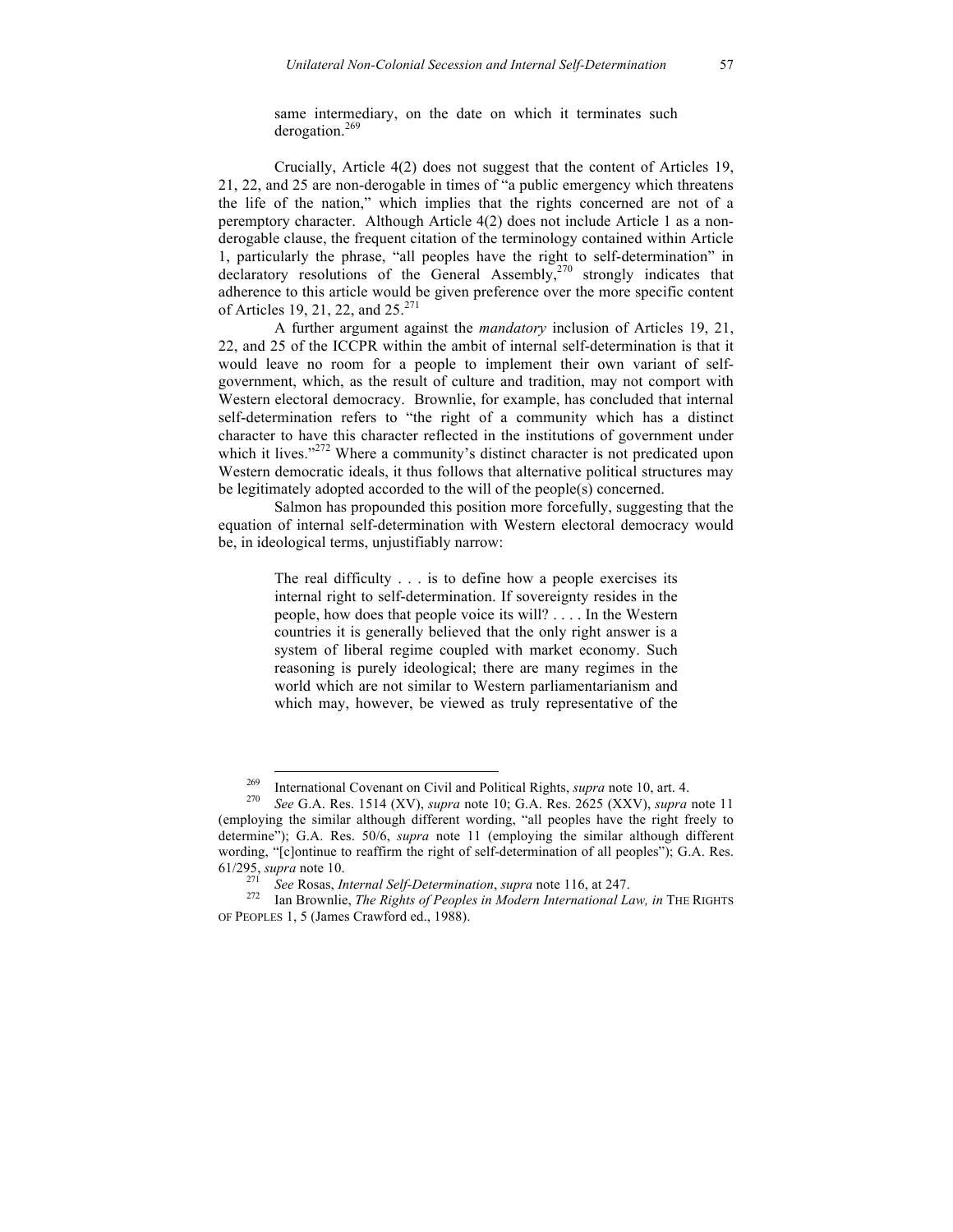> same intermediary, on the date on which it terminates such derogation.[269]

Crucially, Article 4(2) does not suggest that the content of Articles 19, 21, 22, and 25 are non-derogable in times of "a public emergency which threatens the life of the nation," which implies that the rights concerned are not of a peremptory character. Although Article 4(2) does not include Article 1 as a non-derogable clause, the frequent citation of the terminology contained within Article 1, particularly the phrase, "all peoples have the right to self-determination" in declaratory resolutions of the General Assembly,[270] strongly indicates that adherence to this article would be given preference over the more specific content of Articles 19, 21, 22, and 25.[271]

A further argument against the *mandatory* inclusion of Articles 19, 21, 22, and 25 of the ICCPR within the ambit of internal self-determination is that it would leave no room for a people to implement their own variant of self-government, which, as the result of culture and tradition, may not comport with Western electoral democracy. Brownlie, for example, has concluded that internal self-determination refers to "the right of a community which has a distinct character to have this character reflected in the institutions of government under which it lives."[272] Where a community's distinct character is not predicated upon Western democratic ideals, it thus follows that alternative political structures may be legitimately adopted accorded to the will of the people(s) concerned.

Salmon has propounded this position more forcefully, suggesting that the equation of internal self-determination with Western electoral democracy would be, in ideological terms, unjustifiably narrow:

> The real difficulty . . . is to define how a people exercises its internal right to self-determination. If sovereignty resides in the people, how does that people voice its will? . . . . In the Western countries it is generally believed that the only right answer is a system of liberal regime coupled with market economy. Such reasoning is purely ideological; there are many regimes in the world which are not similar to Western parliamentarianism and which may, however, be viewed as truly representative of the

---

[269] International Covenant on Civil and Political Rights, *supra* note 10, art. 4.

[270] *See* G.A. Res. 1514 (XV), *supra* note 10; G.A. Res. 2625 (XXV), *supra* note 11 (employing the similar although different wording, "all peoples have the right freely to determine"); G.A. Res. 50/6, *supra* note 11 (employing the similar although different wording, "[c]ontinue to reaffirm the right of self-determination of all peoples"); G.A. Res. 61/295, *supra* note 10.

[271] *See* Rosas, *Internal Self-Determination*, *supra* note 116, at 247.

[272] Ian Brownlie, *The Rights of Peoples in Modern International Law, in* THE RIGHTS OF PEOPLES 1, 5 (James Crawford ed., 1988).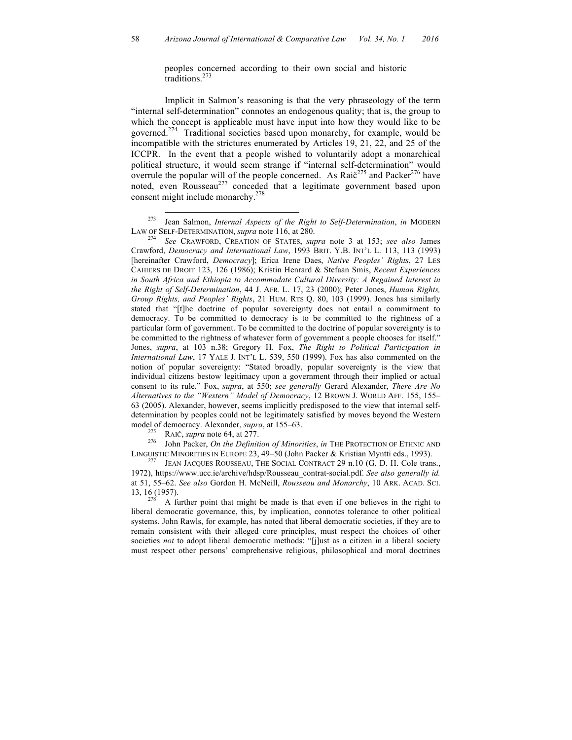> peoples concerned according to their own social and historic traditions.[273]

Implicit in Salmon's reasoning is that the very phraseology of the term "internal self-determination" connotes an endogenous quality; that is, the group to which the concept is applicable must have input into how they would like to be governed.[274] Traditional societies based upon monarchy, for example, would be incompatible with the strictures enumerated by Articles 19, 21, 22, and 25 of the ICCPR. In the event that a people wished to voluntarily adopt a monarchical political structure, it would seem strange if "internal self-determination" would overrule the popular will of the people concerned. As Raič[275] and Packer[276] have noted, even Rousseau[277] conceded that a legitimate government based upon consent might include monarchy.[278]

---

[273] Jean Salmon, *Internal Aspects of the Right to Self-Determination*, *in* MODERN LAW OF SELF-DETERMINATION, *supra* note 116, at 280.

[274] *See* CRAWFORD, CREATION OF STATES, *supra* note 3 at 153; *see also* James Crawford, *Democracy and International Law*, 1993 BRIT. Y.B. INT'L L. 113, 113 (1993) [hereinafter Crawford, *Democracy*]; Erica Irene Daes, *Native Peoples' Rights*, 27 LES CAHIERS DE DROIT 123, 126 (1986); Kristin Henrard & Stefaan Smis, *Recent Experiences in South Africa and Ethiopia to Accommodate Cultural Diversity: A Regained Interest in the Right of Self-Determination*, 44 J. AFR. L. 17, 23 (2000); Peter Jones, *Human Rights, Group Rights, and Peoples' Rights*, 21 HUM. RTS Q. 80, 103 (1999). Jones has similarly stated that "[t]he doctrine of popular sovereignty does not entail a commitment to democracy. To be committed to democracy is to be committed to the rightness of a particular form of government. To be committed to the doctrine of popular sovereignty is to be committed to the rightness of whatever form of government a people chooses for itself." Jones, *supra*, at 103 n.38; Gregory H. Fox, *The Right to Political Participation in International Law*, 17 YALE J. INT'L L. 539, 550 (1999). Fox has also commented on the notion of popular sovereignty: "Stated broadly, popular sovereignty is the view that individual citizens bestow legitimacy upon a government through their implied or actual consent to its rule." Fox, *supra*, at 550; *see generally* Gerard Alexander, *There Are No Alternatives to the "Western" Model of Democracy*, 12 BROWN J. WORLD AFF. 155, 155–63 (2005). Alexander, however, seems implicitly predisposed to the view that internal self-determination by peoples could not be legitimately satisfied by moves beyond the Western model of democracy. Alexander, *supra*, at 155–63.

[275] RAIČ, *supra* note 64, at 277.

[276] John Packer, *On the Definition of Minorities*, *in* THE PROTECTION OF ETHNIC AND LINGUISTIC MINORITIES IN EUROPE 23, 49–50 (John Packer & Kristian Myntti eds., 1993).

[277] JEAN JACQUES ROUSSEAU, THE SOCIAL CONTRACT 29 n.10 (G. D. H. Cole trans., 1972), https://www.ucc.ie/archive/hdsp/Rousseau_contrat-social.pdf. *See also generally id.* at 51, 55–62. *See also* Gordon H. McNeill, *Rousseau and Monarchy*, 10 ARK. ACAD. SCI. 13, 16 (1957).

[278] A further point that might be made is that even if one believes in the right to liberal democratic governance, this, by implication, connotes tolerance to other political systems. John Rawls, for example, has noted that liberal democratic societies, if they are to remain consistent with their alleged core principles, must respect the choices of other societies *not* to adopt liberal democratic methods: "[j]ust as a citizen in a liberal society must respect other persons' comprehensive religious, philosophical and moral doctrines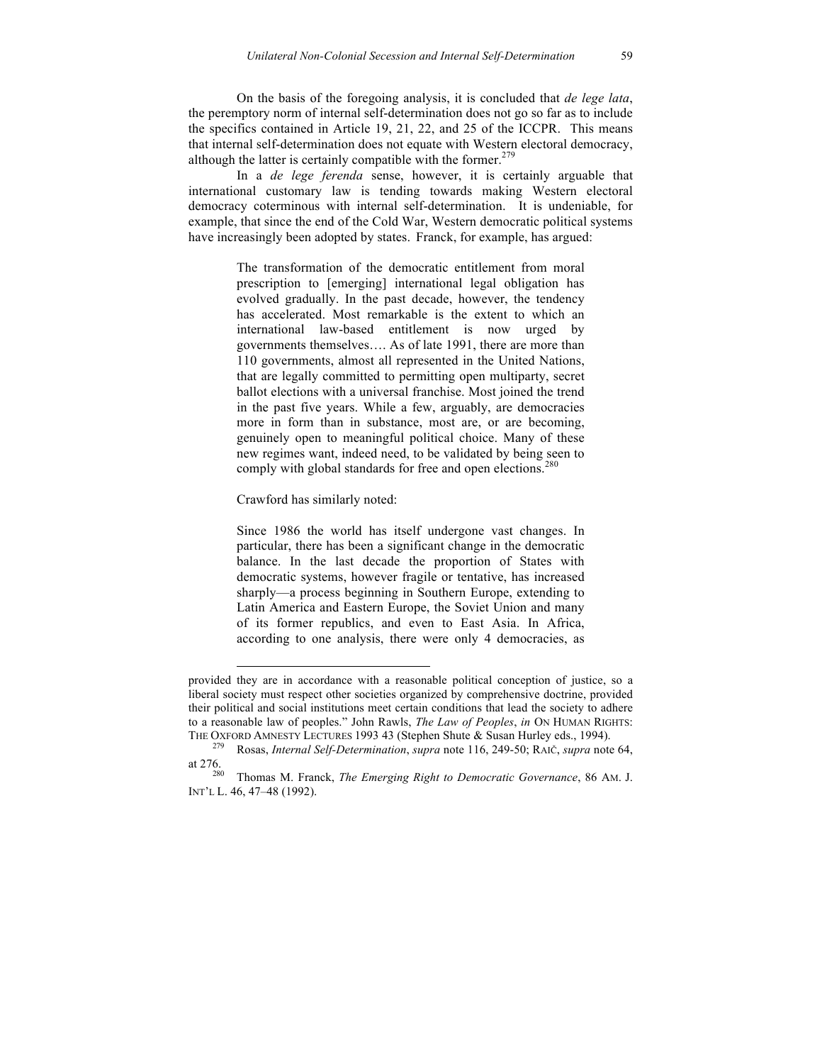On the basis of the foregoing analysis, it is concluded that *de lege lata*, the peremptory norm of internal self-determination does not go so far as to include the specifics contained in Article 19, 21, 22, and 25 of the ICCPR. This means that internal self-determination does not equate with Western electoral democracy, although the latter is certainly compatible with the former.[279]

In a *de lege ferenda* sense, however, it is certainly arguable that international customary law is tending towards making Western electoral democracy coterminous with internal self-determination. It is undeniable, for example, that since the end of the Cold War, Western democratic political systems have increasingly been adopted by states. Franck, for example, has argued:

> The transformation of the democratic entitlement from moral prescription to [emerging] international legal obligation has evolved gradually. In the past decade, however, the tendency has accelerated. Most remarkable is the extent to which an international law-based entitlement is now urged by governments themselves…. As of late 1991, there are more than 110 governments, almost all represented in the United Nations, that are legally committed to permitting open multiparty, secret ballot elections with a universal franchise. Most joined the trend in the past five years. While a few, arguably, are democracies more in form than in substance, most are, or are becoming, genuinely open to meaningful political choice. Many of these new regimes want, indeed need, to be validated by being seen to comply with global standards for free and open elections.[280]

Crawford has similarly noted:

> Since 1986 the world has itself undergone vast changes. In particular, there has been a significant change in the democratic balance. In the last decade the proportion of States with democratic systems, however fragile or tentative, has increased sharply—a process beginning in Southern Europe, extending to Latin America and Eastern Europe, the Soviet Union and many of its former republics, and even to East Asia. In Africa, according to one analysis, there were only 4 democracies, as

---

provided they are in accordance with a reasonable political conception of justice, so a liberal society must respect other societies organized by comprehensive doctrine, provided their political and social institutions meet certain conditions that lead the society to adhere to a reasonable law of peoples." John Rawls, *The Law of Peoples*, *in* ON HUMAN RIGHTS: THE OXFORD AMNESTY LECTURES 1993 43 (Stephen Shute & Susan Hurley eds., 1994).

[279] Rosas, *Internal Self-Determination*, *supra* note 116, 249-50; RAIČ, *supra* note 64, at 276.

[280] Thomas M. Franck, *The Emerging Right to Democratic Governance*, 86 AM. J. INT'L L. 46, 47–48 (1992).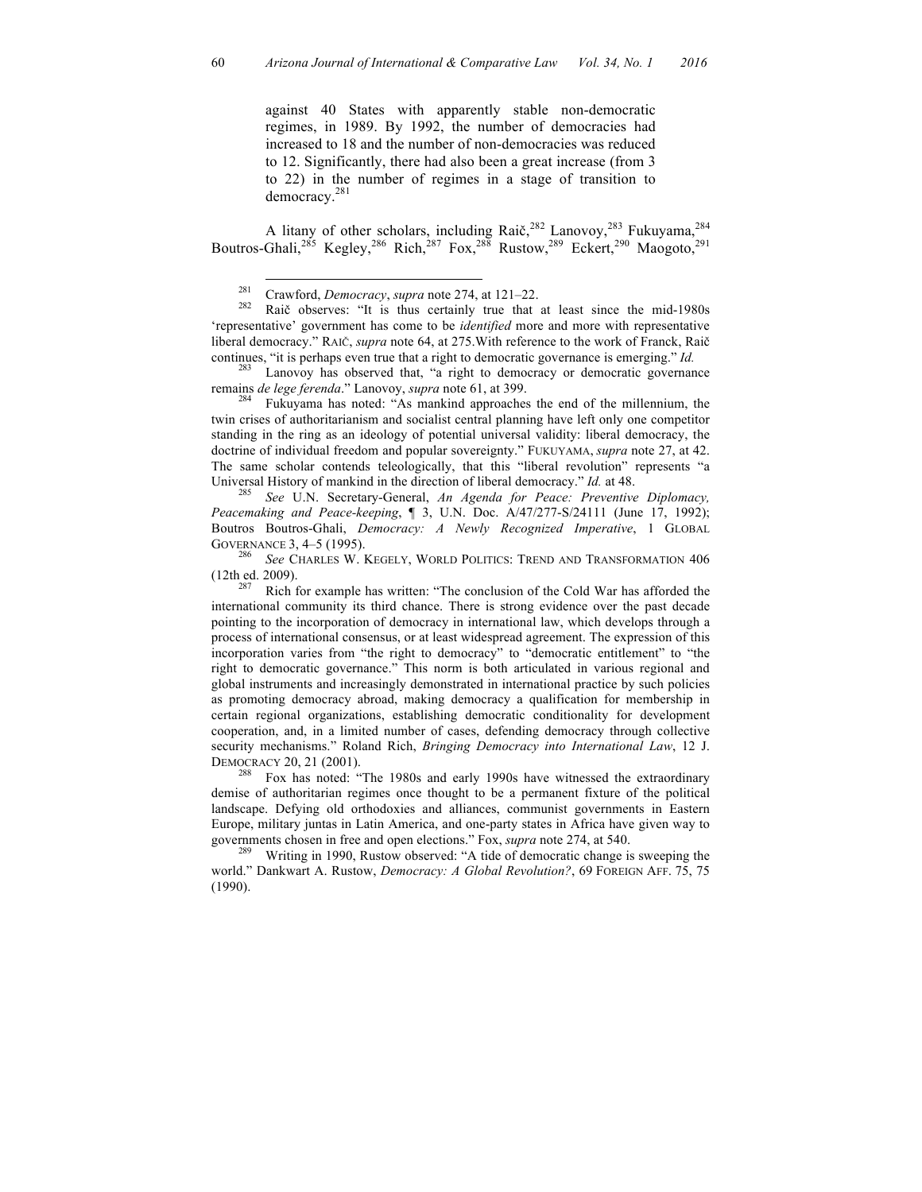> against 40 States with apparently stable non-democratic regimes, in 1989. By 1992, the number of democracies had increased to 18 and the number of non-democracies was reduced to 12. Significantly, there had also been a great increase (from 3 to 22) in the number of regimes in a stage of transition to democracy.[281]

A litany of other scholars, including Raič,[282] Lanovoy,[283] Fukuyama,[284] Boutros-Ghali,[285] Kegley,[286] Rich,[287] Fox,[288] Rustow,[289] Eckert,[290] Maogoto,[291]

---

[281] Crawford, *Democracy*, *supra* note 274, at 121–22.

[282] Raič observes: "It is thus certainly true that at least since the mid-1980s 'representative' government has come to be *identified* more and more with representative liberal democracy." RAIČ, *supra* note 64, at 275.With reference to the work of Franck, Raič continues, "it is perhaps even true that a right to democratic governance is emerging." *Id.*

[283] Lanovoy has observed that, "a right to democracy or democratic governance remains *de lege ferenda*." Lanovoy, *supra* note 61, at 399.

[284] Fukuyama has noted: "As mankind approaches the end of the millennium, the twin crises of authoritarianism and socialist central planning have left only one competitor standing in the ring as an ideology of potential universal validity: liberal democracy, the doctrine of individual freedom and popular sovereignty." FUKUYAMA, *supra* note 27, at 42. The same scholar contends teleologically, that this "liberal revolution" represents "a Universal History of mankind in the direction of liberal democracy." *Id.* at 48.

[285] *See* U.N. Secretary-General, *An Agenda for Peace: Preventive Diplomacy, Peacemaking and Peace-keeping*, ¶ 3, U.N. Doc. A/47/277-S/24111 (June 17, 1992); Boutros Boutros-Ghali, *Democracy: A Newly Recognized Imperative*, 1 GLOBAL GOVERNANCE 3, 4–5 (1995).

[286] *See* CHARLES W. KEGELY, WORLD POLITICS: TREND AND TRANSFORMATION 406 (12th ed. 2009).

[287] Rich for example has written: "The conclusion of the Cold War has afforded the international community its third chance. There is strong evidence over the past decade pointing to the incorporation of democracy in international law, which develops through a process of international consensus, or at least widespread agreement. The expression of this incorporation varies from "the right to democracy" to "democratic entitlement" to "the right to democratic governance." This norm is both articulated in various regional and global instruments and increasingly demonstrated in international practice by such policies as promoting democracy abroad, making democracy a qualification for membership in certain regional organizations, establishing democratic conditionality for development cooperation, and, in a limited number of cases, defending democracy through collective security mechanisms." Roland Rich, *Bringing Democracy into International Law*, 12 J. DEMOCRACY 20, 21 (2001).

[288] Fox has noted: "The 1980s and early 1990s have witnessed the extraordinary demise of authoritarian regimes once thought to be a permanent fixture of the political landscape. Defying old orthodoxies and alliances, communist governments in Eastern Europe, military juntas in Latin America, and one-party states in Africa have given way to governments chosen in free and open elections." Fox, *supra* note 274, at 540.

[289] Writing in 1990, Rustow observed: "A tide of democratic change is sweeping the world." Dankwart A. Rustow, *Democracy: A Global Revolution?*, 69 FOREIGN AFF. 75, 75 (1990).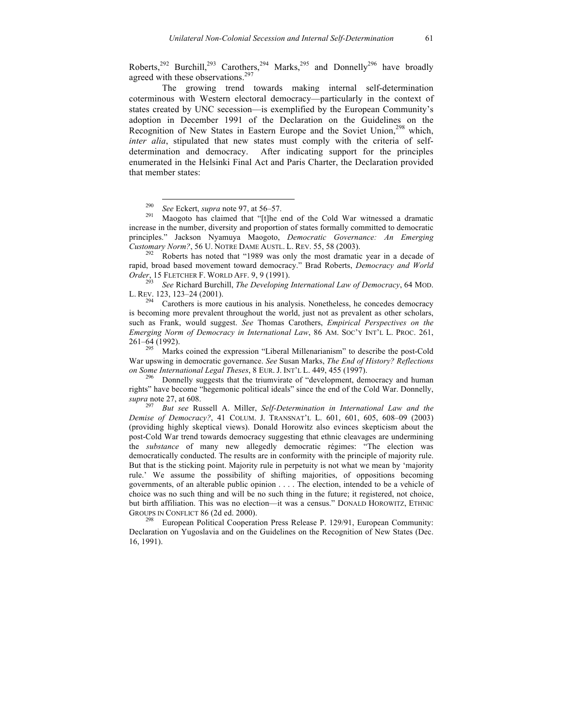Roberts,[292] Burchill,[293] Carothers,[294] Marks,[295] and Donnelly[296] have broadly agreed with these observations.[297]

The growing trend towards making internal self-determination coterminous with Western electoral democracy—particularly in the context of states created by UNC secession—is exemplified by the European Community's adoption in December 1991 of the Declaration on the Guidelines on the Recognition of New States in Eastern Europe and the Soviet Union,[298] which, *inter alia*, stipulated that new states must comply with the criteria of self-determination and democracy. After indicating support for the principles enumerated in the Helsinki Final Act and Paris Charter, the Declaration provided that member states:

---

[290] *See* Eckert, *supra* note 97, at 56–57.

[291] Maogoto has claimed that "[t]he end of the Cold War witnessed a dramatic increase in the number, diversity and proportion of states formally committed to democratic principles." Jackson Nyamuya Maogoto, *Democratic Governance: An Emerging Customary Norm?*, 56 U. NOTRE DAME AUSTL. L. REV. 55, 58 (2003).

[292] Roberts has noted that "1989 was only the most dramatic year in a decade of rapid, broad based movement toward democracy." Brad Roberts, *Democracy and World Order*, 15 FLETCHER F. WORLD AFF. 9, 9 (1991).

[293] *See* Richard Burchill, *The Developing International Law of Democracy*, 64 MOD. L. REV. 123, 123–24 (2001).

[294] Carothers is more cautious in his analysis. Nonetheless, he concedes democracy is becoming more prevalent throughout the world, just not as prevalent as other scholars, such as Frank, would suggest. *See* Thomas Carothers, *Empirical Perspectives on the Emerging Norm of Democracy in International Law*, 86 AM. SOC'Y INT'L L. PROC. 261, 261–64 (1992).

[295] Marks coined the expression "Liberal Millenarianism" to describe the post-Cold War upswing in democratic governance. *See* Susan Marks, *The End of History? Reflections on Some International Legal Theses*, 8 EUR. J. INT'L L. 449, 455 (1997).

[296] Donnelly suggests that the triumvirate of "development, democracy and human rights" have become "hegemonic political ideals" since the end of the Cold War. Donnelly, *supra* note 27, at 608.

[297] *But see* Russell A. Miller, *Self-Determination in International Law and the Demise of Democracy?*, 41 COLUM. J. TRANSNAT'L L. 601, 601, 605, 608–09 (2003) (providing highly skeptical views). Donald Horowitz also evinces skepticism about the post-Cold War trend towards democracy suggesting that ethnic cleavages are undermining the *substance* of many new allegedly democratic régimes: "The election was democratically conducted. The results are in conformity with the principle of majority rule. But that is the sticking point. Majority rule in perpetuity is not what we mean by 'majority rule.' We assume the possibility of shifting majorities, of oppositions becoming governments, of an alterable public opinion . . . . The election, intended to be a vehicle of choice was no such thing and will be no such thing in the future; it registered, not choice, but birth affiliation. This was no election—it was a census." DONALD HOROWITZ, ETHNIC GROUPS IN CONFLICT 86 (2d ed. 2000).

[298] European Political Cooperation Press Release P. 129/91, European Community: Declaration on Yugoslavia and on the Guidelines on the Recognition of New States (Dec. 16, 1991).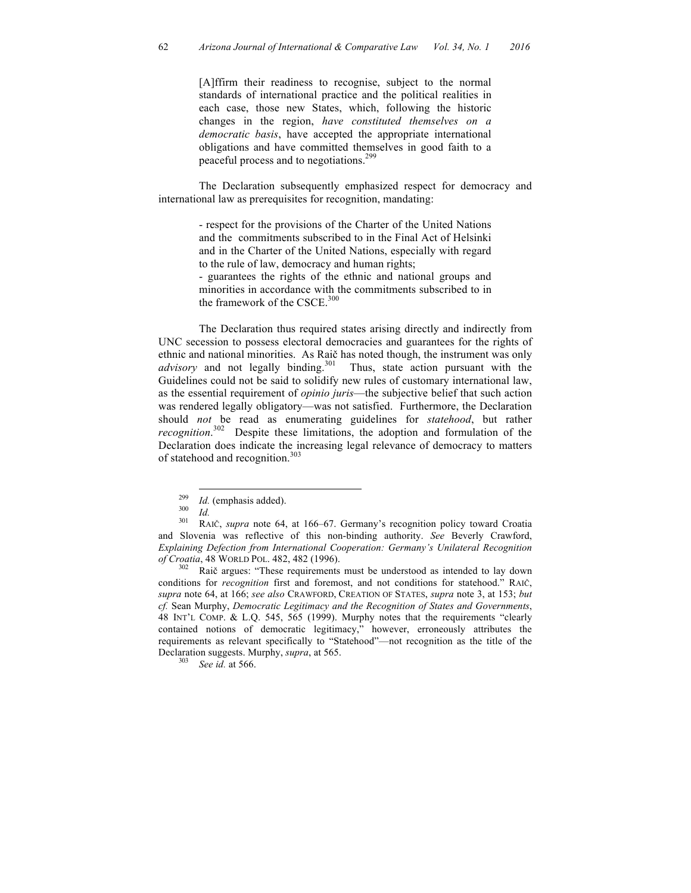> [A]ffirm their readiness to recognise, subject to the normal standards of international practice and the political realities in each case, those new States, which, following the historic changes in the region, *have constituted themselves on a democratic basis*, have accepted the appropriate international obligations and have committed themselves in good faith to a peaceful process and to negotiations.[299]

The Declaration subsequently emphasized respect for democracy and international law as prerequisites for recognition, mandating:

> - respect for the provisions of the Charter of the United Nations and the commitments subscribed to in the Final Act of Helsinki and in the Charter of the United Nations, especially with regard to the rule of law, democracy and human rights;
> - guarantees the rights of the ethnic and national groups and minorities in accordance with the commitments subscribed to in the framework of the CSCE.[300]

The Declaration thus required states arising directly and indirectly from UNC secession to possess electoral democracies and guarantees for the rights of ethnic and national minorities. As Raič has noted though, the instrument was only *advisory* and not legally binding.[301] Thus, state action pursuant with the Guidelines could not be said to solidify new rules of customary international law, as the essential requirement of *opinio juris*—the subjective belief that such action was rendered legally obligatory—was not satisfied. Furthermore, the Declaration should *not* be read as enumerating guidelines for *statehood*, but rather *recognition*.[302] Despite these limitations, the adoption and formulation of the Declaration does indicate the increasing legal relevance of democracy to matters of statehood and recognition.[303]

---

[299] *Id.* (emphasis added).

[300] *Id.*

[301] RAIČ, *supra* note 64, at 166–67. Germany's recognition policy toward Croatia and Slovenia was reflective of this non-binding authority. *See* Beverly Crawford, *Explaining Defection from International Cooperation: Germany's Unilateral Recognition of Croatia*, 48 WORLD POL. 482, 482 (1996).

[302] Raič argues: "These requirements must be understood as intended to lay down conditions for *recognition* first and foremost, and not conditions for statehood." RAIČ, *supra* note 64, at 166; *see also* CRAWFORD, CREATION OF STATES, *supra* note 3, at 153; *but cf.* Sean Murphy, *Democratic Legitimacy and the Recognition of States and Governments*, 48 INT'L COMP. & L.Q. 545, 565 (1999). Murphy notes that the requirements "clearly contained notions of democratic legitimacy," however, erroneously attributes the requirements as relevant specifically to "Statehood"—not recognition as the title of the Declaration suggests. Murphy, *supra*, at 565.

[303] *See id.* at 566.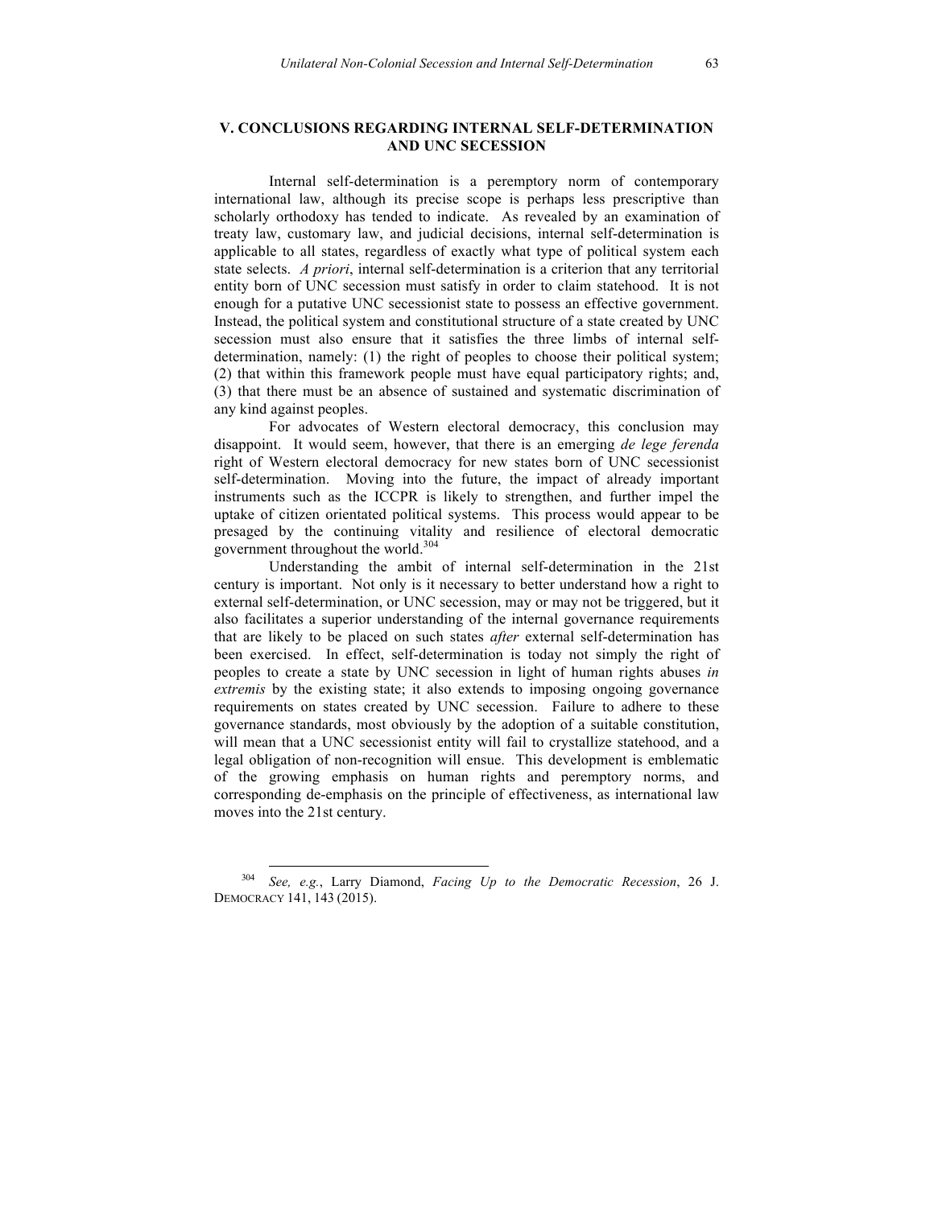## V. CONCLUSIONS REGARDING INTERNAL SELF-DETERMINATION AND UNC SECESSION

Internal self-determination is a peremptory norm of contemporary international law, although its precise scope is perhaps less prescriptive than scholarly orthodoxy has tended to indicate. As revealed by an examination of treaty law, customary law, and judicial decisions, internal self-determination is applicable to all states, regardless of exactly what type of political system each state selects. *A priori*, internal self-determination is a criterion that any territorial entity born of UNC secession must satisfy in order to claim statehood. It is not enough for a putative UNC secessionist state to possess an effective government. Instead, the political system and constitutional structure of a state created by UNC secession must also ensure that it satisfies the three limbs of internal self-determination, namely: (1) the right of peoples to choose their political system; (2) that within this framework people must have equal participatory rights; and, (3) that there must be an absence of sustained and systematic discrimination of any kind against peoples.

For advocates of Western electoral democracy, this conclusion may disappoint. It would seem, however, that there is an emerging *de lege ferenda* right of Western electoral democracy for new states born of UNC secessionist self-determination. Moving into the future, the impact of already important instruments such as the ICCPR is likely to strengthen, and further impel the uptake of citizen orientated political systems. This process would appear to be presaged by the continuing vitality and resilience of electoral democratic government throughout the world.[304]

Understanding the ambit of internal self-determination in the 21st century is important. Not only is it necessary to better understand how a right to external self-determination, or UNC secession, may or may not be triggered, but it also facilitates a superior understanding of the internal governance requirements that are likely to be placed on such states *after* external self-determination has been exercised. In effect, self-determination is today not simply the right of peoples to create a state by UNC secession in light of human rights abuses *in extremis* by the existing state; it also extends to imposing ongoing governance requirements on states created by UNC secession. Failure to adhere to these governance standards, most obviously by the adoption of a suitable constitution, will mean that a UNC secessionist entity will fail to crystallize statehood, and a legal obligation of non-recognition will ensue. This development is emblematic of the growing emphasis on human rights and peremptory norms, and corresponding de-emphasis on the principle of effectiveness, as international law moves into the 21st century.

---

[304] *See, e.g.*, Larry Diamond, *Facing Up to the Democratic Recession*, 26 J. DEMOCRACY 141, 143 (2015).